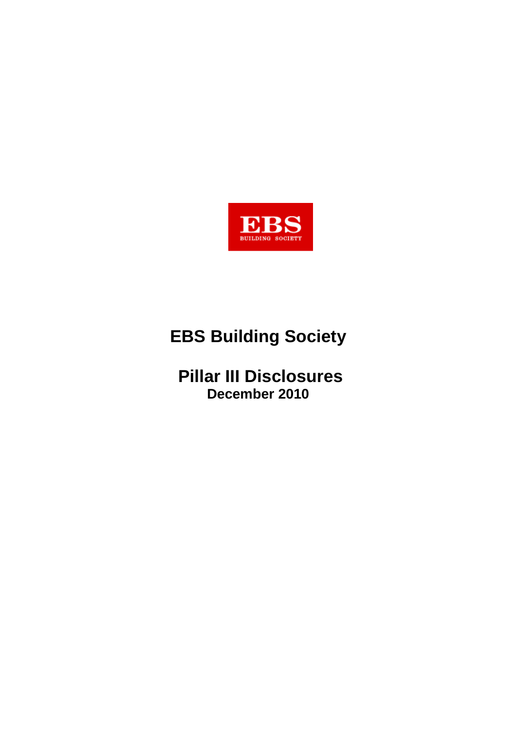EBS
BUILDING SOCIETY

# EBS Building Society

## Pillar III Disclosures

**December 2010**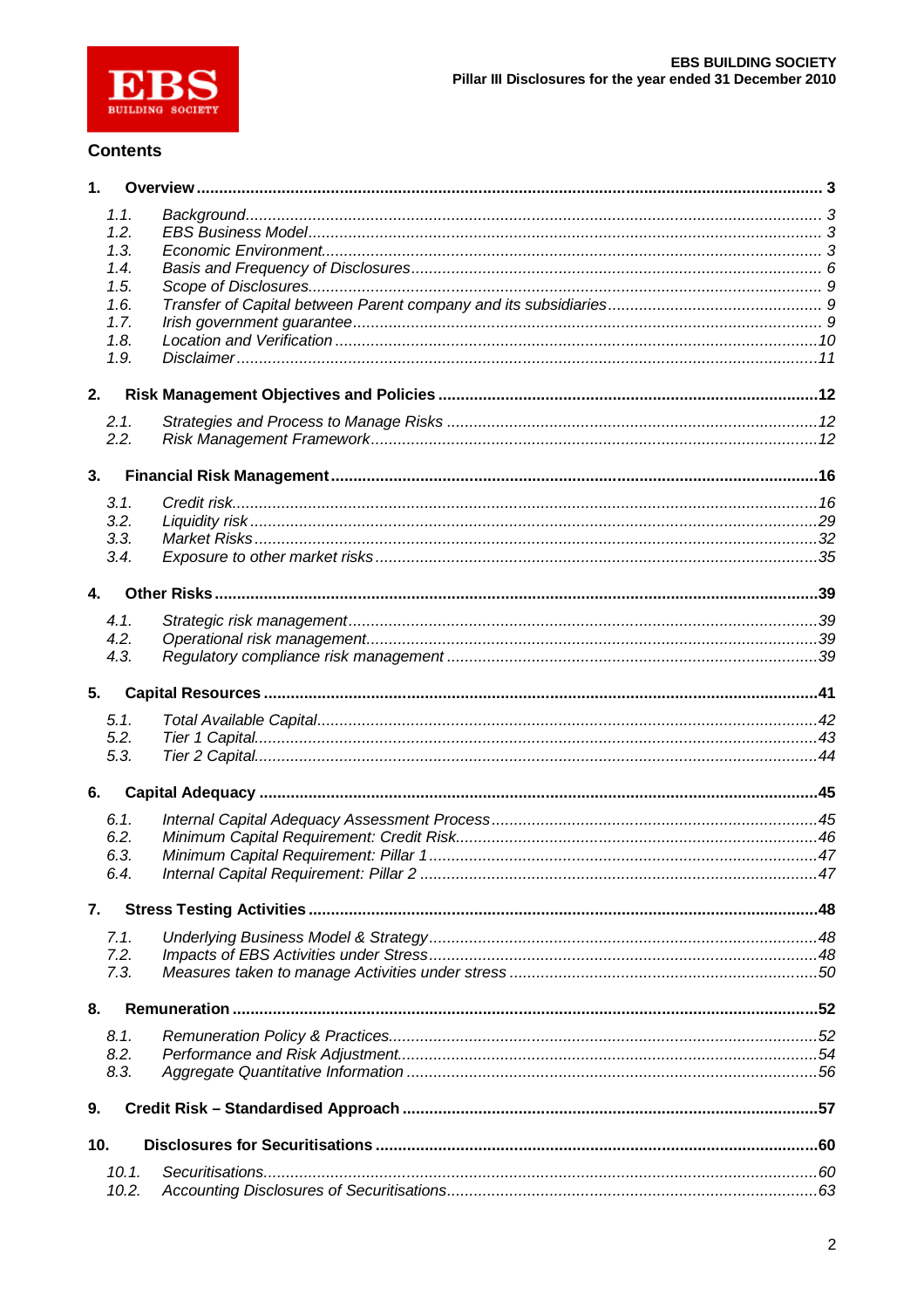## Contents

**1. Overview** ..... **3**

*1.1. Background* ..... *3*
*1.2. EBS Business Model* ..... *3*
*1.3. Economic Environment* ..... *3*
*1.4. Basis and Frequency of Disclosures* ..... *6*
*1.5. Scope of Disclosures* ..... *9*
*1.6. Transfer of Capital between Parent company and its subsidiaries* ..... *9*
*1.7. Irish government guarantee* ..... *9*
*1.8. Location and Verification* ..... *10*
*1.9. Disclaimer* ..... *11*

**2. Risk Management Objectives and Policies** ..... **12**

*2.1. Strategies and Process to Manage Risks* ..... *12*
*2.2. Risk Management Framework* ..... *12*

**3. Financial Risk Management** ..... **16**

*3.1. Credit risk* ..... *16*
*3.2. Liquidity risk* ..... *29*
*3.3. Market Risks* ..... *32*
*3.4. Exposure to other market risks* ..... *35*

**4. Other Risks** ..... **39**

*4.1. Strategic risk management* ..... *39*
*4.2. Operational risk management* ..... *39*
*4.3. Regulatory compliance risk management* ..... *39*

**5. Capital Resources** ..... **41**

*5.1. Total Available Capital* ..... *42*
*5.2. Tier 1 Capital* ..... *43*
*5.3. Tier 2 Capital* ..... *44*

**6. Capital Adequacy** ..... **45**

*6.1. Internal Capital Adequacy Assessment Process* ..... *45*
*6.2. Minimum Capital Requirement: Credit Risk* ..... *46*
*6.3. Minimum Capital Requirement: Pillar 1* ..... *47*
*6.4. Internal Capital Requirement: Pillar 2* ..... *47*

**7. Stress Testing Activities** ..... **48**

*7.1. Underlying Business Model & Strategy* ..... *48*
*7.2. Impacts of EBS Activities under Stress* ..... *48*
*7.3. Measures taken to manage Activities under stress* ..... *50*

**8. Remuneration** ..... **52**

*8.1. Remuneration Policy & Practices* ..... *52*
*8.2. Performance and Risk Adjustment* ..... *54*
*8.3. Aggregate Quantitative Information* ..... *56*

**9. Credit Risk – Standardised Approach** ..... **57**

**10. Disclosures for Securitisations** ..... **60**

*10.1. Securitisations* ..... *60*
*10.2. Accounting Disclosures of Securitisations* ..... *63*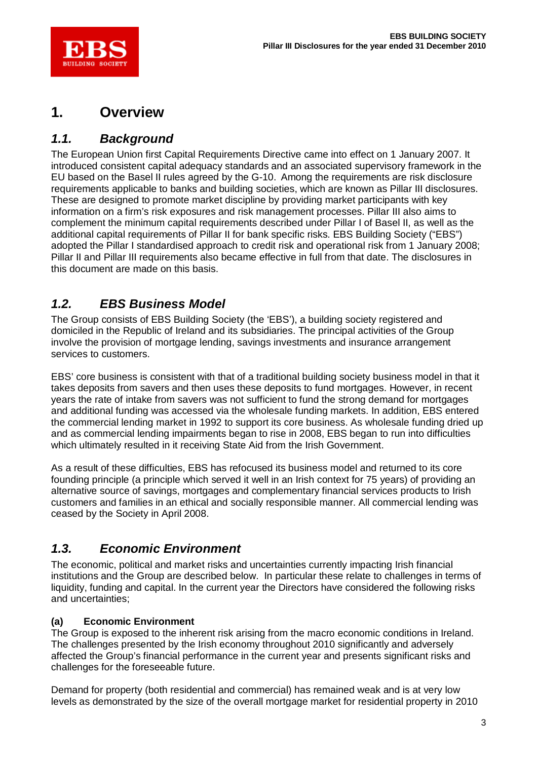# 1. Overview

## *1.1. Background*

The European Union first Capital Requirements Directive came into effect on 1 January 2007. It introduced consistent capital adequacy standards and an associated supervisory framework in the EU based on the Basel II rules agreed by the G-10. Among the requirements are risk disclosure requirements applicable to banks and building societies, which are known as Pillar III disclosures. These are designed to promote market discipline by providing market participants with key information on a firm's risk exposures and risk management processes. Pillar III also aims to complement the minimum capital requirements described under Pillar I of Basel II, as well as the additional capital requirements of Pillar II for bank specific risks. EBS Building Society ("EBS") adopted the Pillar I standardised approach to credit risk and operational risk from 1 January 2008; Pillar II and Pillar III requirements also became effective in full from that date. The disclosures in this document are made on this basis.

## *1.2. EBS Business Model*

The Group consists of EBS Building Society (the 'EBS'), a building society registered and domiciled in the Republic of Ireland and its subsidiaries. The principal activities of the Group involve the provision of mortgage lending, savings investments and insurance arrangement services to customers.

EBS' core business is consistent with that of a traditional building society business model in that it takes deposits from savers and then uses these deposits to fund mortgages. However, in recent years the rate of intake from savers was not sufficient to fund the strong demand for mortgages and additional funding was accessed via the wholesale funding markets. In addition, EBS entered the commercial lending market in 1992 to support its core business. As wholesale funding dried up and as commercial lending impairments began to rise in 2008, EBS began to run into difficulties which ultimately resulted in it receiving State Aid from the Irish Government.

As a result of these difficulties, EBS has refocused its business model and returned to its core founding principle (a principle which served it well in an Irish context for 75 years) of providing an alternative source of savings, mortgages and complementary financial services products to Irish customers and families in an ethical and socially responsible manner. All commercial lending was ceased by the Society in April 2008.

## *1.3. Economic Environment*

The economic, political and market risks and uncertainties currently impacting Irish financial institutions and the Group are described below. In particular these relate to challenges in terms of liquidity, funding and capital. In the current year the Directors have considered the following risks and uncertainties;

### (a) Economic Environment

The Group is exposed to the inherent risk arising from the macro economic conditions in Ireland. The challenges presented by the Irish economy throughout 2010 significantly and adversely affected the Group's financial performance in the current year and presents significant risks and challenges for the foreseeable future.

Demand for property (both residential and commercial) has remained weak and is at very low levels as demonstrated by the size of the overall mortgage market for residential property in 2010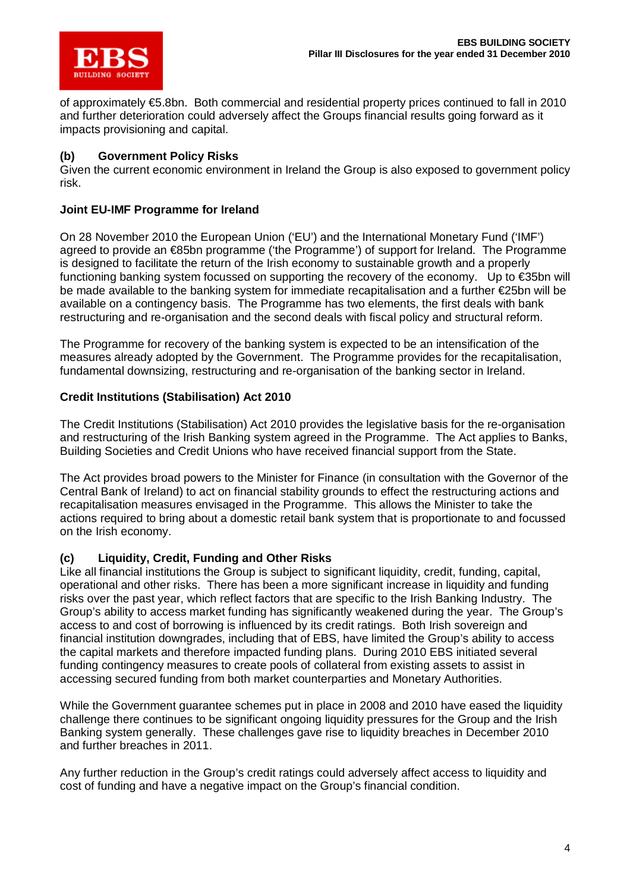of approximately €5.8bn. Both commercial and residential property prices continued to fall in 2010 and further deterioration could adversely affect the Groups financial results going forward as it impacts provisioning and capital.

### (b) Government Policy Risks

Given the current economic environment in Ireland the Group is also exposed to government policy risk.

**Joint EU-IMF Programme for Ireland**

On 28 November 2010 the European Union ('EU') and the International Monetary Fund ('IMF') agreed to provide an €85bn programme ('the Programme') of support for Ireland. The Programme is designed to facilitate the return of the Irish economy to sustainable growth and a properly functioning banking system focussed on supporting the recovery of the economy. Up to €35bn will be made available to the banking system for immediate recapitalisation and a further €25bn will be available on a contingency basis. The Programme has two elements, the first deals with bank restructuring and re-organisation and the second deals with fiscal policy and structural reform.

The Programme for recovery of the banking system is expected to be an intensification of the measures already adopted by the Government. The Programme provides for the recapitalisation, fundamental downsizing, restructuring and re-organisation of the banking sector in Ireland.

**Credit Institutions (Stabilisation) Act 2010**

The Credit Institutions (Stabilisation) Act 2010 provides the legislative basis for the re-organisation and restructuring of the Irish Banking system agreed in the Programme. The Act applies to Banks, Building Societies and Credit Unions who have received financial support from the State.

The Act provides broad powers to the Minister for Finance (in consultation with the Governor of the Central Bank of Ireland) to act on financial stability grounds to effect the restructuring actions and recapitalisation measures envisaged in the Programme. This allows the Minister to take the actions required to bring about a domestic retail bank system that is proportionate to and focussed on the Irish economy.

### (c) Liquidity, Credit, Funding and Other Risks

Like all financial institutions the Group is subject to significant liquidity, credit, funding, capital, operational and other risks. There has been a more significant increase in liquidity and funding risks over the past year, which reflect factors that are specific to the Irish Banking Industry. The Group's ability to access market funding has significantly weakened during the year. The Group's access to and cost of borrowing is influenced by its credit ratings. Both Irish sovereign and financial institution downgrades, including that of EBS, have limited the Group's ability to access the capital markets and therefore impacted funding plans. During 2010 EBS initiated several funding contingency measures to create pools of collateral from existing assets to assist in accessing secured funding from both market counterparties and Monetary Authorities.

While the Government guarantee schemes put in place in 2008 and 2010 have eased the liquidity challenge there continues to be significant ongoing liquidity pressures for the Group and the Irish Banking system generally. These challenges gave rise to liquidity breaches in December 2010 and further breaches in 2011.

Any further reduction in the Group's credit ratings could adversely affect access to liquidity and cost of funding and have a negative impact on the Group's financial condition.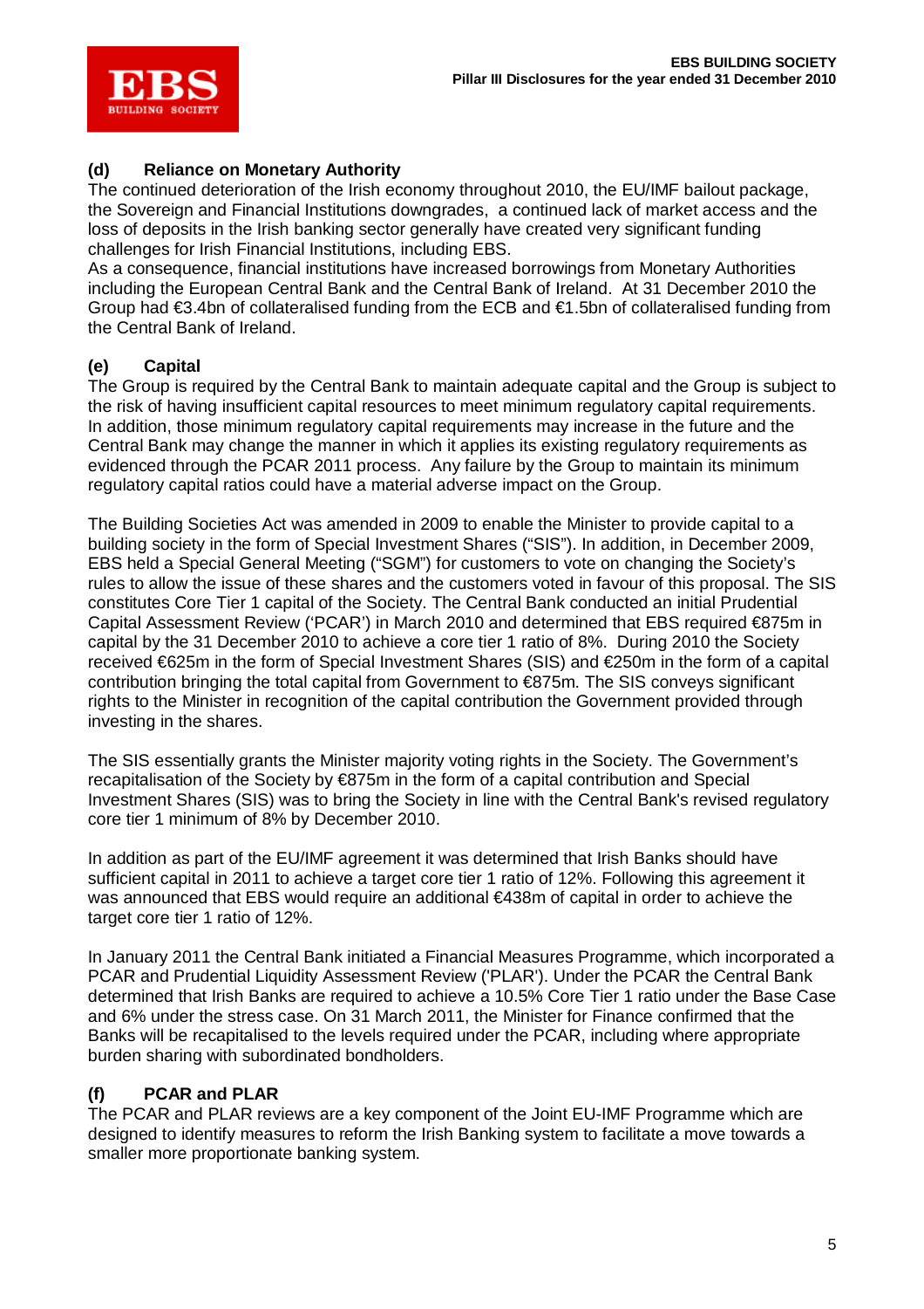### (d) Reliance on Monetary Authority

The continued deterioration of the Irish economy throughout 2010, the EU/IMF bailout package, the Sovereign and Financial Institutions downgrades, a continued lack of market access and the loss of deposits in the Irish banking sector generally have created very significant funding challenges for Irish Financial Institutions, including EBS.

As a consequence, financial institutions have increased borrowings from Monetary Authorities including the European Central Bank and the Central Bank of Ireland. At 31 December 2010 the Group had €3.4bn of collateralised funding from the ECB and €1.5bn of collateralised funding from the Central Bank of Ireland.

### (e) Capital

The Group is required by the Central Bank to maintain adequate capital and the Group is subject to the risk of having insufficient capital resources to meet minimum regulatory capital requirements. In addition, those minimum regulatory capital requirements may increase in the future and the Central Bank may change the manner in which it applies its existing regulatory requirements as evidenced through the PCAR 2011 process. Any failure by the Group to maintain its minimum regulatory capital ratios could have a material adverse impact on the Group.

The Building Societies Act was amended in 2009 to enable the Minister to provide capital to a building society in the form of Special Investment Shares ("SIS"). In addition, in December 2009, EBS held a Special General Meeting ("SGM") for customers to vote on changing the Society's rules to allow the issue of these shares and the customers voted in favour of this proposal. The SIS constitutes Core Tier 1 capital of the Society. The Central Bank conducted an initial Prudential Capital Assessment Review ('PCAR') in March 2010 and determined that EBS required €875m in capital by the 31 December 2010 to achieve a core tier 1 ratio of 8%. During 2010 the Society received €625m in the form of Special Investment Shares (SIS) and €250m in the form of a capital contribution bringing the total capital from Government to €875m. The SIS conveys significant rights to the Minister in recognition of the capital contribution the Government provided through investing in the shares.

The SIS essentially grants the Minister majority voting rights in the Society. The Government's recapitalisation of the Society by €875m in the form of a capital contribution and Special Investment Shares (SIS) was to bring the Society in line with the Central Bank's revised regulatory core tier 1 minimum of 8% by December 2010.

In addition as part of the EU/IMF agreement it was determined that Irish Banks should have sufficient capital in 2011 to achieve a target core tier 1 ratio of 12%. Following this agreement it was announced that EBS would require an additional €438m of capital in order to achieve the target core tier 1 ratio of 12%.

In January 2011 the Central Bank initiated a Financial Measures Programme, which incorporated a PCAR and Prudential Liquidity Assessment Review ('PLAR'). Under the PCAR the Central Bank determined that Irish Banks are required to achieve a 10.5% Core Tier 1 ratio under the Base Case and 6% under the stress case. On 31 March 2011, the Minister for Finance confirmed that the Banks will be recapitalised to the levels required under the PCAR, including where appropriate burden sharing with subordinated bondholders.

### (f) PCAR and PLAR

The PCAR and PLAR reviews are a key component of the Joint EU-IMF Programme which are designed to identify measures to reform the Irish Banking system to facilitate a move towards a smaller more proportionate banking system.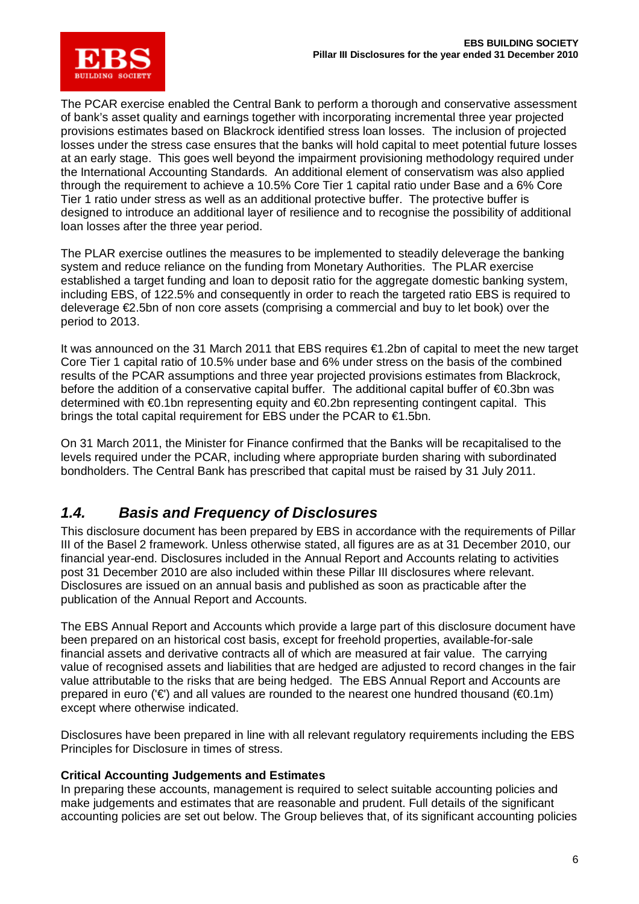The PCAR exercise enabled the Central Bank to perform a thorough and conservative assessment of bank's asset quality and earnings together with incorporating incremental three year projected provisions estimates based on Blackrock identified stress loan losses. The inclusion of projected losses under the stress case ensures that the banks will hold capital to meet potential future losses at an early stage. This goes well beyond the impairment provisioning methodology required under the International Accounting Standards. An additional element of conservatism was also applied through the requirement to achieve a 10.5% Core Tier 1 capital ratio under Base and a 6% Core Tier 1 ratio under stress as well as an additional protective buffer. The protective buffer is designed to introduce an additional layer of resilience and to recognise the possibility of additional loan losses after the three year period.

The PLAR exercise outlines the measures to be implemented to steadily deleverage the banking system and reduce reliance on the funding from Monetary Authorities. The PLAR exercise established a target funding and loan to deposit ratio for the aggregate domestic banking system, including EBS, of 122.5% and consequently in order to reach the targeted ratio EBS is required to deleverage €2.5bn of non core assets (comprising a commercial and buy to let book) over the period to 2013.

It was announced on the 31 March 2011 that EBS requires €1.2bn of capital to meet the new target Core Tier 1 capital ratio of 10.5% under base and 6% under stress on the basis of the combined results of the PCAR assumptions and three year projected provisions estimates from Blackrock, before the addition of a conservative capital buffer. The additional capital buffer of €0.3bn was determined with €0.1bn representing equity and €0.2bn representing contingent capital. This brings the total capital requirement for EBS under the PCAR to €1.5bn.

On 31 March 2011, the Minister for Finance confirmed that the Banks will be recapitalised to the levels required under the PCAR, including where appropriate burden sharing with subordinated bondholders. The Central Bank has prescribed that capital must be raised by 31 July 2011.

## *1.4. Basis and Frequency of Disclosures*

This disclosure document has been prepared by EBS in accordance with the requirements of Pillar III of the Basel 2 framework. Unless otherwise stated, all figures are as at 31 December 2010, our financial year-end. Disclosures included in the Annual Report and Accounts relating to activities post 31 December 2010 are also included within these Pillar III disclosures where relevant. Disclosures are issued on an annual basis and published as soon as practicable after the publication of the Annual Report and Accounts.

The EBS Annual Report and Accounts which provide a large part of this disclosure document have been prepared on an historical cost basis, except for freehold properties, available-for-sale financial assets and derivative contracts all of which are measured at fair value. The carrying value of recognised assets and liabilities that are hedged are adjusted to record changes in the fair value attributable to the risks that are being hedged. The EBS Annual Report and Accounts are prepared in euro ('€') and all values are rounded to the nearest one hundred thousand (€0.1m) except where otherwise indicated.

Disclosures have been prepared in line with all relevant regulatory requirements including the EBS Principles for Disclosure in times of stress.

**Critical Accounting Judgements and Estimates**

In preparing these accounts, management is required to select suitable accounting policies and make judgements and estimates that are reasonable and prudent. Full details of the significant accounting policies are set out below. The Group believes that, of its significant accounting policies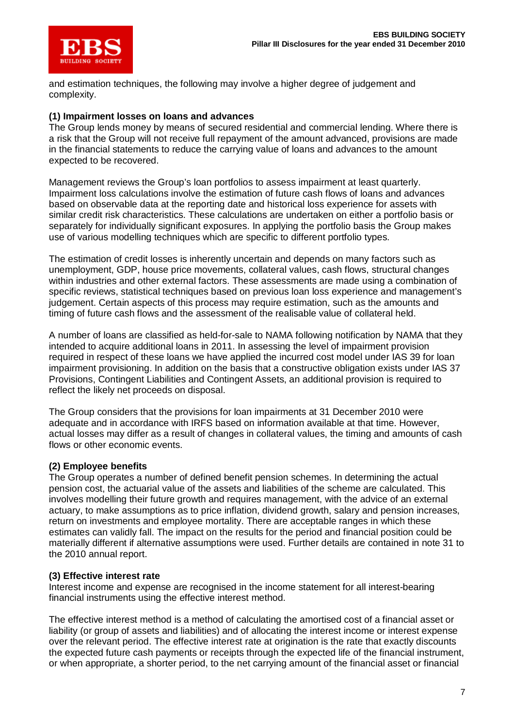and estimation techniques, the following may involve a higher degree of judgement and complexity.

**(1) Impairment losses on loans and advances**

The Group lends money by means of secured residential and commercial lending. Where there is a risk that the Group will not receive full repayment of the amount advanced, provisions are made in the financial statements to reduce the carrying value of loans and advances to the amount expected to be recovered.

Management reviews the Group's loan portfolios to assess impairment at least quarterly. Impairment loss calculations involve the estimation of future cash flows of loans and advances based on observable data at the reporting date and historical loss experience for assets with similar credit risk characteristics. These calculations are undertaken on either a portfolio basis or separately for individually significant exposures. In applying the portfolio basis the Group makes use of various modelling techniques which are specific to different portfolio types.

The estimation of credit losses is inherently uncertain and depends on many factors such as unemployment, GDP, house price movements, collateral values, cash flows, structural changes within industries and other external factors. These assessments are made using a combination of specific reviews, statistical techniques based on previous loan loss experience and management's judgement. Certain aspects of this process may require estimation, such as the amounts and timing of future cash flows and the assessment of the realisable value of collateral held.

A number of loans are classified as held-for-sale to NAMA following notification by NAMA that they intended to acquire additional loans in 2011. In assessing the level of impairment provision required in respect of these loans we have applied the incurred cost model under IAS 39 for loan impairment provisioning. In addition on the basis that a constructive obligation exists under IAS 37 Provisions, Contingent Liabilities and Contingent Assets, an additional provision is required to reflect the likely net proceeds on disposal.

The Group considers that the provisions for loan impairments at 31 December 2010 were adequate and in accordance with IRFS based on information available at that time. However, actual losses may differ as a result of changes in collateral values, the timing and amounts of cash flows or other economic events.

**(2) Employee benefits**

The Group operates a number of defined benefit pension schemes. In determining the actual pension cost, the actuarial value of the assets and liabilities of the scheme are calculated. This involves modelling their future growth and requires management, with the advice of an external actuary, to make assumptions as to price inflation, dividend growth, salary and pension increases, return on investments and employee mortality. There are acceptable ranges in which these estimates can validly fall. The impact on the results for the period and financial position could be materially different if alternative assumptions were used. Further details are contained in note 31 to the 2010 annual report.

**(3) Effective interest rate**

Interest income and expense are recognised in the income statement for all interest-bearing financial instruments using the effective interest method.

The effective interest method is a method of calculating the amortised cost of a financial asset or liability (or group of assets and liabilities) and of allocating the interest income or interest expense over the relevant period. The effective interest rate at origination is the rate that exactly discounts the expected future cash payments or receipts through the expected life of the financial instrument, or when appropriate, a shorter period, to the net carrying amount of the financial asset or financial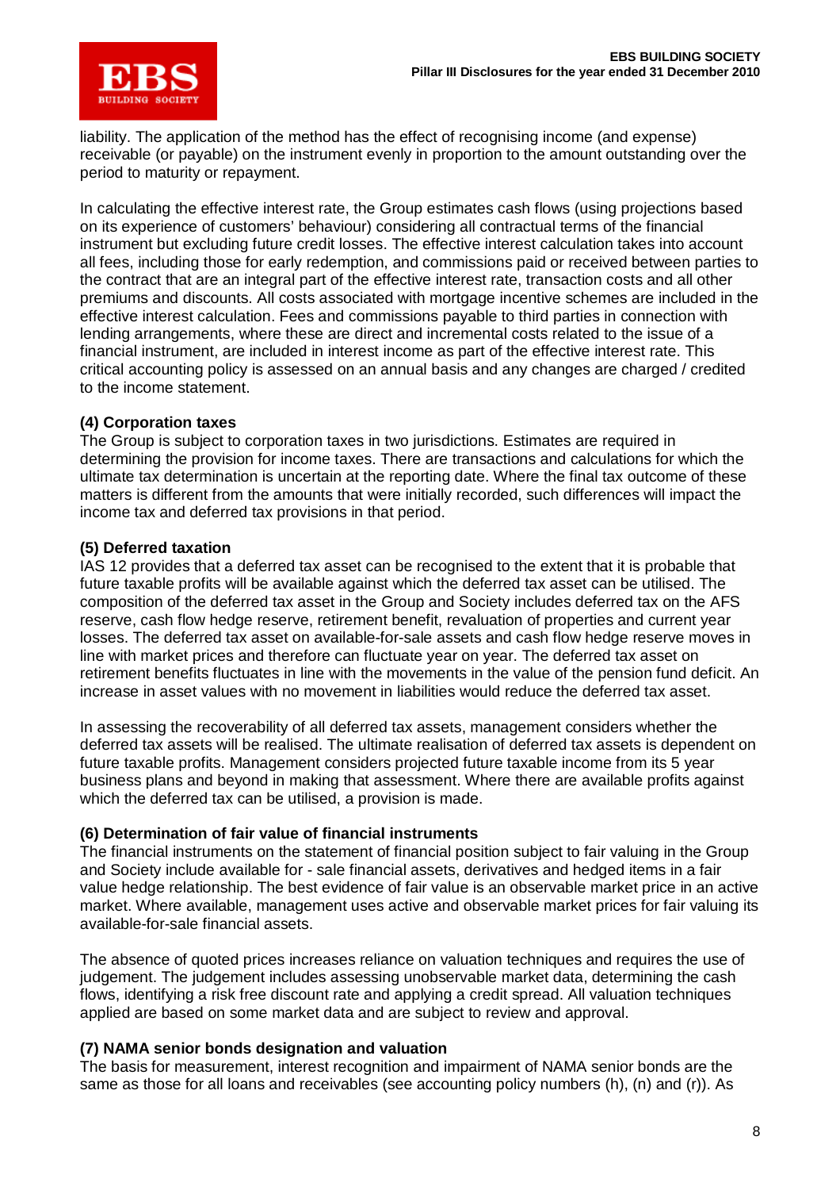liability. The application of the method has the effect of recognising income (and expense) receivable (or payable) on the instrument evenly in proportion to the amount outstanding over the period to maturity or repayment.

In calculating the effective interest rate, the Group estimates cash flows (using projections based on its experience of customers' behaviour) considering all contractual terms of the financial instrument but excluding future credit losses. The effective interest calculation takes into account all fees, including those for early redemption, and commissions paid or received between parties to the contract that are an integral part of the effective interest rate, transaction costs and all other premiums and discounts. All costs associated with mortgage incentive schemes are included in the effective interest calculation. Fees and commissions payable to third parties in connection with lending arrangements, where these are direct and incremental costs related to the issue of a financial instrument, are included in interest income as part of the effective interest rate. This critical accounting policy is assessed on an annual basis and any changes are charged / credited to the income statement.

**(4) Corporation taxes**

The Group is subject to corporation taxes in two jurisdictions. Estimates are required in determining the provision for income taxes. There are transactions and calculations for which the ultimate tax determination is uncertain at the reporting date. Where the final tax outcome of these matters is different from the amounts that were initially recorded, such differences will impact the income tax and deferred tax provisions in that period.

**(5) Deferred taxation**

IAS 12 provides that a deferred tax asset can be recognised to the extent that it is probable that future taxable profits will be available against which the deferred tax asset can be utilised. The composition of the deferred tax asset in the Group and Society includes deferred tax on the AFS reserve, cash flow hedge reserve, retirement benefit, revaluation of properties and current year losses. The deferred tax asset on available-for-sale assets and cash flow hedge reserve moves in line with market prices and therefore can fluctuate year on year. The deferred tax asset on retirement benefits fluctuates in line with the movements in the value of the pension fund deficit. An increase in asset values with no movement in liabilities would reduce the deferred tax asset.

In assessing the recoverability of all deferred tax assets, management considers whether the deferred tax assets will be realised. The ultimate realisation of deferred tax assets is dependent on future taxable profits. Management considers projected future taxable income from its 5 year business plans and beyond in making that assessment. Where there are available profits against which the deferred tax can be utilised, a provision is made.

**(6) Determination of fair value of financial instruments**

The financial instruments on the statement of financial position subject to fair valuing in the Group and Society include available for - sale financial assets, derivatives and hedged items in a fair value hedge relationship. The best evidence of fair value is an observable market price in an active market. Where available, management uses active and observable market prices for fair valuing its available-for-sale financial assets.

The absence of quoted prices increases reliance on valuation techniques and requires the use of judgement. The judgement includes assessing unobservable market data, determining the cash flows, identifying a risk free discount rate and applying a credit spread. All valuation techniques applied are based on some market data and are subject to review and approval.

**(7) NAMA senior bonds designation and valuation**

The basis for measurement, interest recognition and impairment of NAMA senior bonds are the same as those for all loans and receivables (see accounting policy numbers (h), (n) and (r)). As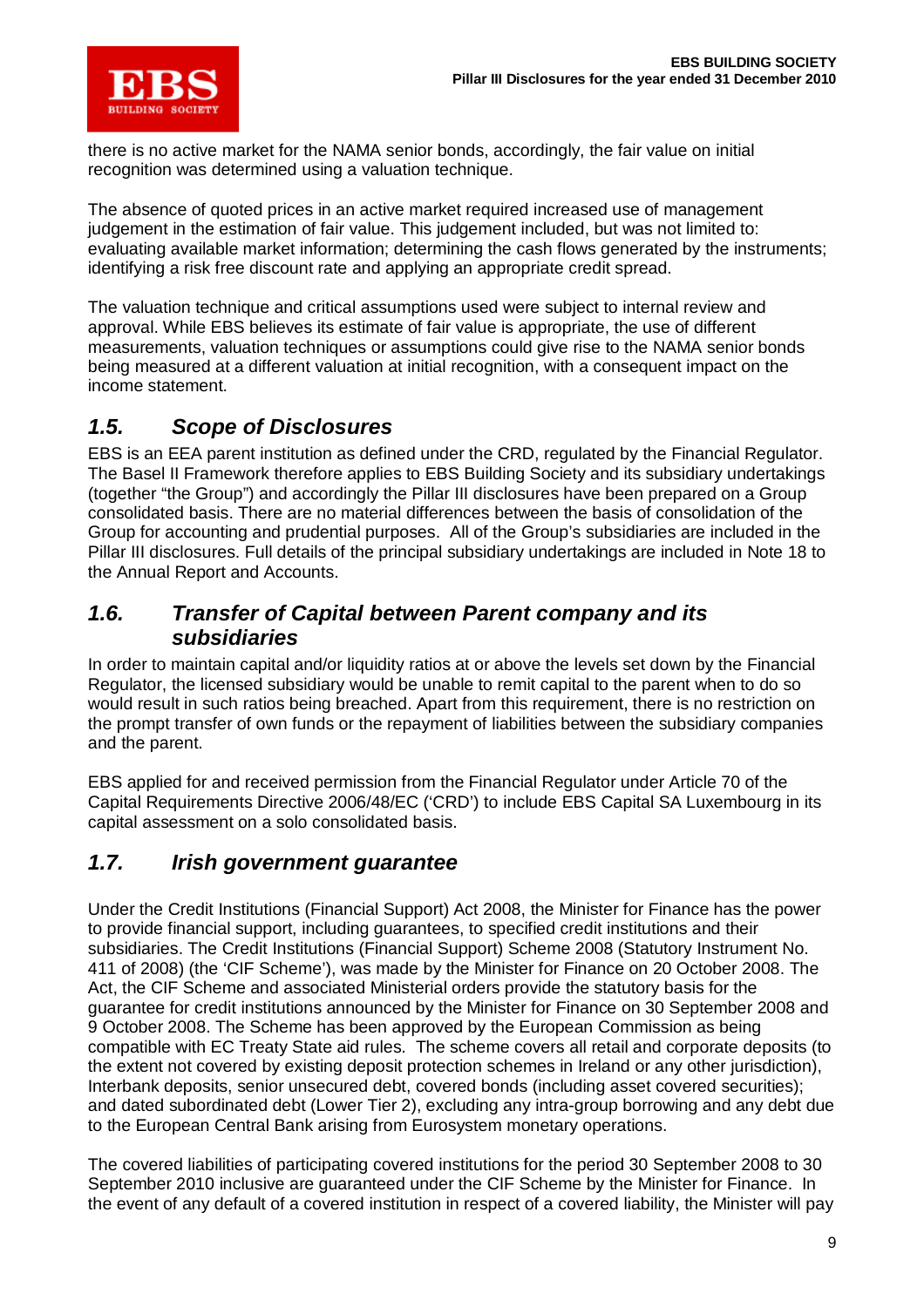there is no active market for the NAMA senior bonds, accordingly, the fair value on initial recognition was determined using a valuation technique.

The absence of quoted prices in an active market required increased use of management judgement in the estimation of fair value. This judgement included, but was not limited to: evaluating available market information; determining the cash flows generated by the instruments; identifying a risk free discount rate and applying an appropriate credit spread.

The valuation technique and critical assumptions used were subject to internal review and approval. While EBS believes its estimate of fair value is appropriate, the use of different measurements, valuation techniques or assumptions could give rise to the NAMA senior bonds being measured at a different valuation at initial recognition, with a consequent impact on the income statement.

## *1.5. Scope of Disclosures*

EBS is an EEA parent institution as defined under the CRD, regulated by the Financial Regulator. The Basel II Framework therefore applies to EBS Building Society and its subsidiary undertakings (together "the Group") and accordingly the Pillar III disclosures have been prepared on a Group consolidated basis. There are no material differences between the basis of consolidation of the Group for accounting and prudential purposes. All of the Group's subsidiaries are included in the Pillar III disclosures. Full details of the principal subsidiary undertakings are included in Note 18 to the Annual Report and Accounts.

## *1.6. Transfer of Capital between Parent company and its subsidiaries*

In order to maintain capital and/or liquidity ratios at or above the levels set down by the Financial Regulator, the licensed subsidiary would be unable to remit capital to the parent when to do so would result in such ratios being breached. Apart from this requirement, there is no restriction on the prompt transfer of own funds or the repayment of liabilities between the subsidiary companies and the parent.

EBS applied for and received permission from the Financial Regulator under Article 70 of the Capital Requirements Directive 2006/48/EC ('CRD') to include EBS Capital SA Luxembourg in its capital assessment on a solo consolidated basis.

## *1.7. Irish government guarantee*

Under the Credit Institutions (Financial Support) Act 2008, the Minister for Finance has the power to provide financial support, including guarantees, to specified credit institutions and their subsidiaries. The Credit Institutions (Financial Support) Scheme 2008 (Statutory Instrument No. 411 of 2008) (the 'CIF Scheme'), was made by the Minister for Finance on 20 October 2008. The Act, the CIF Scheme and associated Ministerial orders provide the statutory basis for the guarantee for credit institutions announced by the Minister for Finance on 30 September 2008 and 9 October 2008. The Scheme has been approved by the European Commission as being compatible with EC Treaty State aid rules. The scheme covers all retail and corporate deposits (to the extent not covered by existing deposit protection schemes in Ireland or any other jurisdiction), Interbank deposits, senior unsecured debt, covered bonds (including asset covered securities); and dated subordinated debt (Lower Tier 2), excluding any intra-group borrowing and any debt due to the European Central Bank arising from Eurosystem monetary operations.

The covered liabilities of participating covered institutions for the period 30 September 2008 to 30 September 2010 inclusive are guaranteed under the CIF Scheme by the Minister for Finance. In the event of any default of a covered institution in respect of a covered liability, the Minister will pay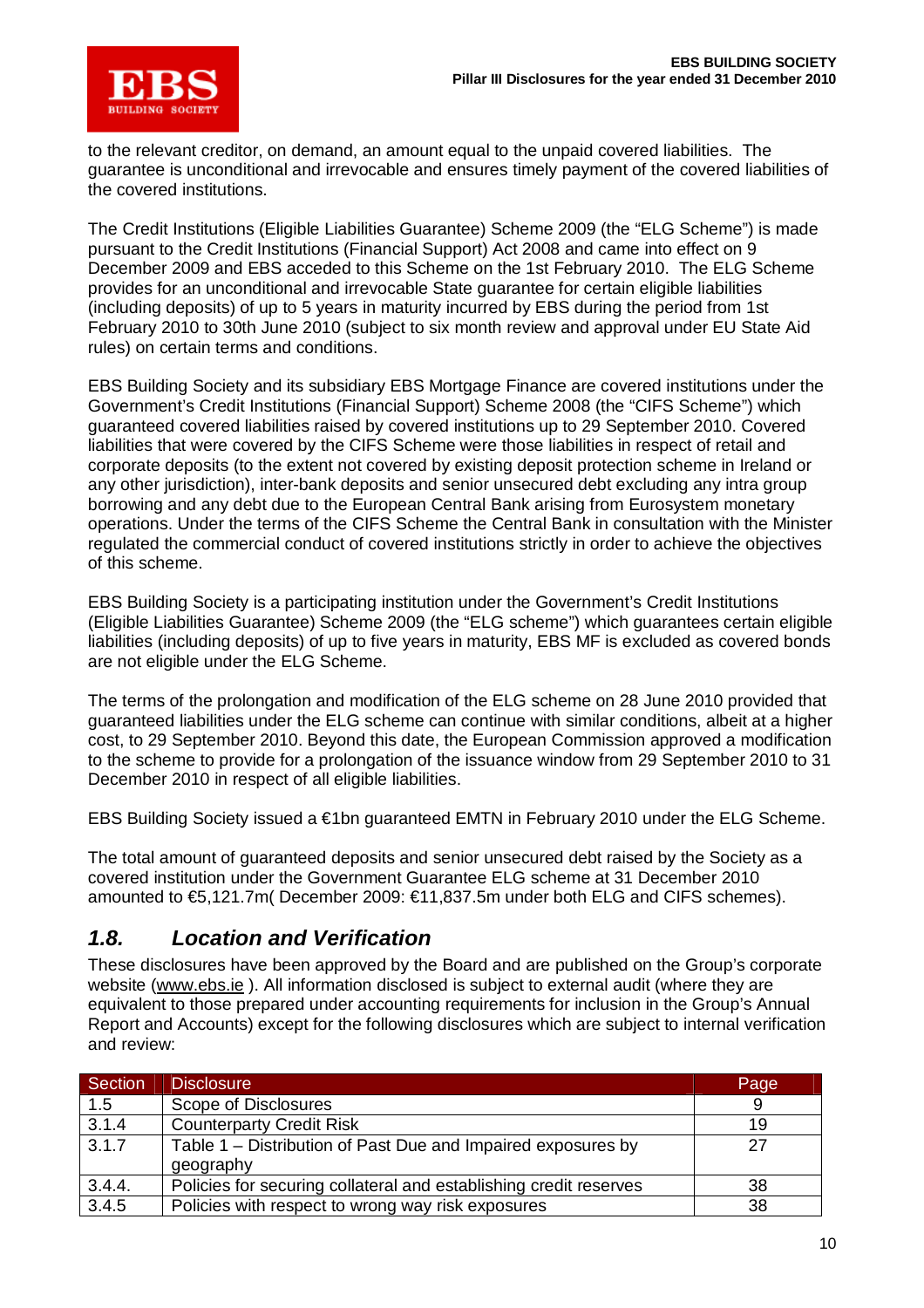to the relevant creditor, on demand, an amount equal to the unpaid covered liabilities. The guarantee is unconditional and irrevocable and ensures timely payment of the covered liabilities of the covered institutions.

The Credit Institutions (Eligible Liabilities Guarantee) Scheme 2009 (the "ELG Scheme") is made pursuant to the Credit Institutions (Financial Support) Act 2008 and came into effect on 9 December 2009 and EBS acceded to this Scheme on the 1st February 2010. The ELG Scheme provides for an unconditional and irrevocable State guarantee for certain eligible liabilities (including deposits) of up to 5 years in maturity incurred by EBS during the period from 1st February 2010 to 30th June 2010 (subject to six month review and approval under EU State Aid rules) on certain terms and conditions.

EBS Building Society and its subsidiary EBS Mortgage Finance are covered institutions under the Government's Credit Institutions (Financial Support) Scheme 2008 (the "CIFS Scheme") which guaranteed covered liabilities raised by covered institutions up to 29 September 2010. Covered liabilities that were covered by the CIFS Scheme were those liabilities in respect of retail and corporate deposits (to the extent not covered by existing deposit protection scheme in Ireland or any other jurisdiction), inter-bank deposits and senior unsecured debt excluding any intra group borrowing and any debt due to the European Central Bank arising from Eurosystem monetary operations. Under the terms of the CIFS Scheme the Central Bank in consultation with the Minister regulated the commercial conduct of covered institutions strictly in order to achieve the objectives of this scheme.

EBS Building Society is a participating institution under the Government's Credit Institutions (Eligible Liabilities Guarantee) Scheme 2009 (the "ELG scheme") which guarantees certain eligible liabilities (including deposits) of up to five years in maturity, EBS MF is excluded as covered bonds are not eligible under the ELG Scheme.

The terms of the prolongation and modification of the ELG scheme on 28 June 2010 provided that guaranteed liabilities under the ELG scheme can continue with similar conditions, albeit at a higher cost, to 29 September 2010. Beyond this date, the European Commission approved a modification to the scheme to provide for a prolongation of the issuance window from 29 September 2010 to 31 December 2010 in respect of all eligible liabilities.

EBS Building Society issued a €1bn guaranteed EMTN in February 2010 under the ELG Scheme.

The total amount of guaranteed deposits and senior unsecured debt raised by the Society as a covered institution under the Government Guarantee ELG scheme at 31 December 2010 amounted to €5,121.7m( December 2009: €11,837.5m under both ELG and CIFS schemes).

## *1.8. Location and Verification*

These disclosures have been approved by the Board and are published on the Group's corporate website (www.ebs.ie ). All information disclosed is subject to external audit (where they are equivalent to those prepared under accounting requirements for inclusion in the Group's Annual Report and Accounts) except for the following disclosures which are subject to internal verification and review:

| Section | Disclosure | Page |
|---|---|---|
| 1.5 | Scope of Disclosures | 9 |
| 3.1.4 | Counterparty Credit Risk | 19 |
| 3.1.7 | Table 1 – Distribution of Past Due and Impaired exposures by geography | 27 |
| 3.4.4. | Policies for securing collateral and establishing credit reserves | 38 |
| 3.4.5 | Policies with respect to wrong way risk exposures | 38 |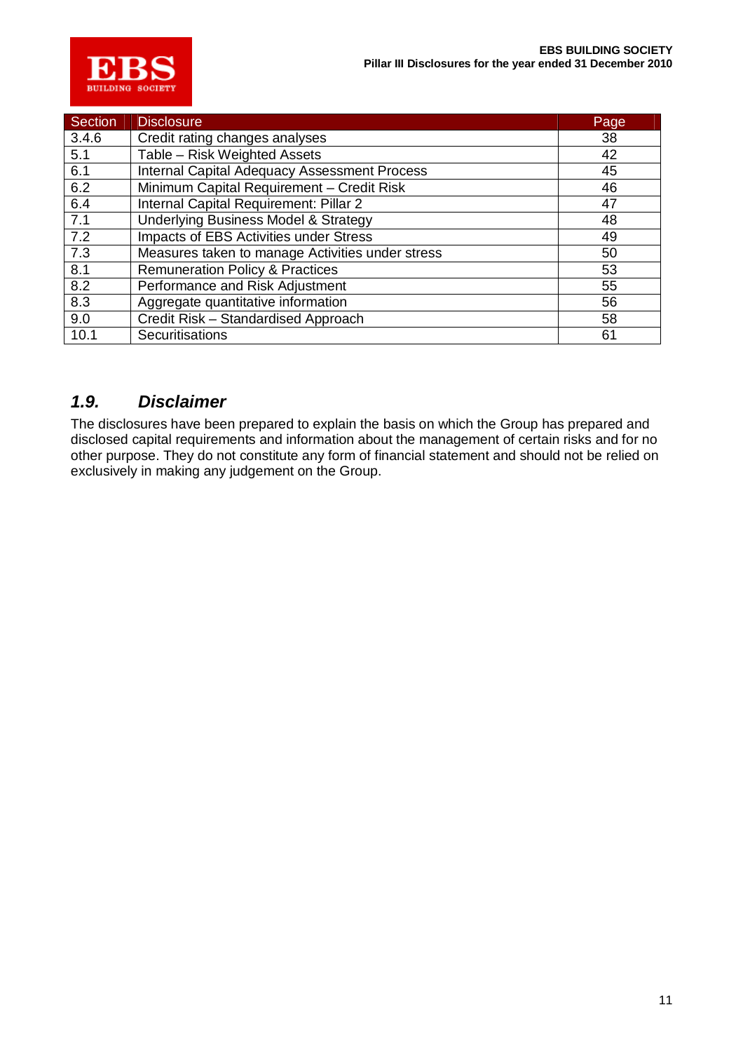| Section | Disclosure | Page |
|---|---|---|
| 3.4.6 | Credit rating changes analyses | 38 |
| 5.1 | Table – Risk Weighted Assets | 42 |
| 6.1 | Internal Capital Adequacy Assessment Process | 45 |
| 6.2 | Minimum Capital Requirement – Credit Risk | 46 |
| 6.4 | Internal Capital Requirement: Pillar 2 | 47 |
| 7.1 | Underlying Business Model & Strategy | 48 |
| 7.2 | Impacts of EBS Activities under Stress | 49 |
| 7.3 | Measures taken to manage Activities under stress | 50 |
| 8.1 | Remuneration Policy & Practices | 53 |
| 8.2 | Performance and Risk Adjustment | 55 |
| 8.3 | Aggregate quantitative information | 56 |
| 9.0 | Credit Risk – Standardised Approach | 58 |
| 10.1 | Securitisations | 61 |

## *1.9. Disclaimer*

The disclosures have been prepared to explain the basis on which the Group has prepared and disclosed capital requirements and information about the management of certain risks and for no other purpose. They do not constitute any form of financial statement and should not be relied on exclusively in making any judgement on the Group.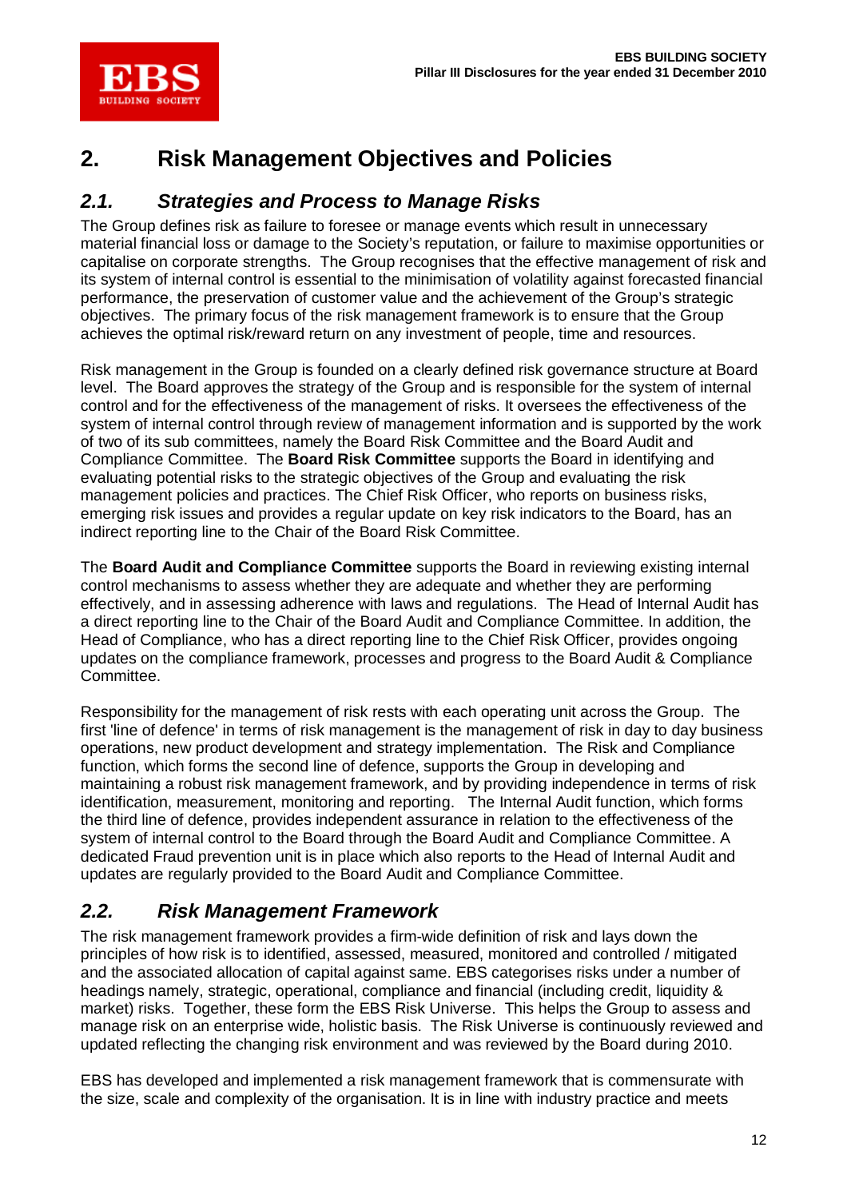# 2. Risk Management Objectives and Policies

## *2.1. Strategies and Process to Manage Risks*

The Group defines risk as failure to foresee or manage events which result in unnecessary material financial loss or damage to the Society's reputation, or failure to maximise opportunities or capitalise on corporate strengths. The Group recognises that the effective management of risk and its system of internal control is essential to the minimisation of volatility against forecasted financial performance, the preservation of customer value and the achievement of the Group's strategic objectives. The primary focus of the risk management framework is to ensure that the Group achieves the optimal risk/reward return on any investment of people, time and resources.

Risk management in the Group is founded on a clearly defined risk governance structure at Board level. The Board approves the strategy of the Group and is responsible for the system of internal control and for the effectiveness of the management of risks. It oversees the effectiveness of the system of internal control through review of management information and is supported by the work of two of its sub committees, namely the Board Risk Committee and the Board Audit and Compliance Committee. The **Board Risk Committee** supports the Board in identifying and evaluating potential risks to the strategic objectives of the Group and evaluating the risk management policies and practices. The Chief Risk Officer, who reports on business risks, emerging risk issues and provides a regular update on key risk indicators to the Board, has an indirect reporting line to the Chair of the Board Risk Committee.

The **Board Audit and Compliance Committee** supports the Board in reviewing existing internal control mechanisms to assess whether they are adequate and whether they are performing effectively, and in assessing adherence with laws and regulations. The Head of Internal Audit has a direct reporting line to the Chair of the Board Audit and Compliance Committee. In addition, the Head of Compliance, who has a direct reporting line to the Chief Risk Officer, provides ongoing updates on the compliance framework, processes and progress to the Board Audit & Compliance Committee.

Responsibility for the management of risk rests with each operating unit across the Group. The first 'line of defence' in terms of risk management is the management of risk in day to day business operations, new product development and strategy implementation. The Risk and Compliance function, which forms the second line of defence, supports the Group in developing and maintaining a robust risk management framework, and by providing independence in terms of risk identification, measurement, monitoring and reporting. The Internal Audit function, which forms the third line of defence, provides independent assurance in relation to the effectiveness of the system of internal control to the Board through the Board Audit and Compliance Committee. A dedicated Fraud prevention unit is in place which also reports to the Head of Internal Audit and updates are regularly provided to the Board Audit and Compliance Committee.

## *2.2. Risk Management Framework*

The risk management framework provides a firm-wide definition of risk and lays down the principles of how risk is to identified, assessed, measured, monitored and controlled / mitigated and the associated allocation of capital against same. EBS categorises risks under a number of headings namely, strategic, operational, compliance and financial (including credit, liquidity & market) risks. Together, these form the EBS Risk Universe. This helps the Group to assess and manage risk on an enterprise wide, holistic basis. The Risk Universe is continuously reviewed and updated reflecting the changing risk environment and was reviewed by the Board during 2010.

EBS has developed and implemented a risk management framework that is commensurate with the size, scale and complexity of the organisation. It is in line with industry practice and meets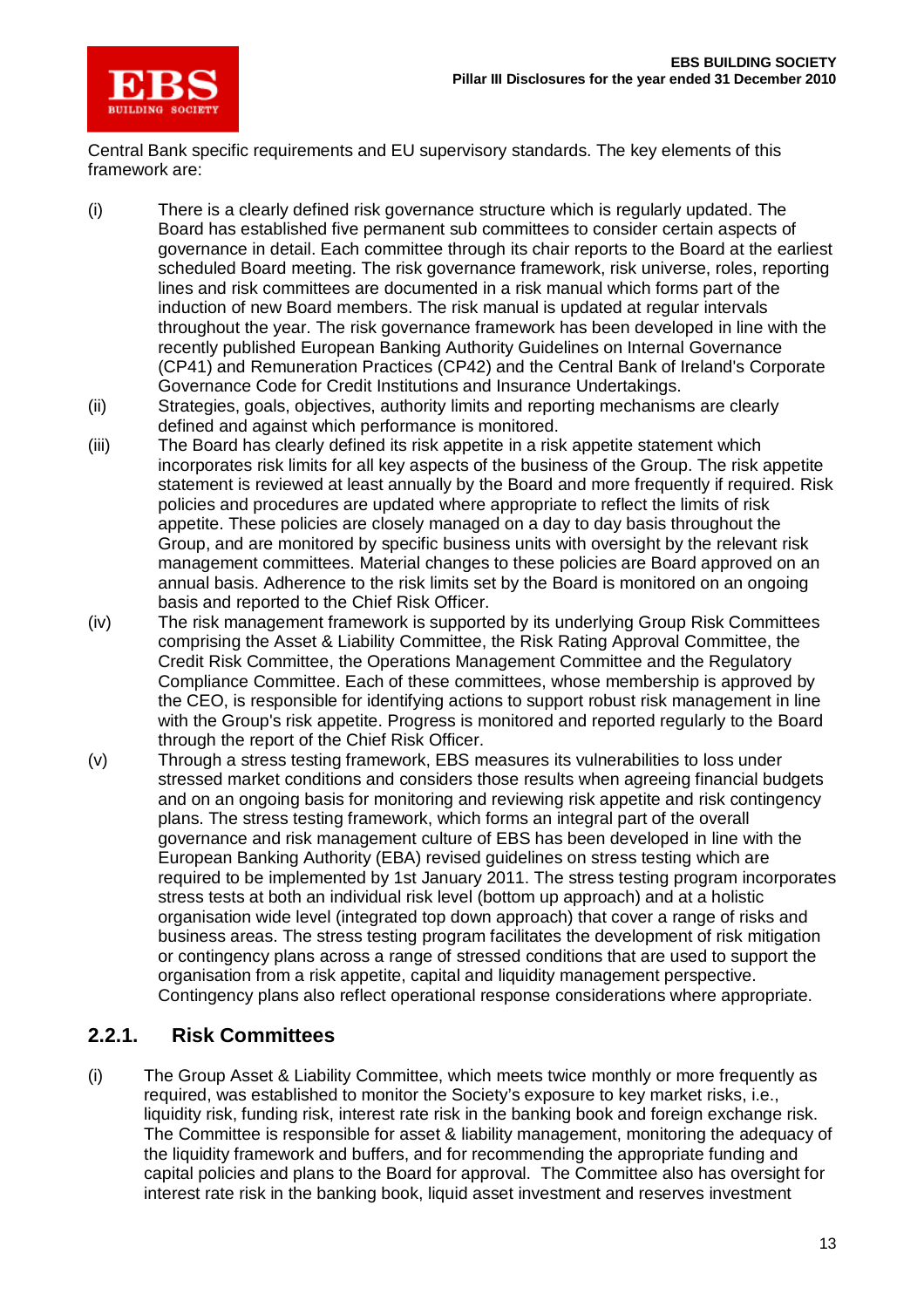Central Bank specific requirements and EU supervisory standards. The key elements of this framework are:

(i) There is a clearly defined risk governance structure which is regularly updated. The Board has established five permanent sub committees to consider certain aspects of governance in detail. Each committee through its chair reports to the Board at the earliest scheduled Board meeting. The risk governance framework, risk universe, roles, reporting lines and risk committees are documented in a risk manual which forms part of the induction of new Board members. The risk manual is updated at regular intervals throughout the year. The risk governance framework has been developed in line with the recently published European Banking Authority Guidelines on Internal Governance (CP41) and Remuneration Practices (CP42) and the Central Bank of Ireland's Corporate Governance Code for Credit Institutions and Insurance Undertakings.

(ii) Strategies, goals, objectives, authority limits and reporting mechanisms are clearly defined and against which performance is monitored.

(iii) The Board has clearly defined its risk appetite in a risk appetite statement which incorporates risk limits for all key aspects of the business of the Group. The risk appetite statement is reviewed at least annually by the Board and more frequently if required. Risk policies and procedures are updated where appropriate to reflect the limits of risk appetite. These policies are closely managed on a day to day basis throughout the Group, and are monitored by specific business units with oversight by the relevant risk management committees. Material changes to these policies are Board approved on an annual basis. Adherence to the risk limits set by the Board is monitored on an ongoing basis and reported to the Chief Risk Officer.

(iv) The risk management framework is supported by its underlying Group Risk Committees comprising the Asset & Liability Committee, the Risk Rating Approval Committee, the Credit Risk Committee, the Operations Management Committee and the Regulatory Compliance Committee. Each of these committees, whose membership is approved by the CEO, is responsible for identifying actions to support robust risk management in line with the Group's risk appetite. Progress is monitored and reported regularly to the Board through the report of the Chief Risk Officer.

(v) Through a stress testing framework, EBS measures its vulnerabilities to loss under stressed market conditions and considers those results when agreeing financial budgets and on an ongoing basis for monitoring and reviewing risk appetite and risk contingency plans. The stress testing framework, which forms an integral part of the overall governance and risk management culture of EBS has been developed in line with the European Banking Authority (EBA) revised guidelines on stress testing which are required to be implemented by 1st January 2011. The stress testing program incorporates stress tests at both an individual risk level (bottom up approach) and at a holistic organisation wide level (integrated top down approach) that cover a range of risks and business areas. The stress testing program facilitates the development of risk mitigation or contingency plans across a range of stressed conditions that are used to support the organisation from a risk appetite, capital and liquidity management perspective. Contingency plans also reflect operational response considerations where appropriate.

### 2.2.1. Risk Committees

(i) The Group Asset & Liability Committee, which meets twice monthly or more frequently as required, was established to monitor the Society's exposure to key market risks, i.e., liquidity risk, funding risk, interest rate risk in the banking book and foreign exchange risk. The Committee is responsible for asset & liability management, monitoring the adequacy of the liquidity framework and buffers, and for recommending the appropriate funding and capital policies and plans to the Board for approval. The Committee also has oversight for interest rate risk in the banking book, liquid asset investment and reserves investment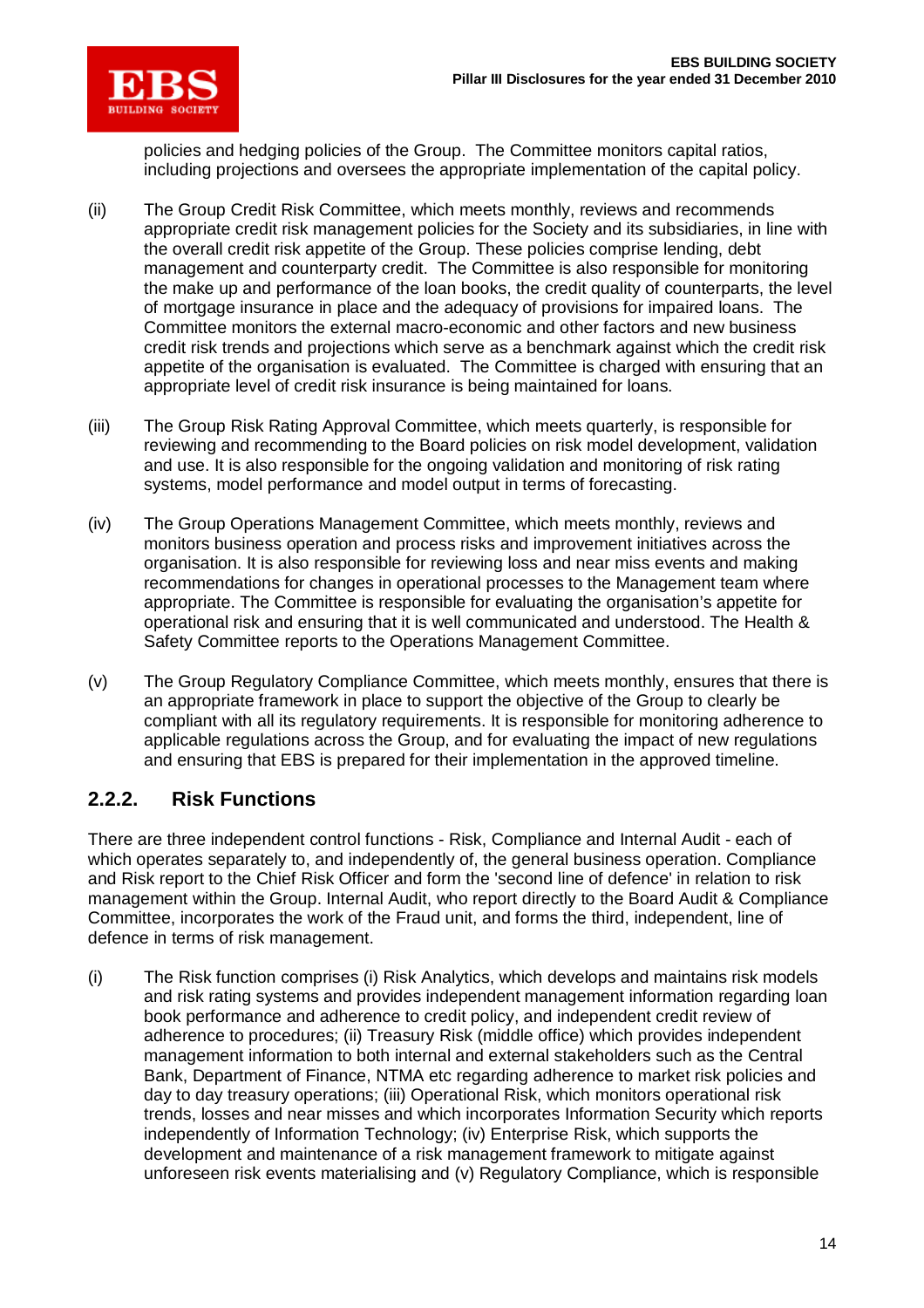policies and hedging policies of the Group. The Committee monitors capital ratios, including projections and oversees the appropriate implementation of the capital policy.

(ii) The Group Credit Risk Committee, which meets monthly, reviews and recommends appropriate credit risk management policies for the Society and its subsidiaries, in line with the overall credit risk appetite of the Group. These policies comprise lending, debt management and counterparty credit. The Committee is also responsible for monitoring the make up and performance of the loan books, the credit quality of counterparts, the level of mortgage insurance in place and the adequacy of provisions for impaired loans. The Committee monitors the external macro-economic and other factors and new business credit risk trends and projections which serve as a benchmark against which the credit risk appetite of the organisation is evaluated. The Committee is charged with ensuring that an appropriate level of credit risk insurance is being maintained for loans.

(iii) The Group Risk Rating Approval Committee, which meets quarterly, is responsible for reviewing and recommending to the Board policies on risk model development, validation and use. It is also responsible for the ongoing validation and monitoring of risk rating systems, model performance and model output in terms of forecasting.

(iv) The Group Operations Management Committee, which meets monthly, reviews and monitors business operation and process risks and improvement initiatives across the organisation. It is also responsible for reviewing loss and near miss events and making recommendations for changes in operational processes to the Management team where appropriate. The Committee is responsible for evaluating the organisation's appetite for operational risk and ensuring that it is well communicated and understood. The Health & Safety Committee reports to the Operations Management Committee.

(v) The Group Regulatory Compliance Committee, which meets monthly, ensures that there is an appropriate framework in place to support the objective of the Group to clearly be compliant with all its regulatory requirements. It is responsible for monitoring adherence to applicable regulations across the Group, and for evaluating the impact of new regulations and ensuring that EBS is prepared for their implementation in the approved timeline.

### 2.2.2. Risk Functions

There are three independent control functions - Risk, Compliance and Internal Audit - each of which operates separately to, and independently of, the general business operation. Compliance and Risk report to the Chief Risk Officer and form the 'second line of defence' in relation to risk management within the Group. Internal Audit, who report directly to the Board Audit & Compliance Committee, incorporates the work of the Fraud unit, and forms the third, independent, line of defence in terms of risk management.

(i) The Risk function comprises (i) Risk Analytics, which develops and maintains risk models and risk rating systems and provides independent management information regarding loan book performance and adherence to credit policy, and independent credit review of adherence to procedures; (ii) Treasury Risk (middle office) which provides independent management information to both internal and external stakeholders such as the Central Bank, Department of Finance, NTMA etc regarding adherence to market risk policies and day to day treasury operations; (iii) Operational Risk, which monitors operational risk trends, losses and near misses and which incorporates Information Security which reports independently of Information Technology; (iv) Enterprise Risk, which supports the development and maintenance of a risk management framework to mitigate against unforeseen risk events materialising and (v) Regulatory Compliance, which is responsible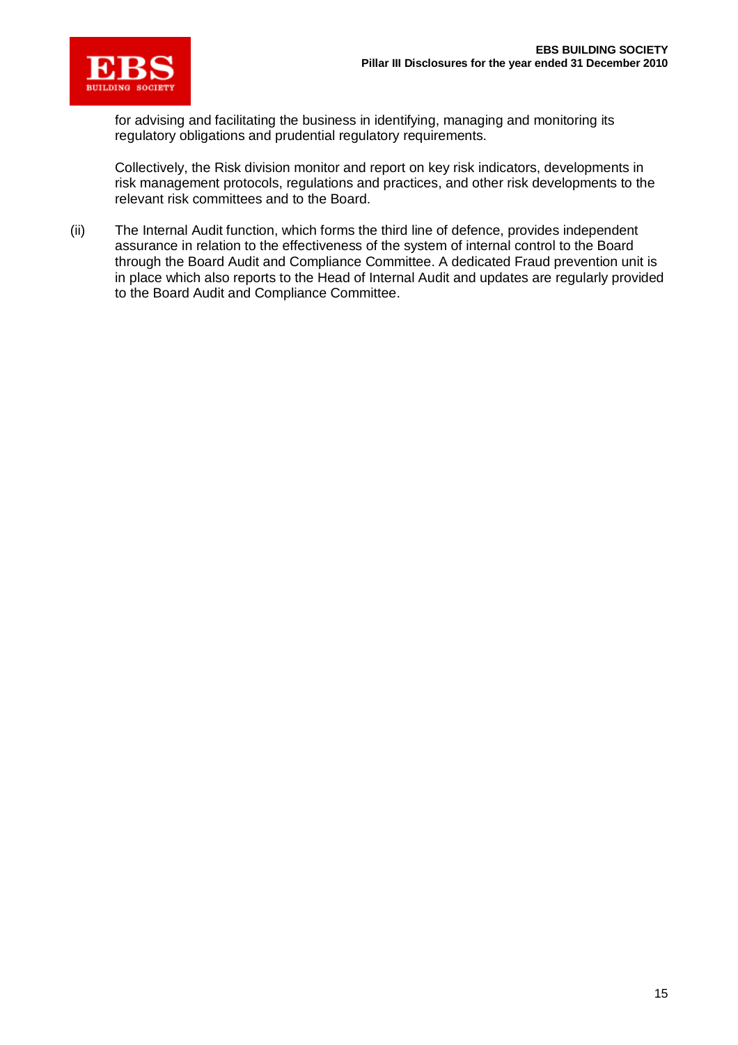for advising and facilitating the business in identifying, managing and monitoring its regulatory obligations and prudential regulatory requirements.

Collectively, the Risk division monitor and report on key risk indicators, developments in risk management protocols, regulations and practices, and other risk developments to the relevant risk committees and to the Board.

(ii) The Internal Audit function, which forms the third line of defence, provides independent assurance in relation to the effectiveness of the system of internal control to the Board through the Board Audit and Compliance Committee. A dedicated Fraud prevention unit is in place which also reports to the Head of Internal Audit and updates are regularly provided to the Board Audit and Compliance Committee.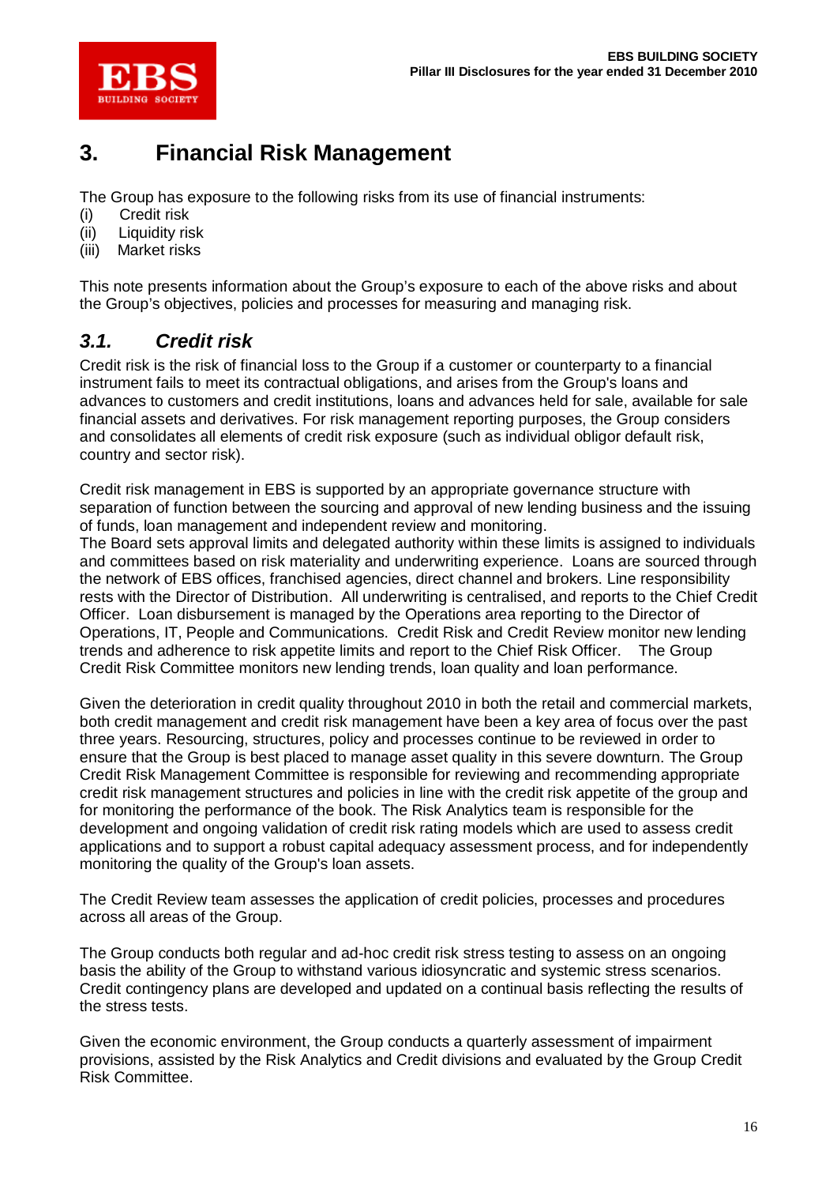# 3. Financial Risk Management

The Group has exposure to the following risks from its use of financial instruments:

(i) Credit risk
(ii) Liquidity risk
(iii) Market risks

This note presents information about the Group's exposure to each of the above risks and about the Group's objectives, policies and processes for measuring and managing risk.

## *3.1. Credit risk*

Credit risk is the risk of financial loss to the Group if a customer or counterparty to a financial instrument fails to meet its contractual obligations, and arises from the Group's loans and advances to customers and credit institutions, loans and advances held for sale, available for sale financial assets and derivatives. For risk management reporting purposes, the Group considers and consolidates all elements of credit risk exposure (such as individual obligor default risk, country and sector risk).

Credit risk management in EBS is supported by an appropriate governance structure with separation of function between the sourcing and approval of new lending business and the issuing of funds, loan management and independent review and monitoring.
The Board sets approval limits and delegated authority within these limits is assigned to individuals and committees based on risk materiality and underwriting experience. Loans are sourced through the network of EBS offices, franchised agencies, direct channel and brokers. Line responsibility rests with the Director of Distribution. All underwriting is centralised, and reports to the Chief Credit Officer. Loan disbursement is managed by the Operations area reporting to the Director of Operations, IT, People and Communications. Credit Risk and Credit Review monitor new lending trends and adherence to risk appetite limits and report to the Chief Risk Officer. The Group Credit Risk Committee monitors new lending trends, loan quality and loan performance.

Given the deterioration in credit quality throughout 2010 in both the retail and commercial markets, both credit management and credit risk management have been a key area of focus over the past three years. Resourcing, structures, policy and processes continue to be reviewed in order to ensure that the Group is best placed to manage asset quality in this severe downturn. The Group Credit Risk Management Committee is responsible for reviewing and recommending appropriate credit risk management structures and policies in line with the credit risk appetite of the group and for monitoring the performance of the book. The Risk Analytics team is responsible for the development and ongoing validation of credit risk rating models which are used to assess credit applications and to support a robust capital adequacy assessment process, and for independently monitoring the quality of the Group's loan assets.

The Credit Review team assesses the application of credit policies, processes and procedures across all areas of the Group.

The Group conducts both regular and ad-hoc credit risk stress testing to assess on an ongoing basis the ability of the Group to withstand various idiosyncratic and systemic stress scenarios. Credit contingency plans are developed and updated on a continual basis reflecting the results of the stress tests.

Given the economic environment, the Group conducts a quarterly assessment of impairment provisions, assisted by the Risk Analytics and Credit divisions and evaluated by the Group Credit Risk Committee.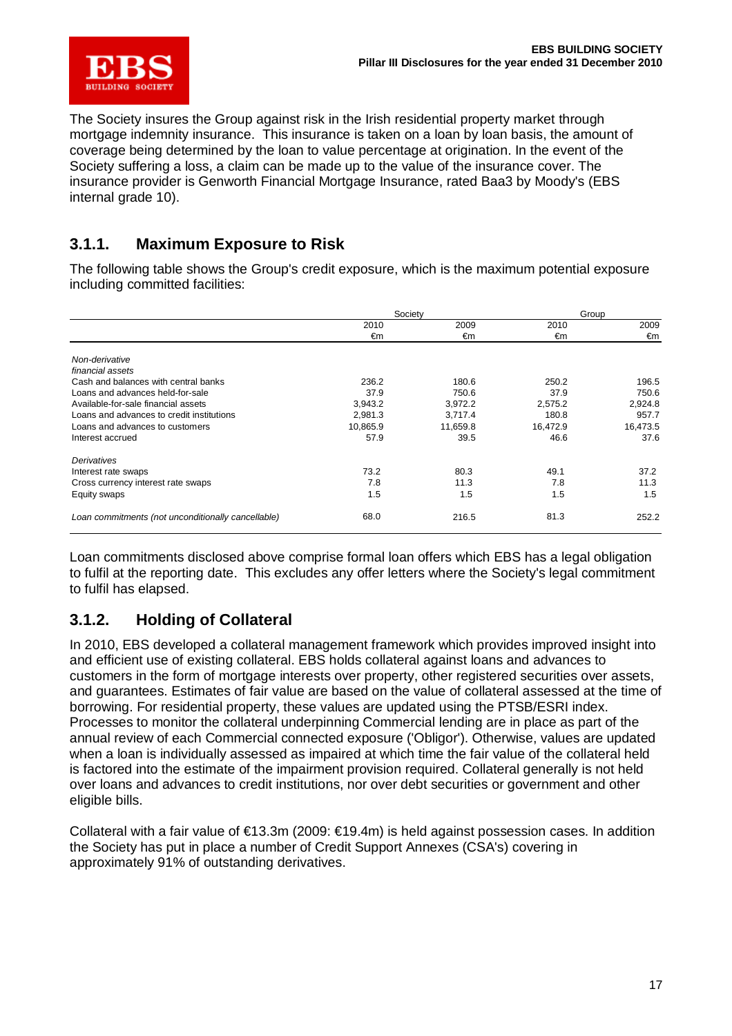The Society insures the Group against risk in the Irish residential property market through mortgage indemnity insurance. This insurance is taken on a loan by loan basis, the amount of coverage being determined by the loan to value percentage at origination. In the event of the Society suffering a loss, a claim can be made up to the value of the insurance cover. The insurance provider is Genworth Financial Mortgage Insurance, rated Baa3 by Moody's (EBS internal grade 10).

## 3.1.1. Maximum Exposure to Risk

The following table shows the Group's credit exposure, which is the maximum potential exposure including committed facilities:

| | Society | | Group | |
|---|---|---|---|---|
| | 2010 €m | 2009 €m | 2010 €m | 2009 €m |
| *Non-derivative financial assets* | | | | |
| Cash and balances with central banks | 236.2 | 180.6 | 250.2 | 196.5 |
| Loans and advances held-for-sale | 37.9 | 750.6 | 37.9 | 750.6 |
| Available-for-sale financial assets | 3,943.2 | 3,972.2 | 2,575.2 | 2,924.8 |
| Loans and advances to credit institutions | 2,981.3 | 3,717.4 | 180.8 | 957.7 |
| Loans and advances to customers | 10,865.9 | 11,659.8 | 16,472.9 | 16,473.5 |
| Interest accrued | 57.9 | 39.5 | 46.6 | 37.6 |
| *Derivatives* | | | | |
| Interest rate swaps | 73.2 | 80.3 | 49.1 | 37.2 |
| Cross currency interest rate swaps | 7.8 | 11.3 | 7.8 | 11.3 |
| Equity swaps | 1.5 | 1.5 | 1.5 | 1.5 |
| *Loan commitments (not unconditionally cancellable)* | 68.0 | 216.5 | 81.3 | 252.2 |

Loan commitments disclosed above comprise formal loan offers which EBS has a legal obligation to fulfil at the reporting date. This excludes any offer letters where the Society's legal commitment to fulfil has elapsed.

## 3.1.2. Holding of Collateral

In 2010, EBS developed a collateral management framework which provides improved insight into and efficient use of existing collateral. EBS holds collateral against loans and advances to customers in the form of mortgage interests over property, other registered securities over assets, and guarantees. Estimates of fair value are based on the value of collateral assessed at the time of borrowing. For residential property, these values are updated using the PTSB/ESRI index. Processes to monitor the collateral underpinning Commercial lending are in place as part of the annual review of each Commercial connected exposure ('Obligor'). Otherwise, values are updated when a loan is individually assessed as impaired at which time the fair value of the collateral held is factored into the estimate of the impairment provision required. Collateral generally is not held over loans and advances to credit institutions, nor over debt securities or government and other eligible bills.

Collateral with a fair value of €13.3m (2009: €19.4m) is held against possession cases. In addition the Society has put in place a number of Credit Support Annexes (CSA's) covering in approximately 91% of outstanding derivatives.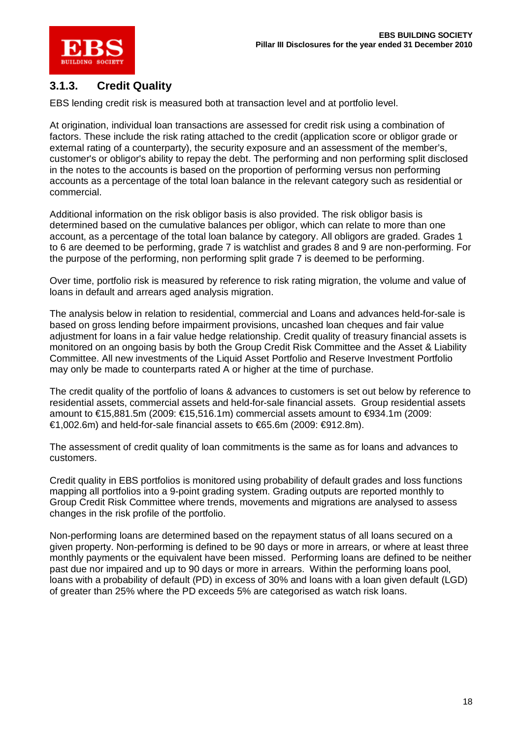### 3.1.3. Credit Quality

EBS lending credit risk is measured both at transaction level and at portfolio level.

At origination, individual loan transactions are assessed for credit risk using a combination of factors. These include the risk rating attached to the credit (application score or obligor grade or external rating of a counterparty), the security exposure and an assessment of the member's, customer's or obligor's ability to repay the debt. The performing and non performing split disclosed in the notes to the accounts is based on the proportion of performing versus non performing accounts as a percentage of the total loan balance in the relevant category such as residential or commercial.

Additional information on the risk obligor basis is also provided. The risk obligor basis is determined based on the cumulative balances per obligor, which can relate to more than one account, as a percentage of the total loan balance by category. All obligors are graded. Grades 1 to 6 are deemed to be performing, grade 7 is watchlist and grades 8 and 9 are non-performing. For the purpose of the performing, non performing split grade 7 is deemed to be performing.

Over time, portfolio risk is measured by reference to risk rating migration, the volume and value of loans in default and arrears aged analysis migration.

The analysis below in relation to residential, commercial and Loans and advances held-for-sale is based on gross lending before impairment provisions, uncashed loan cheques and fair value adjustment for loans in a fair value hedge relationship. Credit quality of treasury financial assets is monitored on an ongoing basis by both the Group Credit Risk Committee and the Asset & Liability Committee. All new investments of the Liquid Asset Portfolio and Reserve Investment Portfolio may only be made to counterparts rated A or higher at the time of purchase.

The credit quality of the portfolio of loans & advances to customers is set out below by reference to residential assets, commercial assets and held-for-sale financial assets. Group residential assets amount to €15,881.5m (2009: €15,516.1m) commercial assets amount to €934.1m (2009: €1,002.6m) and held-for-sale financial assets to €65.6m (2009: €912.8m).

The assessment of credit quality of loan commitments is the same as for loans and advances to customers.

Credit quality in EBS portfolios is monitored using probability of default grades and loss functions mapping all portfolios into a 9-point grading system. Grading outputs are reported monthly to Group Credit Risk Committee where trends, movements and migrations are analysed to assess changes in the risk profile of the portfolio.

Non-performing loans are determined based on the repayment status of all loans secured on a given property. Non-performing is defined to be 90 days or more in arrears, or where at least three monthly payments or the equivalent have been missed. Performing loans are defined to be neither past due nor impaired and up to 90 days or more in arrears. Within the performing loans pool, loans with a probability of default (PD) in excess of 30% and loans with a loan given default (LGD) of greater than 25% where the PD exceeds 5% are categorised as watch risk loans.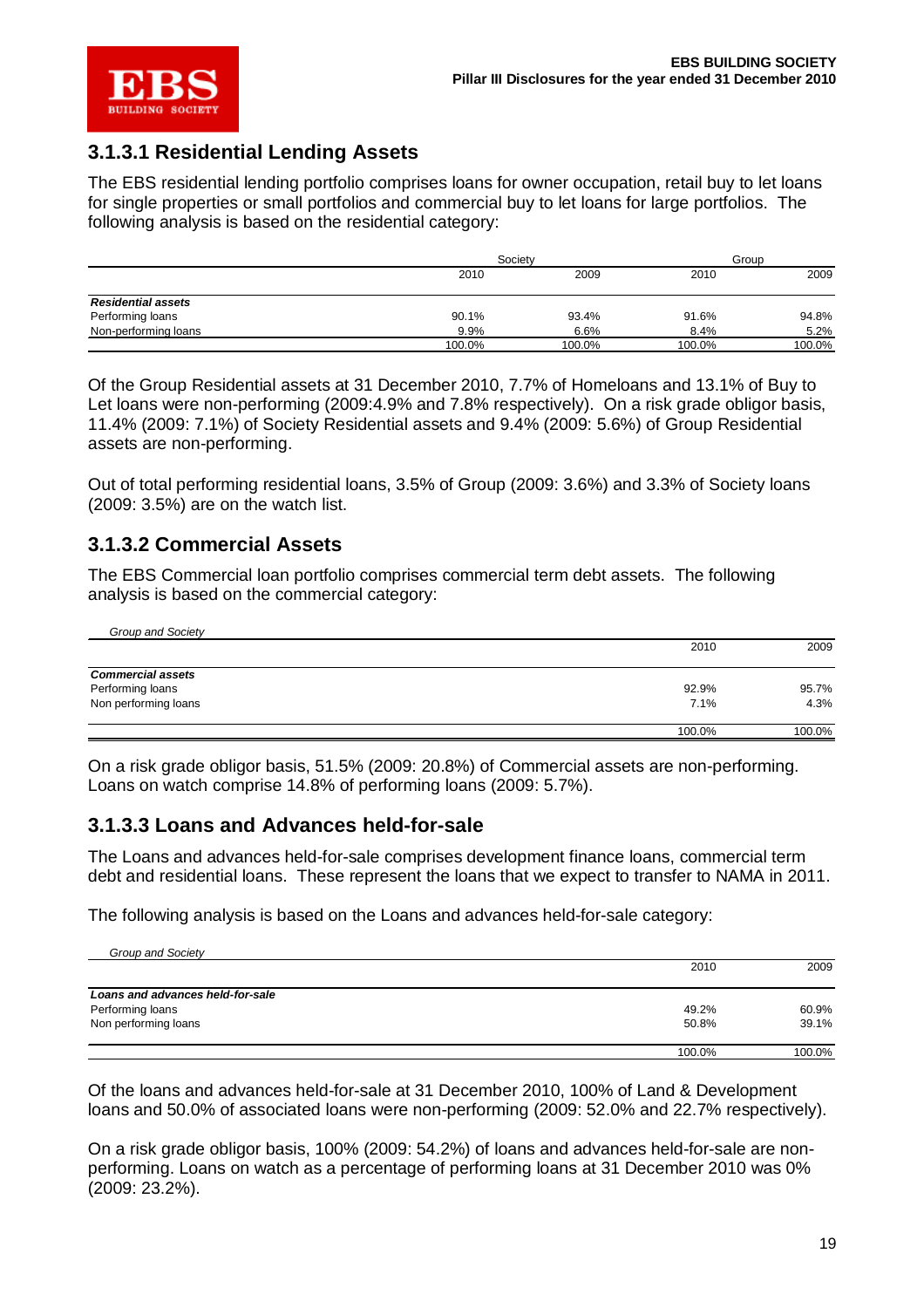### 3.1.3.1 Residential Lending Assets

The EBS residential lending portfolio comprises loans for owner occupation, retail buy to let loans for single properties or small portfolios and commercial buy to let loans for large portfolios. The following analysis is based on the residential category:

| | Society | | Group | |
|---|---|---|---|---|
| | 2010 | 2009 | 2010 | 2009 |
| ***Residential assets*** | | | | |
| Performing loans | 90.1% | 93.4% | 91.6% | 94.8% |
| Non-performing loans | 9.9% | 6.6% | 8.4% | 5.2% |
| | 100.0% | 100.0% | 100.0% | 100.0% |

Of the Group Residential assets at 31 December 2010, 7.7% of Homeloans and 13.1% of Buy to Let loans were non-performing (2009:4.9% and 7.8% respectively). On a risk grade obligor basis, 11.4% (2009: 7.1%) of Society Residential assets and 9.4% (2009: 5.6%) of Group Residential assets are non-performing.

Out of total performing residential loans, 3.5% of Group (2009: 3.6%) and 3.3% of Society loans (2009: 3.5%) are on the watch list.

### 3.1.3.2 Commercial Assets

The EBS Commercial loan portfolio comprises commercial term debt assets. The following analysis is based on the commercial category:

| *Group and Society* | 2010 | 2009 |
|---|---|---|
| ***Commercial assets*** | | |
| Performing loans | 92.9% | 95.7% |
| Non performing loans | 7.1% | 4.3% |
| | 100.0% | 100.0% |

On a risk grade obligor basis, 51.5% (2009: 20.8%) of Commercial assets are non-performing. Loans on watch comprise 14.8% of performing loans (2009: 5.7%).

### 3.1.3.3 Loans and Advances held-for-sale

The Loans and advances held-for-sale comprises development finance loans, commercial term debt and residential loans. These represent the loans that we expect to transfer to NAMA in 2011.

The following analysis is based on the Loans and advances held-for-sale category:

| *Group and Society* | 2010 | 2009 |
|---|---|---|
| ***Loans and advances held-for-sale*** | | |
| Performing loans | 49.2% | 60.9% |
| Non performing loans | 50.8% | 39.1% |
| | 100.0% | 100.0% |

Of the loans and advances held-for-sale at 31 December 2010, 100% of Land & Development loans and 50.0% of associated loans were non-performing (2009: 52.0% and 22.7% respectively).

On a risk grade obligor basis, 100% (2009: 54.2%) of loans and advances held-for-sale are non-performing. Loans on watch as a percentage of performing loans at 31 December 2010 was 0% (2009: 23.2%).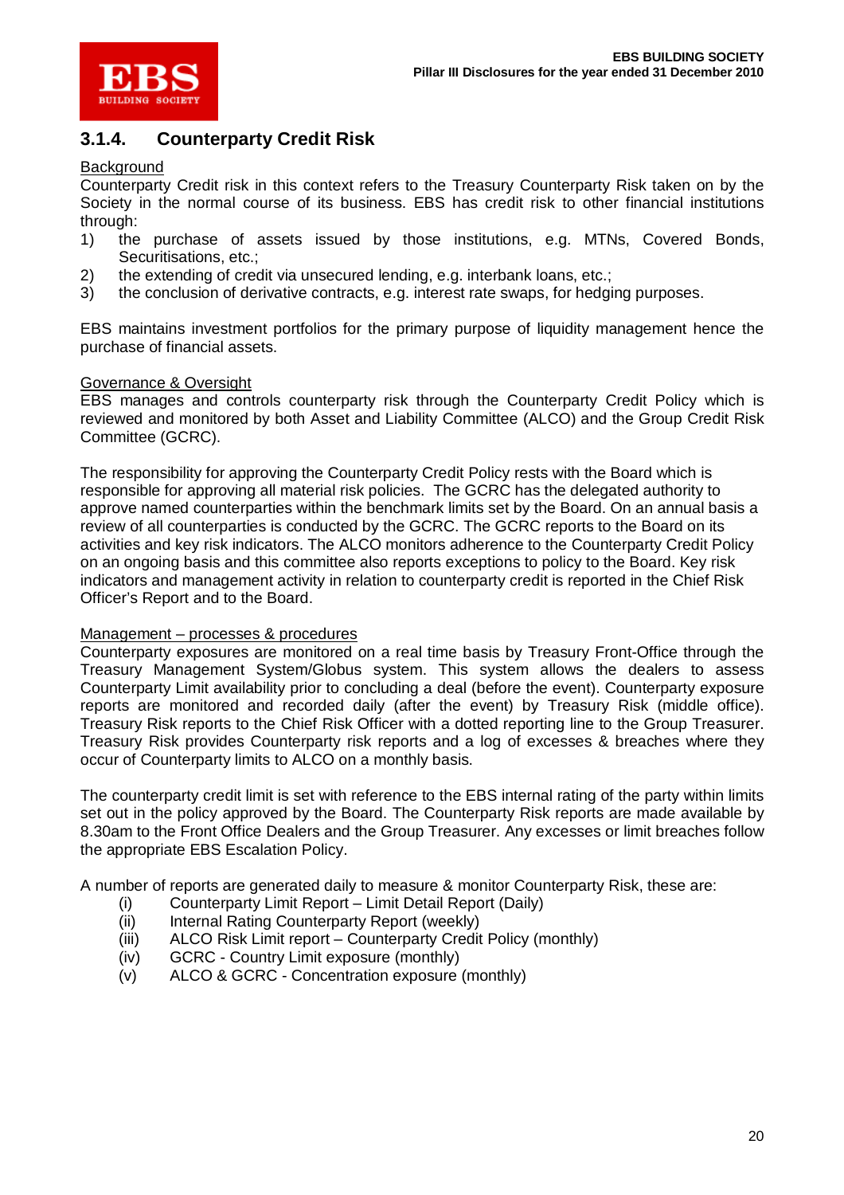### 3.1.4. Counterparty Credit Risk

Background

Counterparty Credit risk in this context refers to the Treasury Counterparty Risk taken on by the Society in the normal course of its business. EBS has credit risk to other financial institutions through:

1) the purchase of assets issued by those institutions, e.g. MTNs, Covered Bonds, Securitisations, etc.;
2) the extending of credit via unsecured lending, e.g. interbank loans, etc.;
3) the conclusion of derivative contracts, e.g. interest rate swaps, for hedging purposes.

EBS maintains investment portfolios for the primary purpose of liquidity management hence the purchase of financial assets.

Governance & Oversight

EBS manages and controls counterparty risk through the Counterparty Credit Policy which is reviewed and monitored by both Asset and Liability Committee (ALCO) and the Group Credit Risk Committee (GCRC).

The responsibility for approving the Counterparty Credit Policy rests with the Board which is responsible for approving all material risk policies. The GCRC has the delegated authority to approve named counterparties within the benchmark limits set by the Board. On an annual basis a review of all counterparties is conducted by the GCRC. The GCRC reports to the Board on its activities and key risk indicators. The ALCO monitors adherence to the Counterparty Credit Policy on an ongoing basis and this committee also reports exceptions to policy to the Board. Key risk indicators and management activity in relation to counterparty credit is reported in the Chief Risk Officer's Report and to the Board.

Management – processes & procedures

Counterparty exposures are monitored on a real time basis by Treasury Front-Office through the Treasury Management System/Globus system. This system allows the dealers to assess Counterparty Limit availability prior to concluding a deal (before the event). Counterparty exposure reports are monitored and recorded daily (after the event) by Treasury Risk (middle office). Treasury Risk reports to the Chief Risk Officer with a dotted reporting line to the Group Treasurer. Treasury Risk provides Counterparty risk reports and a log of excesses & breaches where they occur of Counterparty limits to ALCO on a monthly basis.

The counterparty credit limit is set with reference to the EBS internal rating of the party within limits set out in the policy approved by the Board. The Counterparty Risk reports are made available by 8.30am to the Front Office Dealers and the Group Treasurer. Any excesses or limit breaches follow the appropriate EBS Escalation Policy.

A number of reports are generated daily to measure & monitor Counterparty Risk, these are:

(i) Counterparty Limit Report – Limit Detail Report (Daily)
(ii) Internal Rating Counterparty Report (weekly)
(iii) ALCO Risk Limit report – Counterparty Credit Policy (monthly)
(iv) GCRC - Country Limit exposure (monthly)
(v) ALCO & GCRC - Concentration exposure (monthly)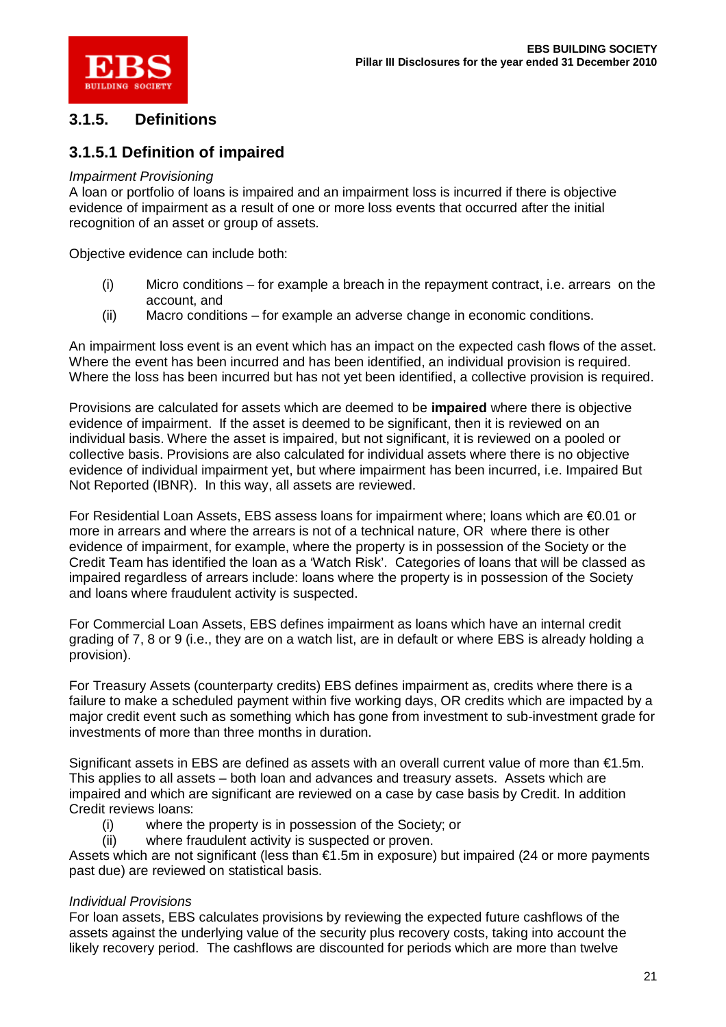### 3.1.5. Definitions

### 3.1.5.1 Definition of impaired

*Impairment Provisioning*
A loan or portfolio of loans is impaired and an impairment loss is incurred if there is objective evidence of impairment as a result of one or more loss events that occurred after the initial recognition of an asset or group of assets.

Objective evidence can include both:

(i) Micro conditions – for example a breach in the repayment contract, i.e. arrears on the account, and
(ii) Macro conditions – for example an adverse change in economic conditions.

An impairment loss event is an event which has an impact on the expected cash flows of the asset. Where the event has been incurred and has been identified, an individual provision is required. Where the loss has been incurred but has not yet been identified, a collective provision is required.

Provisions are calculated for assets which are deemed to be **impaired** where there is objective evidence of impairment. If the asset is deemed to be significant, then it is reviewed on an individual basis. Where the asset is impaired, but not significant, it is reviewed on a pooled or collective basis. Provisions are also calculated for individual assets where there is no objective evidence of individual impairment yet, but where impairment has been incurred, i.e. Impaired But Not Reported (IBNR). In this way, all assets are reviewed.

For Residential Loan Assets, EBS assess loans for impairment where; loans which are €0.01 or more in arrears and where the arrears is not of a technical nature, OR where there is other evidence of impairment, for example, where the property is in possession of the Society or the Credit Team has identified the loan as a 'Watch Risk'. Categories of loans that will be classed as impaired regardless of arrears include: loans where the property is in possession of the Society and loans where fraudulent activity is suspected.

For Commercial Loan Assets, EBS defines impairment as loans which have an internal credit grading of 7, 8 or 9 (i.e., they are on a watch list, are in default or where EBS is already holding a provision).

For Treasury Assets (counterparty credits) EBS defines impairment as, credits where there is a failure to make a scheduled payment within five working days, OR credits which are impacted by a major credit event such as something which has gone from investment to sub-investment grade for investments of more than three months in duration.

Significant assets in EBS are defined as assets with an overall current value of more than €1.5m. This applies to all assets – both loan and advances and treasury assets. Assets which are impaired and which are significant are reviewed on a case by case basis by Credit. In addition Credit reviews loans:

(i) where the property is in possession of the Society; or
(ii) where fraudulent activity is suspected or proven.

Assets which are not significant (less than €1.5m in exposure) but impaired (24 or more payments past due) are reviewed on statistical basis.

*Individual Provisions*
For loan assets, EBS calculates provisions by reviewing the expected future cashflows of the assets against the underlying value of the security plus recovery costs, taking into account the likely recovery period. The cashflows are discounted for periods which are more than twelve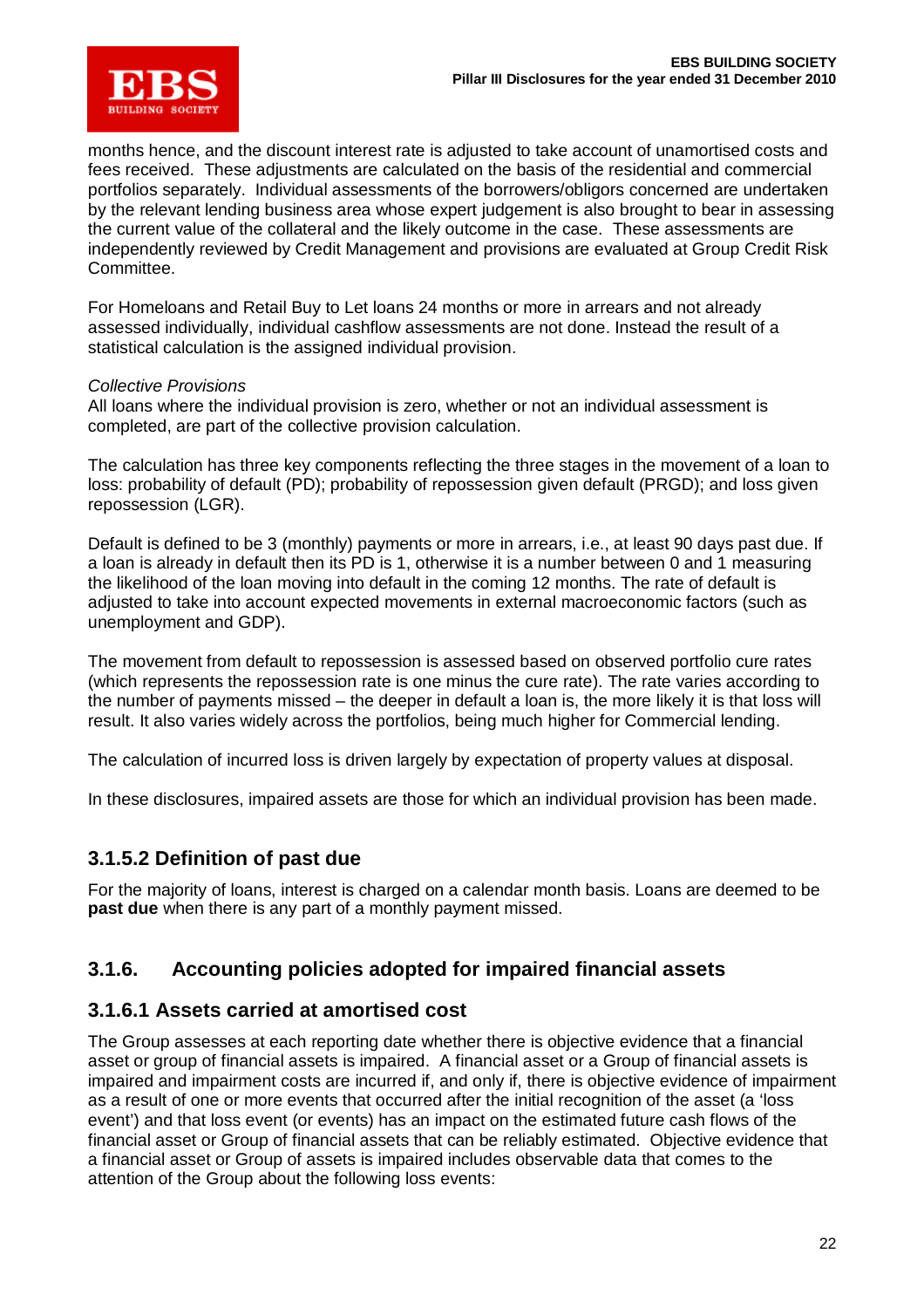months hence, and the discount interest rate is adjusted to take account of unamortised costs and fees received. These adjustments are calculated on the basis of the residential and commercial portfolios separately. Individual assessments of the borrowers/obligors concerned are undertaken by the relevant lending business area whose expert judgement is also brought to bear in assessing the current value of the collateral and the likely outcome in the case. These assessments are independently reviewed by Credit Management and provisions are evaluated at Group Credit Risk Committee.

For Homeloans and Retail Buy to Let loans 24 months or more in arrears and not already assessed individually, individual cashflow assessments are not done. Instead the result of a statistical calculation is the assigned individual provision.

*Collective Provisions*

All loans where the individual provision is zero, whether or not an individual assessment is completed, are part of the collective provision calculation.

The calculation has three key components reflecting the three stages in the movement of a loan to loss: probability of default (PD); probability of repossession given default (PRGD); and loss given repossession (LGR).

Default is defined to be 3 (monthly) payments or more in arrears, i.e., at least 90 days past due. If a loan is already in default then its PD is 1, otherwise it is a number between 0 and 1 measuring the likelihood of the loan moving into default in the coming 12 months. The rate of default is adjusted to take into account expected movements in external macroeconomic factors (such as unemployment and GDP).

The movement from default to repossession is assessed based on observed portfolio cure rates (which represents the repossession rate is one minus the cure rate). The rate varies according to the number of payments missed – the deeper in default a loan is, the more likely it is that loss will result. It also varies widely across the portfolios, being much higher for Commercial lending.

The calculation of incurred loss is driven largely by expectation of property values at disposal.

In these disclosures, impaired assets are those for which an individual provision has been made.

### 3.1.5.2 Definition of past due

For the majority of loans, interest is charged on a calendar month basis. Loans are deemed to be **past due** when there is any part of a monthly payment missed.

## 3.1.6. Accounting policies adopted for impaired financial assets

### 3.1.6.1 Assets carried at amortised cost

The Group assesses at each reporting date whether there is objective evidence that a financial asset or group of financial assets is impaired. A financial asset or a Group of financial assets is impaired and impairment costs are incurred if, and only if, there is objective evidence of impairment as a result of one or more events that occurred after the initial recognition of the asset (a 'loss event') and that loss event (or events) has an impact on the estimated future cash flows of the financial asset or Group of financial assets that can be reliably estimated. Objective evidence that a financial asset or Group of assets is impaired includes observable data that comes to the attention of the Group about the following loss events: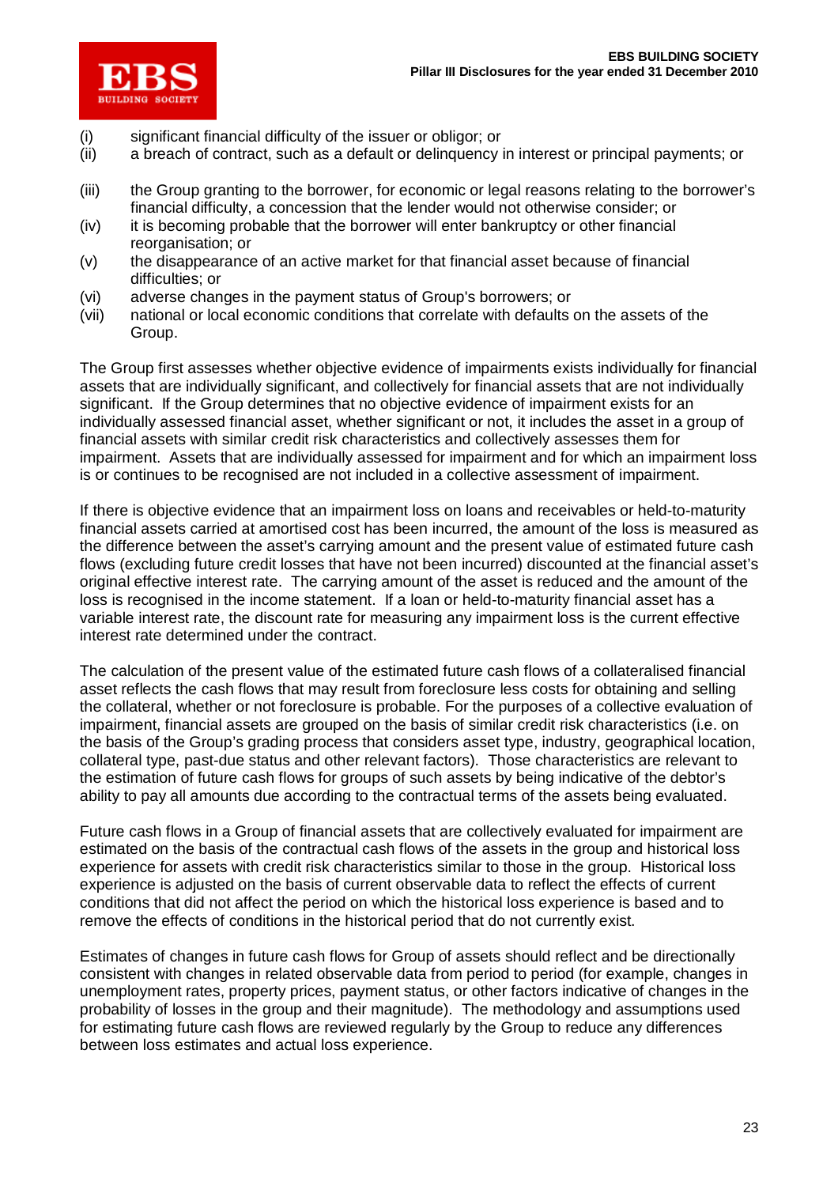(i) significant financial difficulty of the issuer or obligor; or
(ii) a breach of contract, such as a default or delinquency in interest or principal payments; or

(iii) the Group granting to the borrower, for economic or legal reasons relating to the borrower's financial difficulty, a concession that the lender would not otherwise consider; or
(iv) it is becoming probable that the borrower will enter bankruptcy or other financial reorganisation; or
(v) the disappearance of an active market for that financial asset because of financial difficulties; or
(vi) adverse changes in the payment status of Group's borrowers; or
(vii) national or local economic conditions that correlate with defaults on the assets of the Group.

The Group first assesses whether objective evidence of impairments exists individually for financial assets that are individually significant, and collectively for financial assets that are not individually significant. If the Group determines that no objective evidence of impairment exists for an individually assessed financial asset, whether significant or not, it includes the asset in a group of financial assets with similar credit risk characteristics and collectively assesses them for impairment. Assets that are individually assessed for impairment and for which an impairment loss is or continues to be recognised are not included in a collective assessment of impairment.

If there is objective evidence that an impairment loss on loans and receivables or held-to-maturity financial assets carried at amortised cost has been incurred, the amount of the loss is measured as the difference between the asset's carrying amount and the present value of estimated future cash flows (excluding future credit losses that have not been incurred) discounted at the financial asset's original effective interest rate. The carrying amount of the asset is reduced and the amount of the loss is recognised in the income statement. If a loan or held-to-maturity financial asset has a variable interest rate, the discount rate for measuring any impairment loss is the current effective interest rate determined under the contract.

The calculation of the present value of the estimated future cash flows of a collateralised financial asset reflects the cash flows that may result from foreclosure less costs for obtaining and selling the collateral, whether or not foreclosure is probable. For the purposes of a collective evaluation of impairment, financial assets are grouped on the basis of similar credit risk characteristics (i.e. on the basis of the Group's grading process that considers asset type, industry, geographical location, collateral type, past-due status and other relevant factors). Those characteristics are relevant to the estimation of future cash flows for groups of such assets by being indicative of the debtor's ability to pay all amounts due according to the contractual terms of the assets being evaluated.

Future cash flows in a Group of financial assets that are collectively evaluated for impairment are estimated on the basis of the contractual cash flows of the assets in the group and historical loss experience for assets with credit risk characteristics similar to those in the group. Historical loss experience is adjusted on the basis of current observable data to reflect the effects of current conditions that did not affect the period on which the historical loss experience is based and to remove the effects of conditions in the historical period that do not currently exist.

Estimates of changes in future cash flows for Group of assets should reflect and be directionally consistent with changes in related observable data from period to period (for example, changes in unemployment rates, property prices, payment status, or other factors indicative of changes in the probability of losses in the group and their magnitude). The methodology and assumptions used for estimating future cash flows are reviewed regularly by the Group to reduce any differences between loss estimates and actual loss experience.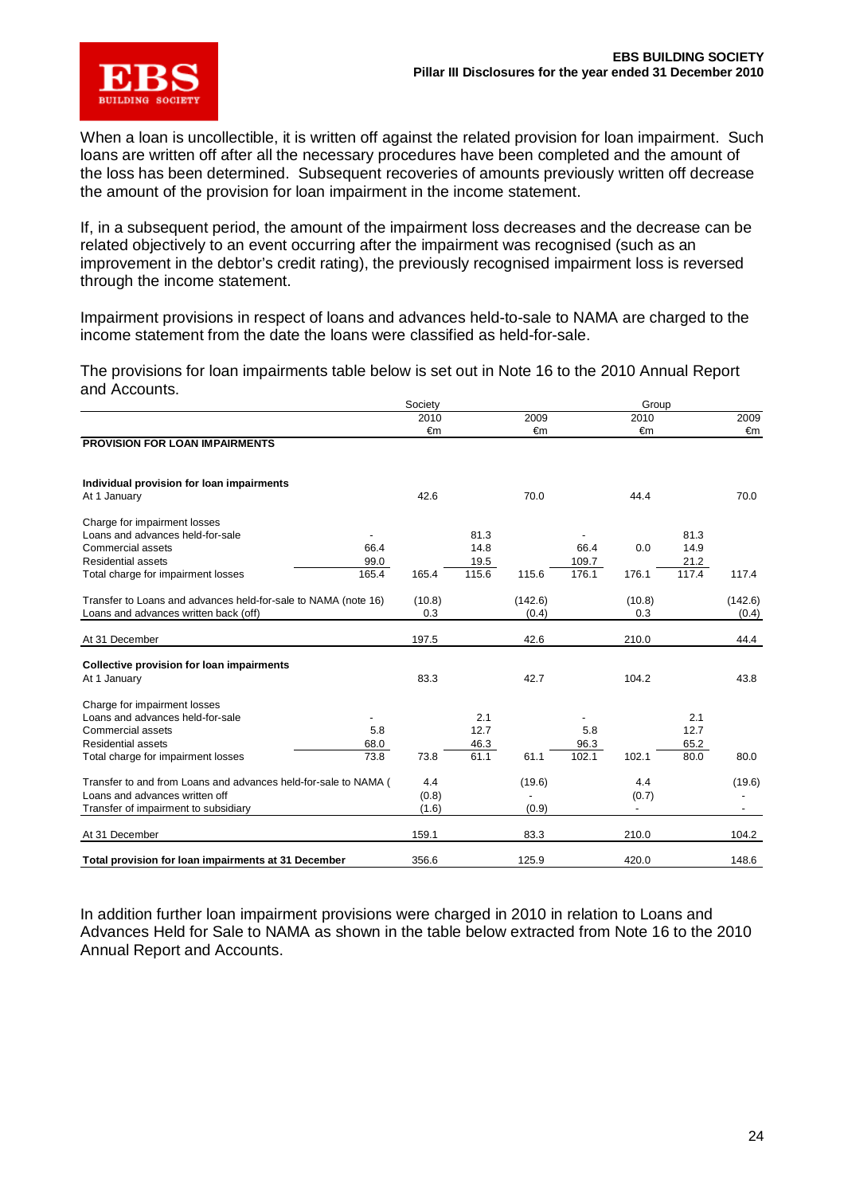When a loan is uncollectible, it is written off against the related provision for loan impairment. Such loans are written off after all the necessary procedures have been completed and the amount of the loss has been determined. Subsequent recoveries of amounts previously written off decrease the amount of the provision for loan impairment in the income statement.

If, in a subsequent period, the amount of the impairment loss decreases and the decrease can be related objectively to an event occurring after the impairment was recognised (such as an improvement in the debtor's credit rating), the previously recognised impairment loss is reversed through the income statement.

Impairment provisions in respect of loans and advances held-to-sale to NAMA are charged to the income statement from the date the loans were classified as held-for-sale.

The provisions for loan impairments table below is set out in Note 16 to the 2010 Annual Report and Accounts.

| | Society | | | | Group | | | |
|---|---|---|---|---|---|---|---|---|
| | | 2010 | | 2009 | | 2010 | | 2009 |
| | | €m | | €m | | €m | | €m |
| **PROVISION FOR LOAN IMPAIRMENTS** | | | | | | | | |
| **Individual provision for loan impairments** | | | | | | | | |
| At 1 January | | 42.6 | | 70.0 | | 44.4 | | 70.0 |
| Charge for impairment losses | | | | | | | | |
| Loans and advances held-for-sale | - | | 81.3 | | - | | 81.3 | |
| Commercial assets | 66.4 | | 14.8 | | 66.4 | 0.0 | 14.9 | |
| Residential assets | 99.0 | | 19.5 | | 109.7 | | 21.2 | |
| Total charge for impairment losses | 165.4 | 165.4 | 115.6 | 115.6 | 176.1 | 176.1 | 117.4 | 117.4 |
| Transfer to Loans and advances held-for-sale to NAMA (note 16) | | (10.8) | | (142.6) | | (10.8) | | (142.6) |
| Loans and advances written back (off) | | 0.3 | | (0.4) | | 0.3 | | (0.4) |
| At 31 December | | 197.5 | | 42.6 | | 210.0 | | 44.4 |
| **Collective provision for loan impairments** | | | | | | | | |
| At 1 January | | 83.3 | | 42.7 | | 104.2 | | 43.8 |
| Charge for impairment losses | | | | | | | | |
| Loans and advances held-for-sale | - | | 2.1 | | - | | 2.1 | |
| Commercial assets | 5.8 | | 12.7 | | 5.8 | | 12.7 | |
| Residential assets | 68.0 | | 46.3 | | 96.3 | | 65.2 | |
| Total charge for impairment losses | 73.8 | 73.8 | 61.1 | 61.1 | 102.1 | 102.1 | 80.0 | 80.0 |
| Transfer to and from Loans and advances held-for-sale to NAMA ( | | 4.4 | | (19.6) | | 4.4 | | (19.6) |
| Loans and advances written off | | (0.8) | | - | | (0.7) | | - |
| Transfer of impairment to subsidiary | | (1.6) | | (0.9) | | - | | - |
| At 31 December | | 159.1 | | 83.3 | | 210.0 | | 104.2 |
| **Total provision for loan impairments at 31 December** | | 356.6 | | 125.9 | | 420.0 | | 148.6 |

In addition further loan impairment provisions were charged in 2010 in relation to Loans and Advances Held for Sale to NAMA as shown in the table below extracted from Note 16 to the 2010 Annual Report and Accounts.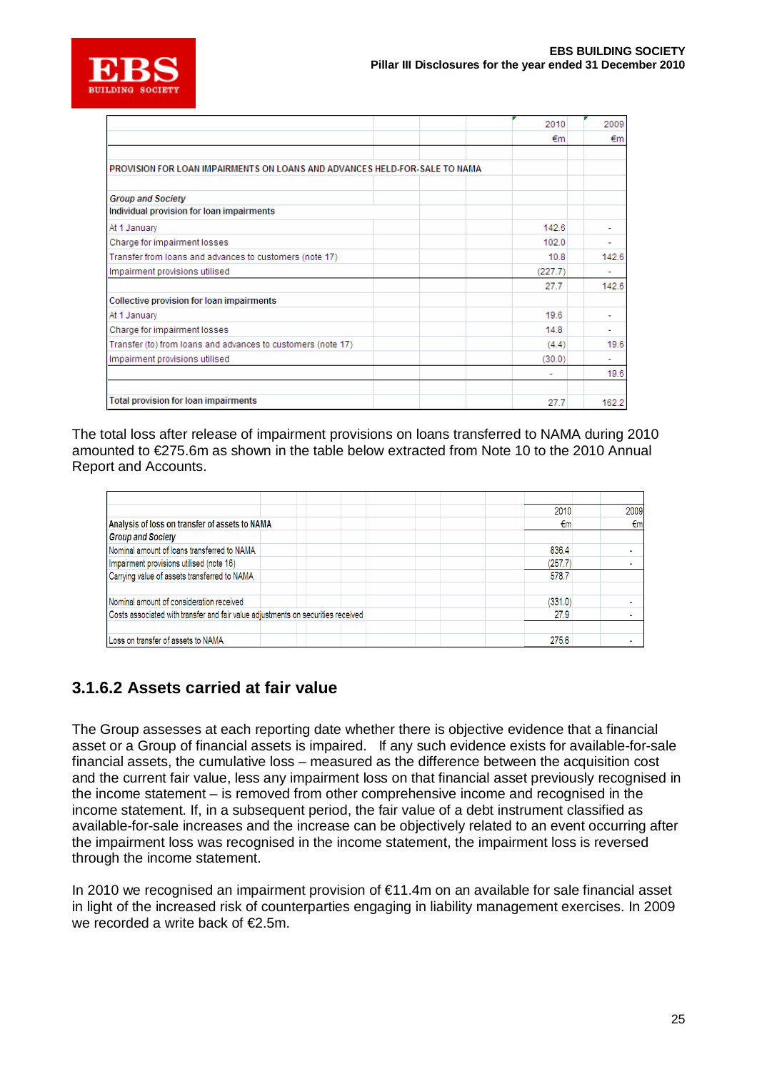| | 2010 | 2009 |
|---|---|---|
| | €m | €m |
| PROVISION FOR LOAN IMPAIRMENTS ON LOANS AND ADVANCES HELD-FOR-SALE TO NAMA | | |
| *Group and Society* | | |
| **Individual provision for loan impairments** | | |
| At 1 January | 142.6 | - |
| Charge for impairment losses | 102.0 | - |
| Transfer from loans and advances to customers (note 17) | 10.8 | 142.6 |
| Impairment provisions utilised | (227.7) | - |
| | 27.7 | 142.6 |
| **Collective provision for loan impairments** | | |
| At 1 January | 19.6 | - |
| Charge for impairment losses | 14.8 | - |
| Transfer (to) from loans and advances to customers (note 17) | (4.4) | 19.6 |
| Impairment provisions utilised | (30.0) | - |
| | - | 19.6 |
| **Total provision for loan impairments** | 27.7 | 162.2 |

The total loss after release of impairment provisions on loans transferred to NAMA during 2010 amounted to €275.6m as shown in the table below extracted from Note 10 to the 2010 Annual Report and Accounts.

| | 2010 | 2009 |
|---|---|---|
| **Analysis of loss on transfer of assets to NAMA** | €m | €m |
| *Group and Society* | | |
| Nominal amount of loans transferred to NAMA | 836.4 | - |
| Impairment provisions utilised (note 16) | (257.7) | - |
| Carrying value of assets transferred to NAMA | 578.7 | |
| | | |
| Nominal amount of consideration received | (331.0) | - |
| Costs associated with transfer and fair value adjustments on securities received | 27.9 | - |
| | | |
| Loss on transfer of assets to NAMA | 275.6 | - |

### 3.1.6.2 Assets carried at fair value

The Group assesses at each reporting date whether there is objective evidence that a financial asset or a Group of financial assets is impaired. If any such evidence exists for available-for-sale financial assets, the cumulative loss – measured as the difference between the acquisition cost and the current fair value, less any impairment loss on that financial asset previously recognised in the income statement – is removed from other comprehensive income and recognised in the income statement. If, in a subsequent period, the fair value of a debt instrument classified as available-for-sale increases and the increase can be objectively related to an event occurring after the impairment loss was recognised in the income statement, the impairment loss is reversed through the income statement.

In 2010 we recognised an impairment provision of €11.4m on an available for sale financial asset in light of the increased risk of counterparties engaging in liability management exercises. In 2009 we recorded a write back of €2.5m.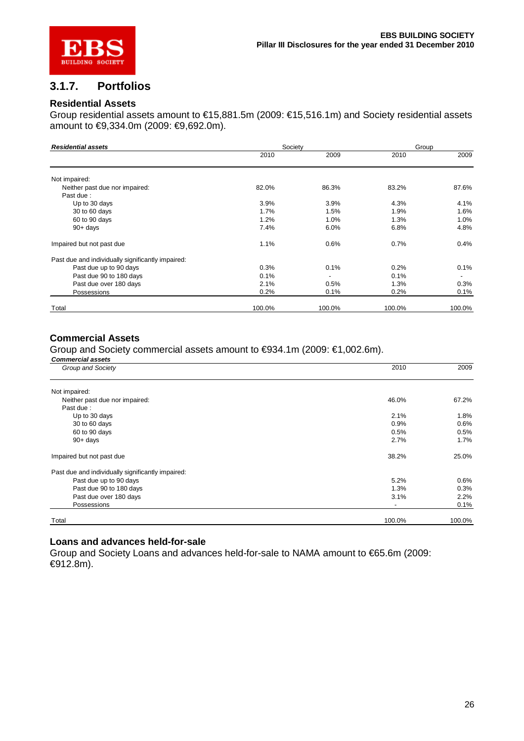## 3.1.7. Portfolios

### Residential Assets

Group residential assets amount to €15,881.5m (2009: €15,516.1m) and Society residential assets amount to €9,334.0m (2009: €9,692.0m).

| ***Residential assets*** | Society | | Group | |
|---|---|---|---|---|
| | 2010 | 2009 | 2010 | 2009 |
| Not impaired: | | | | |
| Neither past due nor impaired: | 82.0% | 86.3% | 83.2% | 87.6% |
| Past due : | | | | |
| Up to 30 days | 3.9% | 3.9% | 4.3% | 4.1% |
| 30 to 60 days | 1.7% | 1.5% | 1.9% | 1.6% |
| 60 to 90 days | 1.2% | 1.0% | 1.3% | 1.0% |
| 90+ days | 7.4% | 6.0% | 6.8% | 4.8% |
| Impaired but not past due | 1.1% | 0.6% | 0.7% | 0.4% |
| Past due and individually significantly impaired: | | | | |
| Past due up to 90 days | 0.3% | 0.1% | 0.2% | 0.1% |
| Past due 90 to 180 days | 0.1% | - | 0.1% | - |
| Past due over 180 days | 2.1% | 0.5% | 1.3% | 0.3% |
| Possessions | 0.2% | 0.1% | 0.2% | 0.1% |
| Total | 100.0% | 100.0% | 100.0% | 100.0% |

### Commercial Assets

Group and Society commercial assets amount to €934.1m (2009: €1,002.6m).

| ***Commercial assets*** *Group and Society* | 2010 | 2009 |
|---|---|---|
| Not impaired: | | |
| Neither past due nor impaired: | 46.0% | 67.2% |
| Past due : | | |
| Up to 30 days | 2.1% | 1.8% |
| 30 to 60 days | 0.9% | 0.6% |
| 60 to 90 days | 0.5% | 0.5% |
| 90+ days | 2.7% | 1.7% |
| Impaired but not past due | 38.2% | 25.0% |
| Past due and individually significantly impaired: | | |
| Past due up to 90 days | 5.2% | 0.6% |
| Past due 90 to 180 days | 1.3% | 0.3% |
| Past due over 180 days | 3.1% | 2.2% |
| Possessions | - | 0.1% |
| Total | 100.0% | 100.0% |

### Loans and advances held-for-sale

Group and Society Loans and advances held-for-sale to NAMA amount to €65.6m (2009: €912.8m).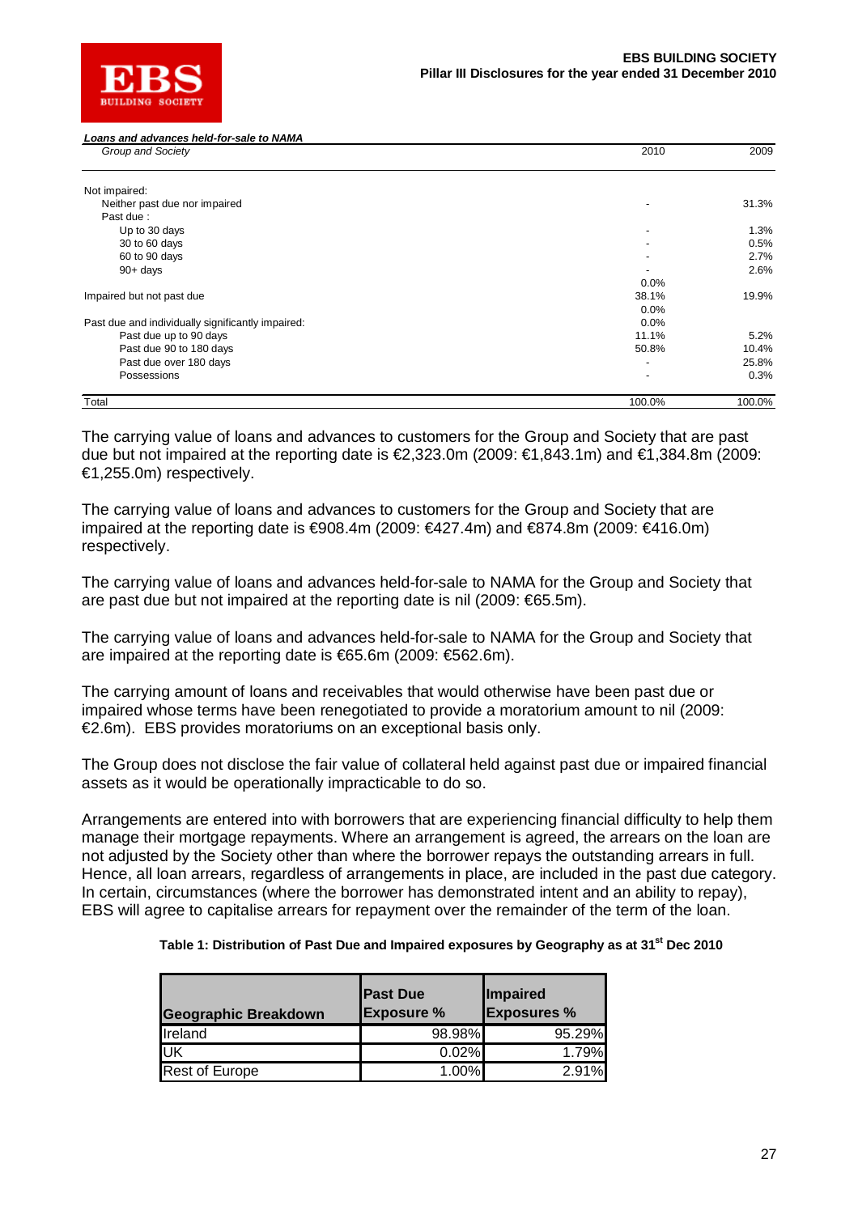***Loans and advances held-for-sale to NAMA***

| *Group and Society* | 2010 | 2009 |
|---|---|---|
| Not impaired: | | |
| Neither past due nor impaired | - | 31.3% |
| Past due : | | |
| Up to 30 days | - | 1.3% |
| 30 to 60 days | - | 0.5% |
| 60 to 90 days | - | 2.7% |
| 90+ days | - | 2.6% |
| | 0.0% | |
| Impaired but not past due | 38.1% | 19.9% |
| | 0.0% | |
| Past due and individually significantly impaired: | 0.0% | |
| Past due up to 90 days | 11.1% | 5.2% |
| Past due 90 to 180 days | 50.8% | 10.4% |
| Past due over 180 days | - | 25.8% |
| Possessions | - | 0.3% |
| Total | 100.0% | 100.0% |

The carrying value of loans and advances to customers for the Group and Society that are past due but not impaired at the reporting date is €2,323.0m (2009: €1,843.1m) and €1,384.8m (2009: €1,255.0m) respectively.

The carrying value of loans and advances to customers for the Group and Society that are impaired at the reporting date is €908.4m (2009: €427.4m) and €874.8m (2009: €416.0m) respectively.

The carrying value of loans and advances held-for-sale to NAMA for the Group and Society that are past due but not impaired at the reporting date is nil (2009: €65.5m).

The carrying value of loans and advances held-for-sale to NAMA for the Group and Society that are impaired at the reporting date is €65.6m (2009: €562.6m).

The carrying amount of loans and receivables that would otherwise have been past due or impaired whose terms have been renegotiated to provide a moratorium amount to nil (2009: €2.6m). EBS provides moratoriums on an exceptional basis only.

The Group does not disclose the fair value of collateral held against past due or impaired financial assets as it would be operationally impracticable to do so.

Arrangements are entered into with borrowers that are experiencing financial difficulty to help them manage their mortgage repayments. Where an arrangement is agreed, the arrears on the loan are not adjusted by the Society other than where the borrower repays the outstanding arrears in full. Hence, all loan arrears, regardless of arrangements in place, are included in the past due category. In certain, circumstances (where the borrower has demonstrated intent and an ability to repay), EBS will agree to capitalise arrears for repayment over the remainder of the term of the loan.

**Table 1: Distribution of Past Due and Impaired exposures by Geography as at 31st Dec 2010**

| Geographic Breakdown | Past Due Exposure % | Impaired Exposures % |
|---|---|---|
| Ireland | 98.98% | 95.29% |
| UK | 0.02% | 1.79% |
| Rest of Europe | 1.00% | 2.91% |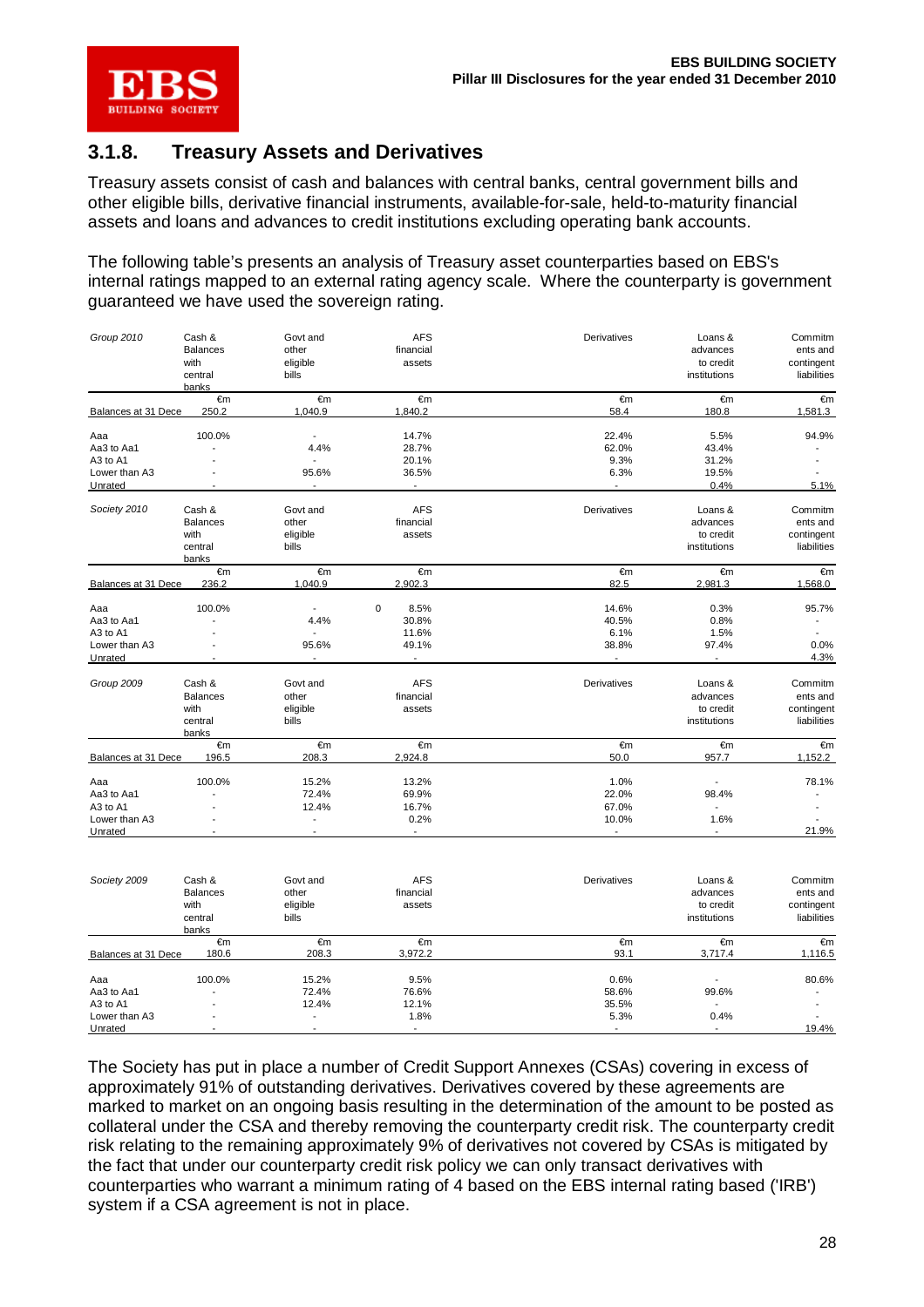## 3.1.8. Treasury Assets and Derivatives

Treasury assets consist of cash and balances with central banks, central government bills and other eligible bills, derivative financial instruments, available-for-sale, held-to-maturity financial assets and loans and advances to credit institutions excluding operating bank accounts.

The following table's presents an analysis of Treasury asset counterparties based on EBS's internal ratings mapped to an external rating agency scale. Where the counterparty is government guaranteed we have used the sovereign rating.

| *Group 2010* | Cash & Balances with central banks | Govt and other eligible bills | AFS financial assets | Derivatives | Loans & advances to credit institutions | Commitments and contingent liabilities |
|---|---|---|---|---|---|---|
| | €m | €m | €m | €m | €m | €m |
| Balances at 31 Dece | 250.2 | 1,040.9 | 1,840.2 | 58.4 | 180.8 | 1,581.3 |
| Aaa | 100.0% | - | 14.7% | 22.4% | 5.5% | 94.9% |
| Aa3 to Aa1 | - | 4.4% | 28.7% | 62.0% | 43.4% | - |
| A3 to A1 | - | - | 20.1% | 9.3% | 31.2% | - |
| Lower than A3 | - | 95.6% | 36.5% | 6.3% | 19.5% | - |
| Unrated | - | - | - | - | 0.4% | 5.1% |

| *Society 2010* | Cash & Balances with central banks | Govt and other eligible bills | AFS financial assets | Derivatives | Loans & advances to credit institutions | Commitments and contingent liabilities |
|---|---|---|---|---|---|---|
| | €m | €m | €m | €m | €m | €m |
| Balances at 31 Dece | 236.2 | 1,040.9 | 2,902.3 | 82.5 | 2,981.3 | 1,568.0 |
| Aaa | 100.0% | - | 0 8.5% | 14.6% | 0.3% | 95.7% |
| Aa3 to Aa1 | - | 4.4% | 30.8% | 40.5% | 0.8% | - |
| A3 to A1 | - | - | 11.6% | 6.1% | 1.5% | - |
| Lower than A3 | - | 95.6% | 49.1% | 38.8% | 97.4% | 0.0% |
| Unrated | - | - | - | - | - | 4.3% |

| *Group 2009* | Cash & Balances with central banks | Govt and other eligible bills | AFS financial assets | Derivatives | Loans & advances to credit institutions | Commitments and contingent liabilities |
|---|---|---|---|---|---|---|
| | €m | €m | €m | €m | €m | €m |
| Balances at 31 Dece | 196.5 | 208.3 | 2,924.8 | 50.0 | 957.7 | 1,152.2 |
| Aaa | 100.0% | 15.2% | 13.2% | 1.0% | - | 78.1% |
| Aa3 to Aa1 | - | 72.4% | 69.9% | 22.0% | 98.4% | - |
| A3 to A1 | - | 12.4% | 16.7% | 67.0% | - | - |
| Lower than A3 | - | - | 0.2% | 10.0% | 1.6% | - |
| Unrated | - | - | - | - | - | 21.9% |

| *Society 2009* | Cash & Balances with central banks | Govt and other eligible bills | AFS financial assets | Derivatives | Loans & advances to credit institutions | Commitments and contingent liabilities |
|---|---|---|---|---|---|---|
| | €m | €m | €m | €m | €m | €m |
| Balances at 31 Dece | 180.6 | 208.3 | 3,972.2 | 93.1 | 3,717.4 | 1,116.5 |
| Aaa | 100.0% | 15.2% | 9.5% | 0.6% | - | 80.6% |
| Aa3 to Aa1 | - | 72.4% | 76.6% | 58.6% | 99.6% | - |
| A3 to A1 | - | 12.4% | 12.1% | 35.5% | - | - |
| Lower than A3 | - | - | 1.8% | 5.3% | 0.4% | - |
| Unrated | - | - | - | - | - | 19.4% |

The Society has put in place a number of Credit Support Annexes (CSAs) covering in excess of approximately 91% of outstanding derivatives. Derivatives covered by these agreements are marked to market on an ongoing basis resulting in the determination of the amount to be posted as collateral under the CSA and thereby removing the counterparty credit risk. The counterparty credit risk relating to the remaining approximately 9% of derivatives not covered by CSAs is mitigated by the fact that under our counterparty credit risk policy we can only transact derivatives with counterparties who warrant a minimum rating of 4 based on the EBS internal rating based ('IRB') system if a CSA agreement is not in place.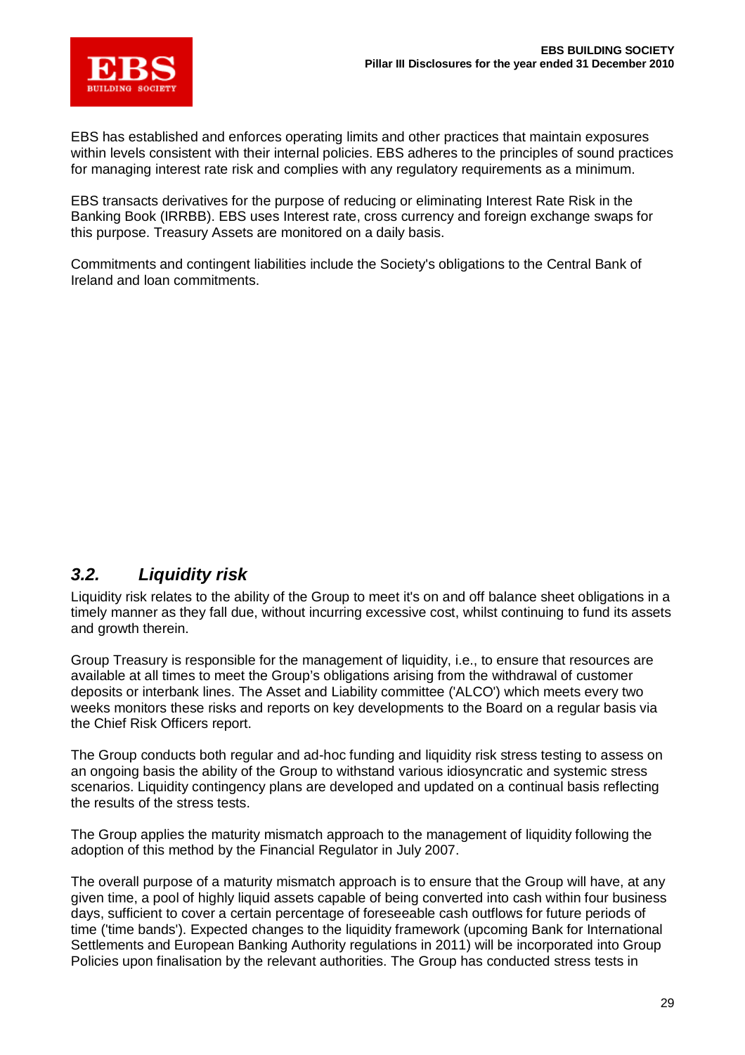EBS has established and enforces operating limits and other practices that maintain exposures within levels consistent with their internal policies. EBS adheres to the principles of sound practices for managing interest rate risk and complies with any regulatory requirements as a minimum.

EBS transacts derivatives for the purpose of reducing or eliminating Interest Rate Risk in the Banking Book (IRRBB). EBS uses Interest rate, cross currency and foreign exchange swaps for this purpose. Treasury Assets are monitored on a daily basis.

Commitments and contingent liabilities include the Society's obligations to the Central Bank of Ireland and loan commitments.

## *3.2. Liquidity risk*

Liquidity risk relates to the ability of the Group to meet it's on and off balance sheet obligations in a timely manner as they fall due, without incurring excessive cost, whilst continuing to fund its assets and growth therein.

Group Treasury is responsible for the management of liquidity, i.e., to ensure that resources are available at all times to meet the Group's obligations arising from the withdrawal of customer deposits or interbank lines. The Asset and Liability committee ('ALCO') which meets every two weeks monitors these risks and reports on key developments to the Board on a regular basis via the Chief Risk Officers report.

The Group conducts both regular and ad-hoc funding and liquidity risk stress testing to assess on an ongoing basis the ability of the Group to withstand various idiosyncratic and systemic stress scenarios. Liquidity contingency plans are developed and updated on a continual basis reflecting the results of the stress tests.

The Group applies the maturity mismatch approach to the management of liquidity following the adoption of this method by the Financial Regulator in July 2007.

The overall purpose of a maturity mismatch approach is to ensure that the Group will have, at any given time, a pool of highly liquid assets capable of being converted into cash within four business days, sufficient to cover a certain percentage of foreseeable cash outflows for future periods of time ('time bands'). Expected changes to the liquidity framework (upcoming Bank for International Settlements and European Banking Authority regulations in 2011) will be incorporated into Group Policies upon finalisation by the relevant authorities. The Group has conducted stress tests in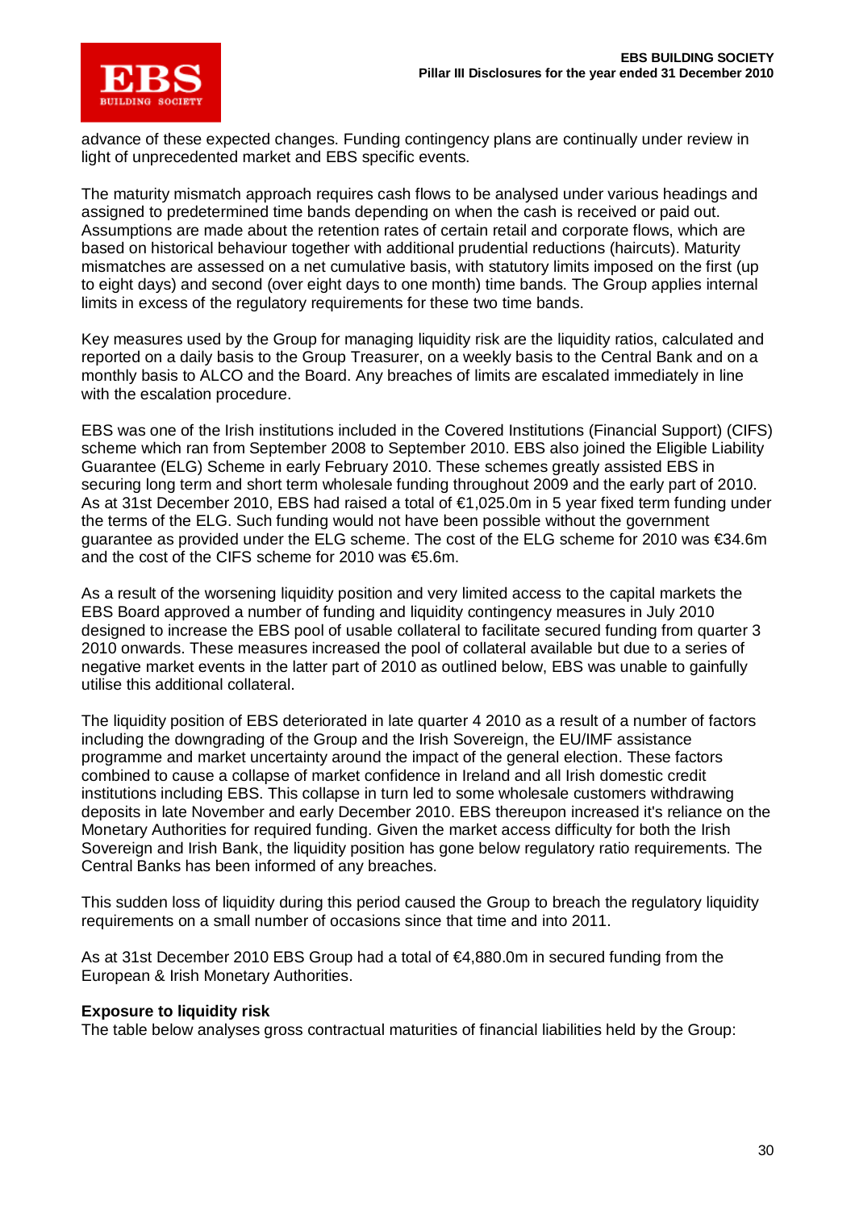advance of these expected changes. Funding contingency plans are continually under review in light of unprecedented market and EBS specific events.

The maturity mismatch approach requires cash flows to be analysed under various headings and assigned to predetermined time bands depending on when the cash is received or paid out. Assumptions are made about the retention rates of certain retail and corporate flows, which are based on historical behaviour together with additional prudential reductions (haircuts). Maturity mismatches are assessed on a net cumulative basis, with statutory limits imposed on the first (up to eight days) and second (over eight days to one month) time bands. The Group applies internal limits in excess of the regulatory requirements for these two time bands.

Key measures used by the Group for managing liquidity risk are the liquidity ratios, calculated and reported on a daily basis to the Group Treasurer, on a weekly basis to the Central Bank and on a monthly basis to ALCO and the Board. Any breaches of limits are escalated immediately in line with the escalation procedure.

EBS was one of the Irish institutions included in the Covered Institutions (Financial Support) (CIFS) scheme which ran from September 2008 to September 2010. EBS also joined the Eligible Liability Guarantee (ELG) Scheme in early February 2010. These schemes greatly assisted EBS in securing long term and short term wholesale funding throughout 2009 and the early part of 2010. As at 31st December 2010, EBS had raised a total of €1,025.0m in 5 year fixed term funding under the terms of the ELG. Such funding would not have been possible without the government guarantee as provided under the ELG scheme. The cost of the ELG scheme for 2010 was €34.6m and the cost of the CIFS scheme for 2010 was €5.6m.

As a result of the worsening liquidity position and very limited access to the capital markets the EBS Board approved a number of funding and liquidity contingency measures in July 2010 designed to increase the EBS pool of usable collateral to facilitate secured funding from quarter 3 2010 onwards. These measures increased the pool of collateral available but due to a series of negative market events in the latter part of 2010 as outlined below, EBS was unable to gainfully utilise this additional collateral.

The liquidity position of EBS deteriorated in late quarter 4 2010 as a result of a number of factors including the downgrading of the Group and the Irish Sovereign, the EU/IMF assistance programme and market uncertainty around the impact of the general election. These factors combined to cause a collapse of market confidence in Ireland and all Irish domestic credit institutions including EBS. This collapse in turn led to some wholesale customers withdrawing deposits in late November and early December 2010. EBS thereupon increased it's reliance on the Monetary Authorities for required funding. Given the market access difficulty for both the Irish Sovereign and Irish Bank, the liquidity position has gone below regulatory ratio requirements. The Central Banks has been informed of any breaches.

This sudden loss of liquidity during this period caused the Group to breach the regulatory liquidity requirements on a small number of occasions since that time and into 2011.

As at 31st December 2010 EBS Group had a total of €4,880.0m in secured funding from the European & Irish Monetary Authorities.

**Exposure to liquidity risk**

The table below analyses gross contractual maturities of financial liabilities held by the Group: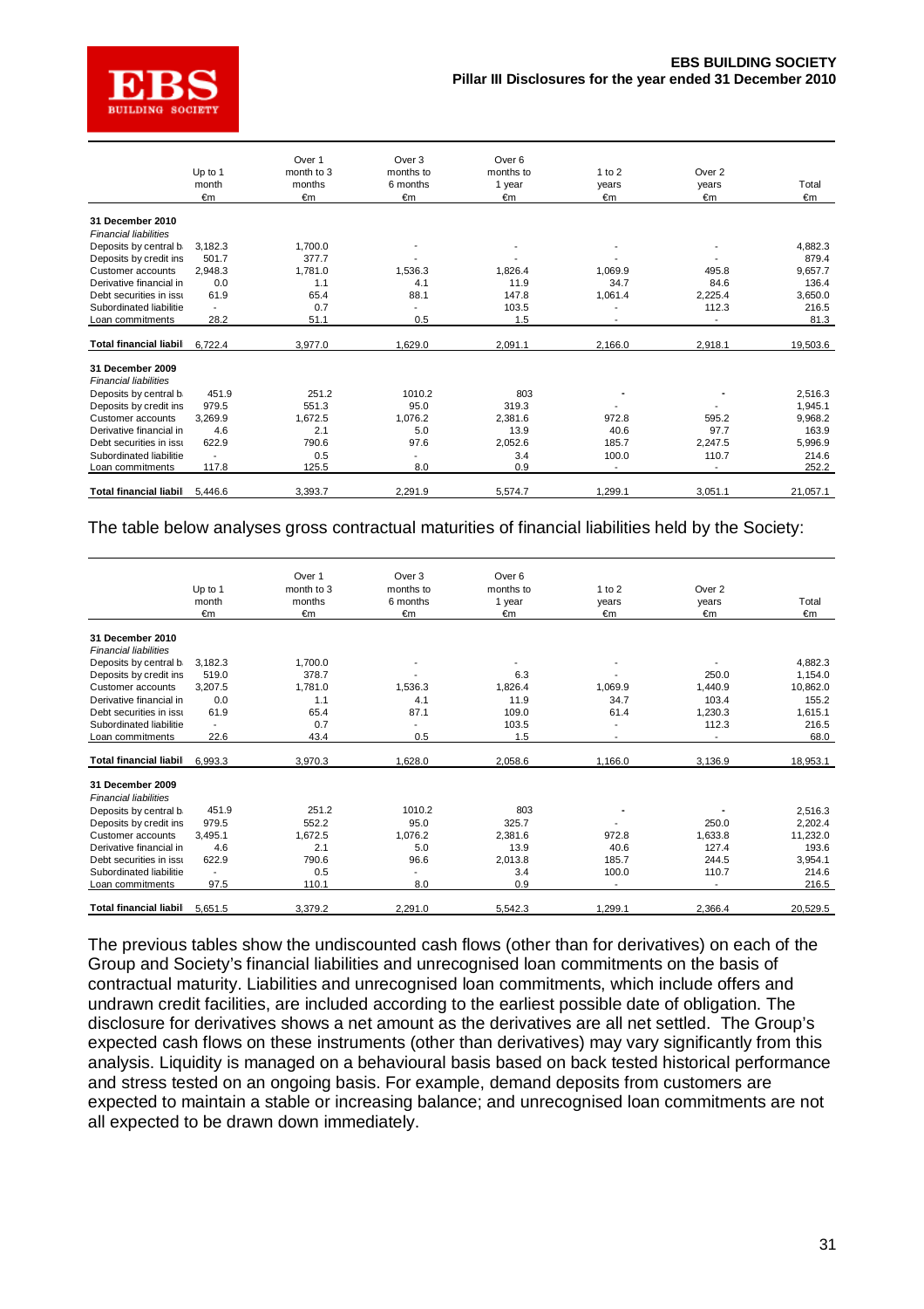| | Up to 1 month €m | Over 1 month to 3 months €m | Over 3 months to 6 months €m | Over 6 months to 1 year €m | 1 to 2 years €m | Over 2 years €m | Total €m |
|---|---|---|---|---|---|---|---|
| **31 December 2010** | | | | | | | |
| *Financial liabilities* | | | | | | | |
| Deposits by central b | 3,182.3 | 1,700.0 | - | - | - | - | 4,882.3 |
| Deposits by credit ins | 501.7 | 377.7 | - | - | - | - | 879.4 |
| Customer accounts | 2,948.3 | 1,781.0 | 1,536.3 | 1,826.4 | 1,069.9 | 495.8 | 9,657.7 |
| Derivative financial in | 0.0 | 1.1 | 4.1 | 11.9 | 34.7 | 84.6 | 136.4 |
| Debt securities in issu | 61.9 | 65.4 | 88.1 | 147.8 | 1,061.4 | 2,225.4 | 3,650.0 |
| Subordinated liabilitie | - | 0.7 | - | 103.5 | - | 112.3 | 216.5 |
| Loan commitments | 28.2 | 51.1 | 0.5 | 1.5 | - | - | 81.3 |
| **Total financial liabil** | 6,722.4 | 3,977.0 | 1,629.0 | 2,091.1 | 2,166.0 | 2,918.1 | 19,503.6 |
| **31 December 2009** | | | | | | | |
| *Financial liabilities* | | | | | | | |
| Deposits by central b | 451.9 | 251.2 | 1010.2 | 803 | - | - | 2,516.3 |
| Deposits by credit ins | 979.5 | 551.3 | 95.0 | 319.3 | - | - | 1,945.1 |
| Customer accounts | 3,269.9 | 1,672.5 | 1,076.2 | 2,381.6 | 972.8 | 595.2 | 9,968.2 |
| Derivative financial in | 4.6 | 2.1 | 5.0 | 13.9 | 40.6 | 97.7 | 163.9 |
| Debt securities in issu | 622.9 | 790.6 | 97.6 | 2,052.6 | 185.7 | 2,247.5 | 5,996.9 |
| Subordinated liabilitie | - | 0.5 | - | 3.4 | 100.0 | 110.7 | 214.6 |
| Loan commitments | 117.8 | 125.5 | 8.0 | 0.9 | - | - | 252.2 |
| **Total financial liabil** | 5,446.6 | 3,393.7 | 2,291.9 | 5,574.7 | 1,299.1 | 3,051.1 | 21,057.1 |

The table below analyses gross contractual maturities of financial liabilities held by the Society:

| | Up to 1 month €m | Over 1 month to 3 months €m | Over 3 months to 6 months €m | Over 6 months to 1 year €m | 1 to 2 years €m | Over 2 years €m | Total €m |
|---|---|---|---|---|---|---|---|
| **31 December 2010** | | | | | | | |
| *Financial liabilities* | | | | | | | |
| Deposits by central b | 3,182.3 | 1,700.0 | - | - | - | - | 4,882.3 |
| Deposits by credit ins | 519.0 | 378.7 | - | 6.3 | - | 250.0 | 1,154.0 |
| Customer accounts | 3,207.5 | 1,781.0 | 1,536.3 | 1,826.4 | 1,069.9 | 1,440.9 | 10,862.0 |
| Derivative financial in | 0.0 | 1.1 | 4.1 | 11.9 | 34.7 | 103.4 | 155.2 |
| Debt securities in issu | 61.9 | 65.4 | 87.1 | 109.0 | 61.4 | 1,230.3 | 1,615.1 |
| Subordinated liabilitie | - | 0.7 | - | 103.5 | - | 112.3 | 216.5 |
| Loan commitments | 22.6 | 43.4 | 0.5 | 1.5 | - | - | 68.0 |
| **Total financial liabil** | 6,993.3 | 3,970.3 | 1,628.0 | 2,058.6 | 1,166.0 | 3,136.9 | 18,953.1 |
| **31 December 2009** | | | | | | | |
| *Financial liabilities* | | | | | | | |
| Deposits by central b | 451.9 | 251.2 | 1010.2 | 803 | - | - | 2,516.3 |
| Deposits by credit ins | 979.5 | 552.2 | 95.0 | 325.7 | - | 250.0 | 2,202.4 |
| Customer accounts | 3,495.1 | 1,672.5 | 1,076.2 | 2,381.6 | 972.8 | 1,633.8 | 11,232.0 |
| Derivative financial in | 4.6 | 2.1 | 5.0 | 13.9 | 40.6 | 127.4 | 193.6 |
| Debt securities in issu | 622.9 | 790.6 | 96.6 | 2,013.8 | 185.7 | 244.5 | 3,954.1 |
| Subordinated liabilitie | - | 0.5 | - | 3.4 | 100.0 | 110.7 | 214.6 |
| Loan commitments | 97.5 | 110.1 | 8.0 | 0.9 | - | - | 216.5 |
| **Total financial liabil** | 5,651.5 | 3,379.2 | 2,291.0 | 5,542.3 | 1,299.1 | 2,366.4 | 20,529.5 |

The previous tables show the undiscounted cash flows (other than for derivatives) on each of the Group and Society's financial liabilities and unrecognised loan commitments on the basis of contractual maturity. Liabilities and unrecognised loan commitments, which include offers and undrawn credit facilities, are included according to the earliest possible date of obligation. The disclosure for derivatives shows a net amount as the derivatives are all net settled. The Group's expected cash flows on these instruments (other than derivatives) may vary significantly from this analysis. Liquidity is managed on a behavioural basis based on back tested historical performance and stress tested on an ongoing basis. For example, demand deposits from customers are expected to maintain a stable or increasing balance; and unrecognised loan commitments are not all expected to be drawn down immediately.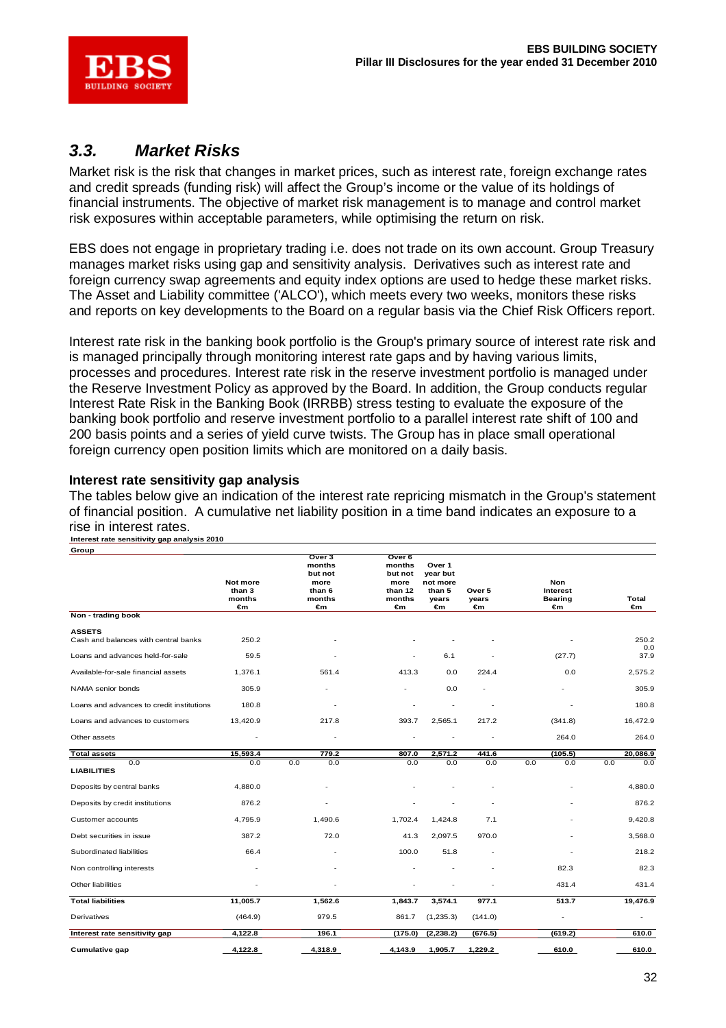## 3.3. Market Risks

Market risk is the risk that changes in market prices, such as interest rate, foreign exchange rates and credit spreads (funding risk) will affect the Group's income or the value of its holdings of financial instruments. The objective of market risk management is to manage and control market risk exposures within acceptable parameters, while optimising the return on risk.

EBS does not engage in proprietary trading i.e. does not trade on its own account. Group Treasury manages market risks using gap and sensitivity analysis. Derivatives such as interest rate and foreign currency swap agreements and equity index options are used to hedge these market risks. The Asset and Liability committee ('ALCO'), which meets every two weeks, monitors these risks and reports on key developments to the Board on a regular basis via the Chief Risk Officers report.

Interest rate risk in the banking book portfolio is the Group's primary source of interest rate risk and is managed principally through monitoring interest rate gaps and by having various limits, processes and procedures. Interest rate risk in the reserve investment portfolio is managed under the Reserve Investment Policy as approved by the Board. In addition, the Group conducts regular Interest Rate Risk in the Banking Book (IRRBB) stress testing to evaluate the exposure of the banking book portfolio and reserve investment portfolio to a parallel interest rate shift of 100 and 200 basis points and a series of yield curve twists. The Group has in place small operational foreign currency open position limits which are monitored on a daily basis.

### Interest rate sensitivity gap analysis

The tables below give an indication of the interest rate repricing mismatch in the Group's statement of financial position. A cumulative net liability position in a time band indicates an exposure to a rise in interest rates.

**Interest rate sensitivity gap analysis 2010**

**Group**

| | Not more than 3 months €m | Over 3 months but not more than 6 months €m | Over 6 months but not more than 12 months €m | Over 1 year but not more than 5 years €m | Over 5 years €m | Non Interest Bearing €m | Total €m |
|---|---|---|---|---|---|---|---|
| **Non - trading book** | | | | | | | |
| **ASSETS** | | | | | | | |
| Cash and balances with central banks | 250.2 | - | - | - | - | - | 250.2 |
| | | | | | | | 0.0 |
| Loans and advances held-for-sale | 59.5 | - | - | 6.1 | - | (27.7) | 37.9 |
| Available-for-sale financial assets | 1,376.1 | 561.4 | 413.3 | 0.0 | 224.4 | 0.0 | 2,575.2 |
| NAMA senior bonds | 305.9 | - | - | 0.0 | - | - | 305.9 |
| Loans and advances to credit institutions | 180.8 | - | - | - | - | - | 180.8 |
| Loans and advances to customers | 13,420.9 | 217.8 | 393.7 | 2,565.1 | 217.2 | (341.8) | 16,472.9 |
| Other assets | - | - | - | - | - | 264.0 | 264.0 |
| **Total assets** | **15,593.4** | **779.2** | **807.0** | **2,571.2** | **441.6** | **(105.5)** | **20,086.9** |
| 0.0 | 0.0 | 0.0 0.0 | 0.0 | 0.0 | 0.0 | 0.0 0.0 | 0.0 0.0 |
| **LIABILITIES** | | | | | | | |
| Deposits by central banks | 4,880.0 | - | - | - | - | - | 4,880.0 |
| Deposits by credit institutions | 876.2 | - | - | - | - | - | 876.2 |
| Customer accounts | 4,795.9 | 1,490.6 | 1,702.4 | 1,424.8 | 7.1 | - | 9,420.8 |
| Debt securities in issue | 387.2 | 72.0 | 41.3 | 2,097.5 | 970.0 | - | 3,568.0 |
| Subordinated liabilities | 66.4 | - | 100.0 | 51.8 | - | - | 218.2 |
| Non controlling interests | - | - | - | - | - | 82.3 | 82.3 |
| Other liabilities | - | - | - | - | - | 431.4 | 431.4 |
| **Total liabilities** | **11,005.7** | **1,562.6** | **1,843.7** | **3,574.1** | **977.1** | **513.7** | **19,476.9** |
| Derivatives | (464.9) | 979.5 | 861.7 | (1,235.3) | (141.0) | - | - |
| **Interest rate sensitivity gap** | **4,122.8** | **196.1** | **(175.0)** | **(2,238.2)** | **(676.5)** | **(619.2)** | **610.0** |
| **Cumulative gap** | **4,122.8** | **4,318.9** | **4,143.9** | **1,905.7** | **1,229.2** | **610.0** | **610.0** |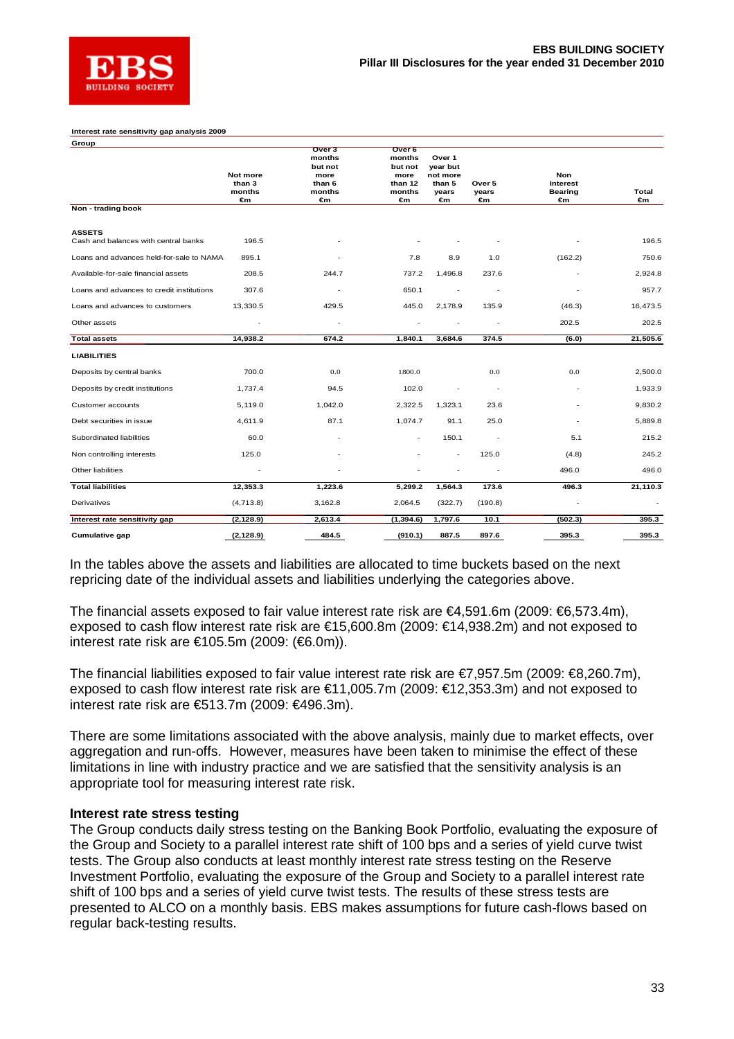**Interest rate sensitivity gap analysis 2009**

**Group**

| | Not more than 3 months €m | Over 3 months but not more than 6 months €m | Over 6 months but not more than 12 months €m | Over 1 year but not more than 5 years €m | Over 5 years €m | Non Interest Bearing €m | Total €m |
|---|---|---|---|---|---|---|---|
| **Non - trading book** | | | | | | | |
| **ASSETS** | | | | | | | |
| Cash and balances with central banks | 196.5 | - | - | - | - | - | 196.5 |
| Loans and advances held-for-sale to NAMA | 895.1 | - | 7.8 | 8.9 | 1.0 | (162.2) | 750.6 |
| Available-for-sale financial assets | 208.5 | 244.7 | 737.2 | 1,496.8 | 237.6 | - | 2,924.8 |
| Loans and advances to credit institutions | 307.6 | - | 650.1 | - | - | - | 957.7 |
| Loans and advances to customers | 13,330.5 | 429.5 | 445.0 | 2,178.9 | 135.9 | (46.3) | 16,473.5 |
| Other assets | - | - | - | - | - | 202.5 | 202.5 |
| **Total assets** | **14,938.2** | **674.2** | **1,840.1** | **3,684.6** | **374.5** | **(6.0)** | **21,505.6** |
| **LIABILITIES** | | | | | | | |
| Deposits by central banks | 700.0 | 0.0 | 1800.0 | | 0.0 | 0.0 | 2,500.0 |
| Deposits by credit institutions | 1,737.4 | 94.5 | 102.0 | - | - | - | 1,933.9 |
| Customer accounts | 5,119.0 | 1,042.0 | 2,322.5 | 1,323.1 | 23.6 | - | 9,830.2 |
| Debt securities in issue | 4,611.9 | 87.1 | 1,074.7 | 91.1 | 25.0 | - | 5,889.8 |
| Subordinated liabilities | 60.0 | - | - | 150.1 | - | 5.1 | 215.2 |
| Non controlling interests | 125.0 | - | - | - | 125.0 | (4.8) | 245.2 |
| Other liabilities | - | - | - | - | - | 496.0 | 496.0 |
| **Total liabilities** | **12,353.3** | **1,223.6** | **5,299.2** | **1,564.3** | **173.6** | **496.3** | **21,110.3** |
| Derivatives | (4,713.8) | 3,162.8 | 2,064.5 | (322.7) | (190.8) | - | - |
| **Interest rate sensitivity gap** | **(2,128.9)** | **2,613.4** | **(1,394.6)** | **1,797.6** | **10.1** | **(502.3)** | **395.3** |
| **Cumulative gap** | **(2,128.9)** | **484.5** | **(910.1)** | **887.5** | **897.6** | **395.3** | **395.3** |

In the tables above the assets and liabilities are allocated to time buckets based on the next repricing date of the individual assets and liabilities underlying the categories above.

The financial assets exposed to fair value interest rate risk are €4,591.6m (2009: €6,573.4m), exposed to cash flow interest rate risk are €15,600.8m (2009: €14,938.2m) and not exposed to interest rate risk are €105.5m (2009: (€6.0m)).

The financial liabilities exposed to fair value interest rate risk are €7,957.5m (2009: €8,260.7m), exposed to cash flow interest rate risk are €11,005.7m (2009: €12,353.3m) and not exposed to interest rate risk are €513.7m (2009: €496.3m).

There are some limitations associated with the above analysis, mainly due to market effects, over aggregation and run-offs. However, measures have been taken to minimise the effect of these limitations in line with industry practice and we are satisfied that the sensitivity analysis is an appropriate tool for measuring interest rate risk.

### Interest rate stress testing

The Group conducts daily stress testing on the Banking Book Portfolio, evaluating the exposure of the Group and Society to a parallel interest rate shift of 100 bps and a series of yield curve twist tests. The Group also conducts at least monthly interest rate stress testing on the Reserve Investment Portfolio, evaluating the exposure of the Group and Society to a parallel interest rate shift of 100 bps and a series of yield curve twist tests. The results of these stress tests are presented to ALCO on a monthly basis. EBS makes assumptions for future cash-flows based on regular back-testing results.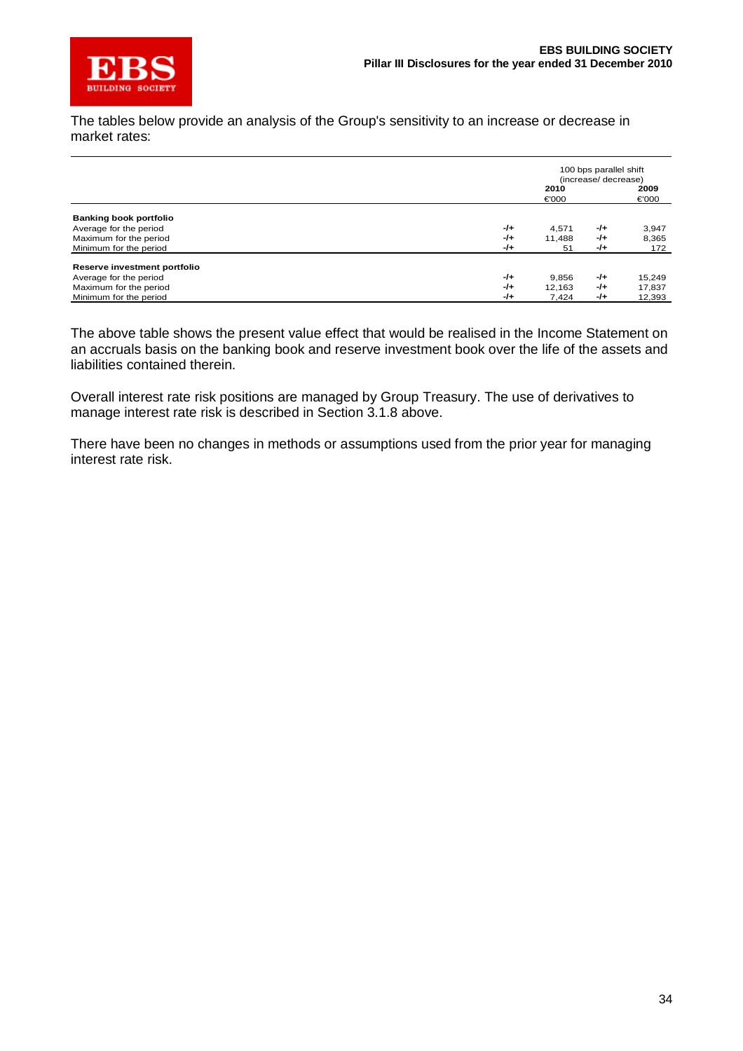The tables below provide an analysis of the Group's sensitivity to an increase or decrease in market rates:

| | 100 bps parallel shift (increase/ decrease) | | | |
|---|---|---|---|---|
| | | **2010** €'000 | | **2009** €'000 |
| **Banking book portfolio** | | | | |
| Average for the period | -/+ | 4,571 | -/+ | 3,947 |
| Maximum for the period | -/+ | 11,488 | -/+ | 8,365 |
| Minimum for the period | -/+ | 51 | -/+ | 172 |
| **Reserve investment portfolio** | | | | |
| Average for the period | -/+ | 9,856 | -/+ | 15,249 |
| Maximum for the period | -/+ | 12,163 | -/+ | 17,837 |
| Minimum for the period | -/+ | 7,424 | -/+ | 12,393 |

The above table shows the present value effect that would be realised in the Income Statement on an accruals basis on the banking book and reserve investment book over the life of the assets and liabilities contained therein.

Overall interest rate risk positions are managed by Group Treasury. The use of derivatives to manage interest rate risk is described in Section 3.1.8 above.

There have been no changes in methods or assumptions used from the prior year for managing interest rate risk.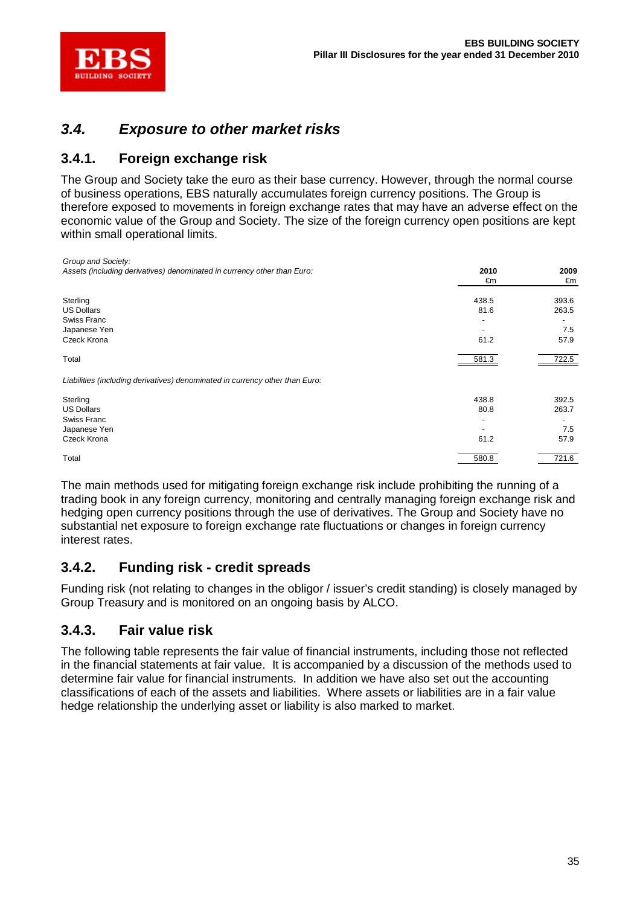## 3.4. *Exposure to other market risks*

### 3.4.1. Foreign exchange risk

The Group and Society take the euro as their base currency. However, through the normal course of business operations, EBS naturally accumulates foreign currency positions. The Group is therefore exposed to movements in foreign exchange rates that may have an adverse effect on the economic value of the Group and Society. The size of the foreign currency open positions are kept within small operational limits.

*Group and Society:*

| *Assets (including derivatives) denominated in currency other than Euro:* | 2010 €m | 2009 €m |
|---|---|---|
| Sterling | 438.5 | 393.6 |
| US Dollars | 81.6 | 263.5 |
| Swiss Franc | - | - |
| Japanese Yen | - | 7.5 |
| Czeck Krona | 61.2 | 57.9 |
| Total | 581.3 | 722.5 |
| *Liabilities (including derivatives) denominated in currency other than Euro:* | | |
| Sterling | 438.8 | 392.5 |
| US Dollars | 80.8 | 263.7 |
| Swiss Franc | - | - |
| Japanese Yen | - | 7.5 |
| Czeck Krona | 61.2 | 57.9 |
| Total | 580.8 | 721.6 |

The main methods used for mitigating foreign exchange risk include prohibiting the running of a trading book in any foreign currency, monitoring and centrally managing foreign exchange risk and hedging open currency positions through the use of derivatives. The Group and Society have no substantial net exposure to foreign exchange rate fluctuations or changes in foreign currency interest rates.

### 3.4.2. Funding risk - credit spreads

Funding risk (not relating to changes in the obligor / issuer's credit standing) is closely managed by Group Treasury and is monitored on an ongoing basis by ALCO.

### 3.4.3. Fair value risk

The following table represents the fair value of financial instruments, including those not reflected in the financial statements at fair value. It is accompanied by a discussion of the methods used to determine fair value for financial instruments. In addition we have also set out the accounting classifications of each of the assets and liabilities. Where assets or liabilities are in a fair value hedge relationship the underlying asset or liability is also marked to market.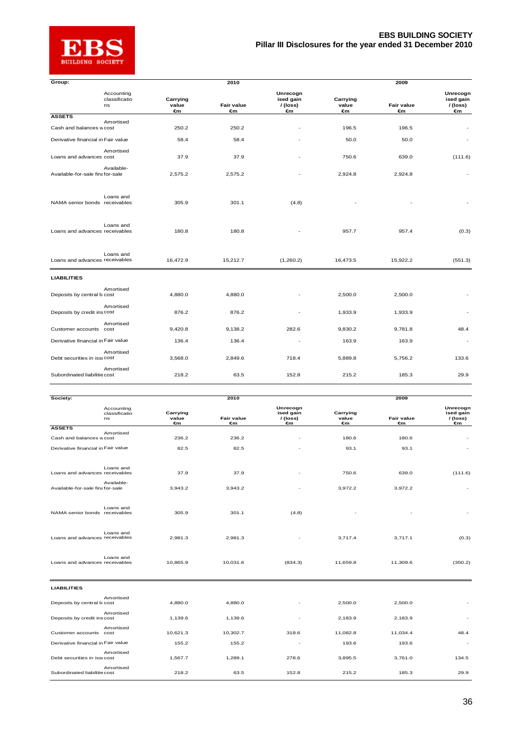**Group:**

| | Accounting classifications | 2010 Carrying value €m | 2010 Fair value €m | 2010 Unrecognised gain / (loss) €m | 2009 Carrying value €m | 2009 Fair value €m | 2009 Unrecognised gain / (loss) €m |
|---|---|---|---|---|---|---|---|
| **ASSETS** | | | | | | | |
| Cash and balances w | Amortised cost | 250.2 | 250.2 | - | 196.5 | 196.5 | - |
| Derivative financial in | Fair value | 58.4 | 58.4 | - | 50.0 | 50.0 | - |
| Loans and advances | Amortised cost | 37.9 | 37.9 | - | 750.6 | 639.0 | (111.6) |
| Available-for-sale fina | Available-for-sale | 2,575.2 | 2,575.2 | - | 2,924.8 | 2,924.8 | - |
| NAMA senior bonds | Loans and receivables | 305.9 | 301.1 | (4.8) | - | - | - |
| Loans and advances | Loans and receivables | 180.8 | 180.8 | - | 957.7 | 957.4 | (0.3) |
| Loans and advances | Loans and receivables | 16,472.9 | 15,212.7 | (1,260.2) | 16,473.5 | 15,922.2 | (551.3) |
| **LIABILITIES** | | | | | | | |
| Deposits by central b | Amortised cost | 4,880.0 | 4,880.0 | - | 2,500.0 | 2,500.0 | - |
| Deposits by credit ins | Amortised cost | 876.2 | 876.2 | - | 1,933.9 | 1,933.9 | - |
| Customer accounts | Amortised cost | 9,420.8 | 9,138.2 | 282.6 | 9,830.2 | 9,781.8 | 48.4 |
| Derivative financial in | Fair value | 136.4 | 136.4 | - | 163.9 | 163.9 | - |
| Debt securities in issu | Amortised cost | 3,568.0 | 2,849.6 | 718.4 | 5,889.8 | 5,756.2 | 133.6 |
| Subordinated liabilitie | Amortised cost | 218.2 | 63.5 | 152.8 | 215.2 | 185.3 | 29.9 |

**Society:**

| | Accounting classifications | 2010 Carrying value €m | 2010 Fair value €m | 2010 Unrecognised gain / (loss) €m | 2009 Carrying value €m | 2009 Fair value €m | 2009 Unrecognised gain / (loss) €m |
|---|---|---|---|---|---|---|---|
| **ASSETS** | | | | | | | |
| Cash and balances w | Amortised cost | 236.2 | 236.2 | - | 180.6 | 180.6 | - |
| Derivative financial in | Fair value | 82.5 | 82.5 | - | 93.1 | 93.1 | - |
| Loans and advances | Loans and receivables | 37.9 | 37.9 | - | 750.6 | 639.0 | (111.6) |
| Available-for-sale fina | Available-for-sale | 3,943.2 | 3,943.2 | - | 3,972.2 | 3,972.2 | - |
| NAMA senior bonds | Loans and receivables | 305.9 | 301.1 | (4.8) | - | - | - |
| Loans and advances | Loans and receivables | 2,981.3 | 2,981.3 | - | 3,717.4 | 3,717.1 | (0.3) |
| Loans and advances | Loans and receivables | 10,865.9 | 10,031.6 | (834.3) | 11,659.8 | 11,309.6 | (350.2) |
| **LIABILITIES** | | | | | | | |
| Deposits by central b | Amortised cost | 4,880.0 | 4,880.0 | - | 2,500.0 | 2,500.0 | - |
| Deposits by credit ins | Amortised cost | 1,139.6 | 1,139.6 | - | 2,183.9 | 2,183.9 | - |
| Customer accounts | Amortised cost | 10,621.3 | 10,302.7 | 318.6 | 11,082.8 | 11,034.4 | 48.4 |
| Derivative financial in | Fair value | 155.2 | 155.2 | - | 193.6 | 193.6 | - |
| Debt securities in issu | Amortised cost | 1,567.7 | 1,289.1 | 278.6 | 3,895.5 | 3,761.0 | 134.5 |
| Subordinated liabilitie | Amortised cost | 218.2 | 63.5 | 152.8 | 215.2 | 185.3 | 29.9 |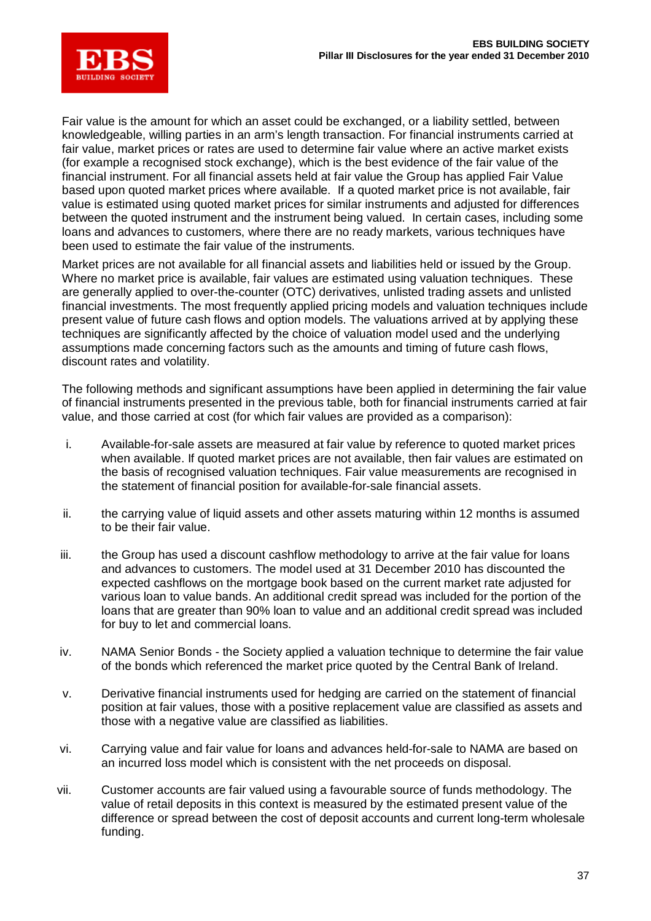Fair value is the amount for which an asset could be exchanged, or a liability settled, between knowledgeable, willing parties in an arm's length transaction. For financial instruments carried at fair value, market prices or rates are used to determine fair value where an active market exists (for example a recognised stock exchange), which is the best evidence of the fair value of the financial instrument. For all financial assets held at fair value the Group has applied Fair Value based upon quoted market prices where available. If a quoted market price is not available, fair value is estimated using quoted market prices for similar instruments and adjusted for differences between the quoted instrument and the instrument being valued. In certain cases, including some loans and advances to customers, where there are no ready markets, various techniques have been used to estimate the fair value of the instruments.

Market prices are not available for all financial assets and liabilities held or issued by the Group. Where no market price is available, fair values are estimated using valuation techniques. These are generally applied to over-the-counter (OTC) derivatives, unlisted trading assets and unlisted financial investments. The most frequently applied pricing models and valuation techniques include present value of future cash flows and option models. The valuations arrived at by applying these techniques are significantly affected by the choice of valuation model used and the underlying assumptions made concerning factors such as the amounts and timing of future cash flows, discount rates and volatility.

The following methods and significant assumptions have been applied in determining the fair value of financial instruments presented in the previous table, both for financial instruments carried at fair value, and those carried at cost (for which fair values are provided as a comparison):

i. Available-for-sale assets are measured at fair value by reference to quoted market prices when available. If quoted market prices are not available, then fair values are estimated on the basis of recognised valuation techniques. Fair value measurements are recognised in the statement of financial position for available-for-sale financial assets.

ii. the carrying value of liquid assets and other assets maturing within 12 months is assumed to be their fair value.

iii. the Group has used a discount cashflow methodology to arrive at the fair value for loans and advances to customers. The model used at 31 December 2010 has discounted the expected cashflows on the mortgage book based on the current market rate adjusted for various loan to value bands. An additional credit spread was included for the portion of the loans that are greater than 90% loan to value and an additional credit spread was included for buy to let and commercial loans.

iv. NAMA Senior Bonds - the Society applied a valuation technique to determine the fair value of the bonds which referenced the market price quoted by the Central Bank of Ireland.

v. Derivative financial instruments used for hedging are carried on the statement of financial position at fair values, those with a positive replacement value are classified as assets and those with a negative value are classified as liabilities.

vi. Carrying value and fair value for loans and advances held-for-sale to NAMA are based on an incurred loss model which is consistent with the net proceeds on disposal.

vii. Customer accounts are fair valued using a favourable source of funds methodology. The value of retail deposits in this context is measured by the estimated present value of the difference or spread between the cost of deposit accounts and current long-term wholesale funding.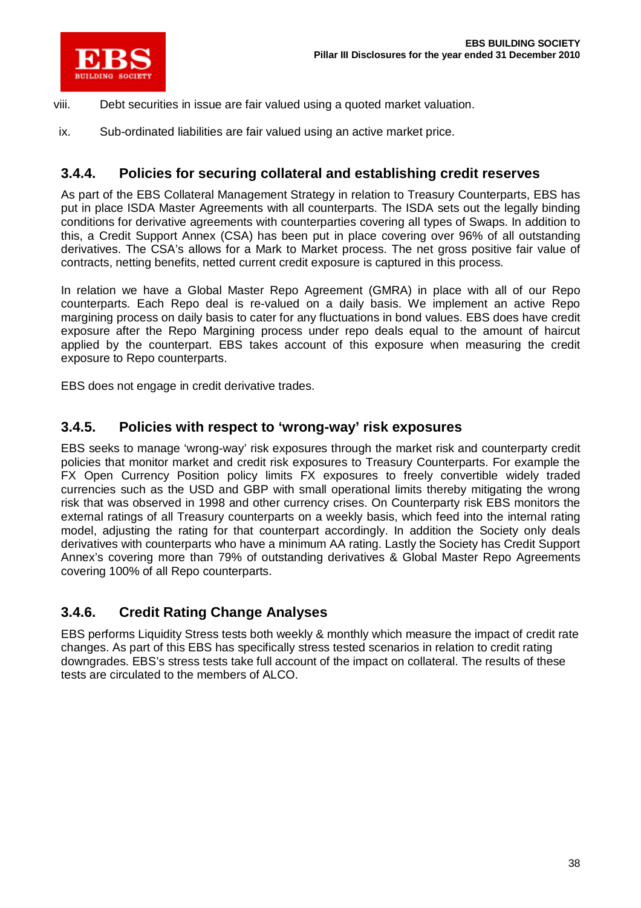viii. Debt securities in issue are fair valued using a quoted market valuation.

ix. Sub-ordinated liabilities are fair valued using an active market price.

### 3.4.4. Policies for securing collateral and establishing credit reserves

As part of the EBS Collateral Management Strategy in relation to Treasury Counterparts, EBS has put in place ISDA Master Agreements with all counterparts. The ISDA sets out the legally binding conditions for derivative agreements with counterparties covering all types of Swaps. In addition to this, a Credit Support Annex (CSA) has been put in place covering over 96% of all outstanding derivatives. The CSA's allows for a Mark to Market process. The net gross positive fair value of contracts, netting benefits, netted current credit exposure is captured in this process.

In relation we have a Global Master Repo Agreement (GMRA) in place with all of our Repo counterparts. Each Repo deal is re-valued on a daily basis. We implement an active Repo margining process on daily basis to cater for any fluctuations in bond values. EBS does have credit exposure after the Repo Margining process under repo deals equal to the amount of haircut applied by the counterpart. EBS takes account of this exposure when measuring the credit exposure to Repo counterparts.

EBS does not engage in credit derivative trades.

### 3.4.5. Policies with respect to 'wrong-way' risk exposures

EBS seeks to manage 'wrong-way' risk exposures through the market risk and counterparty credit policies that monitor market and credit risk exposures to Treasury Counterparts. For example the FX Open Currency Position policy limits FX exposures to freely convertible widely traded currencies such as the USD and GBP with small operational limits thereby mitigating the wrong risk that was observed in 1998 and other currency crises. On Counterparty risk EBS monitors the external ratings of all Treasury counterparts on a weekly basis, which feed into the internal rating model, adjusting the rating for that counterpart accordingly. In addition the Society only deals derivatives with counterparts who have a minimum AA rating. Lastly the Society has Credit Support Annex's covering more than 79% of outstanding derivatives & Global Master Repo Agreements covering 100% of all Repo counterparts.

### 3.4.6. Credit Rating Change Analyses

EBS performs Liquidity Stress tests both weekly & monthly which measure the impact of credit rate changes. As part of this EBS has specifically stress tested scenarios in relation to credit rating downgrades. EBS's stress tests take full account of the impact on collateral. The results of these tests are circulated to the members of ALCO.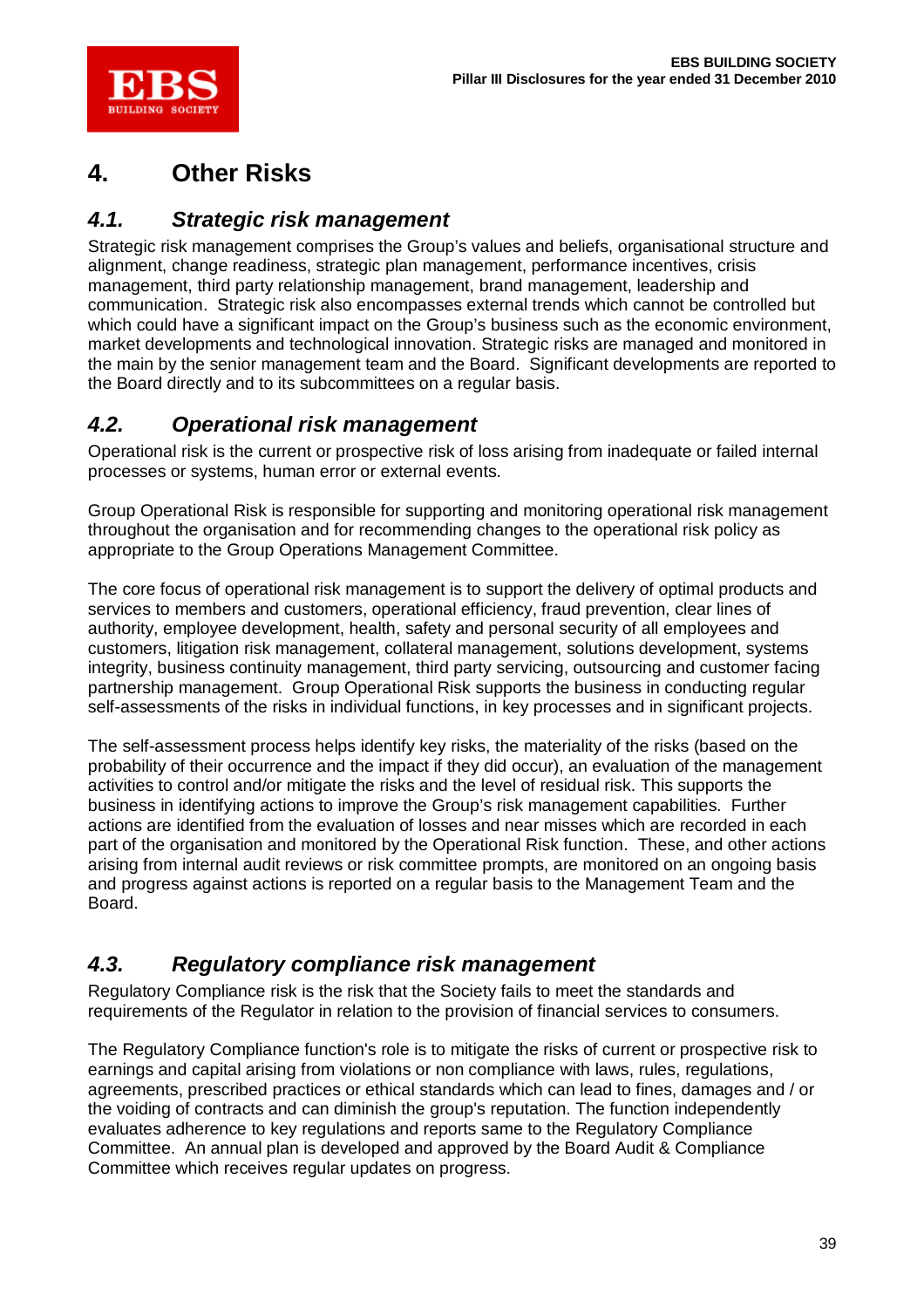# 4. Other Risks

## *4.1. Strategic risk management*

Strategic risk management comprises the Group's values and beliefs, organisational structure and alignment, change readiness, strategic plan management, performance incentives, crisis management, third party relationship management, brand management, leadership and communication. Strategic risk also encompasses external trends which cannot be controlled but which could have a significant impact on the Group's business such as the economic environment, market developments and technological innovation. Strategic risks are managed and monitored in the main by the senior management team and the Board. Significant developments are reported to the Board directly and to its subcommittees on a regular basis.

## *4.2. Operational risk management*

Operational risk is the current or prospective risk of loss arising from inadequate or failed internal processes or systems, human error or external events.

Group Operational Risk is responsible for supporting and monitoring operational risk management throughout the organisation and for recommending changes to the operational risk policy as appropriate to the Group Operations Management Committee.

The core focus of operational risk management is to support the delivery of optimal products and services to members and customers, operational efficiency, fraud prevention, clear lines of authority, employee development, health, safety and personal security of all employees and customers, litigation risk management, collateral management, solutions development, systems integrity, business continuity management, third party servicing, outsourcing and customer facing partnership management. Group Operational Risk supports the business in conducting regular self-assessments of the risks in individual functions, in key processes and in significant projects.

The self-assessment process helps identify key risks, the materiality of the risks (based on the probability of their occurrence and the impact if they did occur), an evaluation of the management activities to control and/or mitigate the risks and the level of residual risk. This supports the business in identifying actions to improve the Group's risk management capabilities. Further actions are identified from the evaluation of losses and near misses which are recorded in each part of the organisation and monitored by the Operational Risk function. These, and other actions arising from internal audit reviews or risk committee prompts, are monitored on an ongoing basis and progress against actions is reported on a regular basis to the Management Team and the Board.

## *4.3. Regulatory compliance risk management*

Regulatory Compliance risk is the risk that the Society fails to meet the standards and requirements of the Regulator in relation to the provision of financial services to consumers.

The Regulatory Compliance function's role is to mitigate the risks of current or prospective risk to earnings and capital arising from violations or non compliance with laws, rules, regulations, agreements, prescribed practices or ethical standards which can lead to fines, damages and / or the voiding of contracts and can diminish the group's reputation. The function independently evaluates adherence to key regulations and reports same to the Regulatory Compliance Committee. An annual plan is developed and approved by the Board Audit & Compliance Committee which receives regular updates on progress.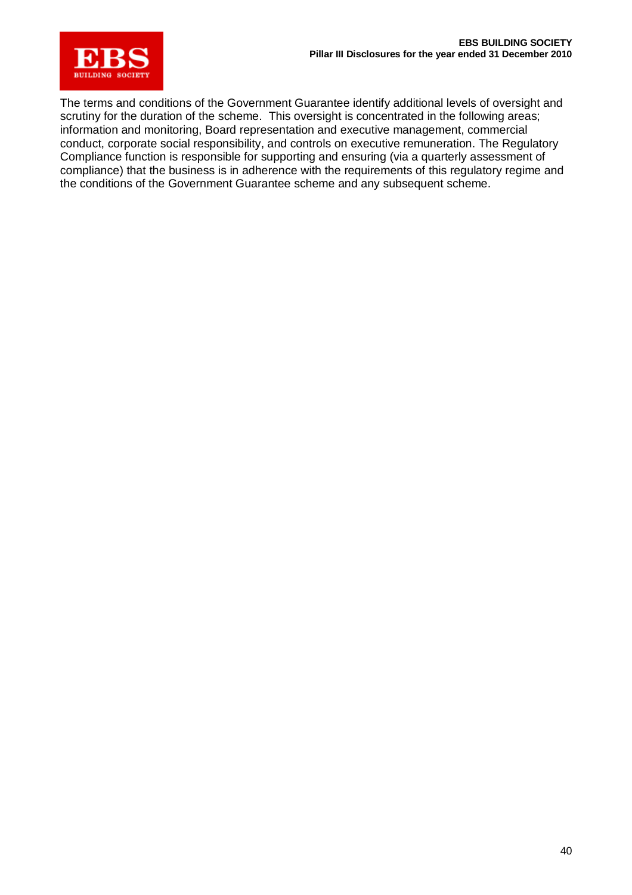The terms and conditions of the Government Guarantee identify additional levels of oversight and scrutiny for the duration of the scheme. This oversight is concentrated in the following areas; information and monitoring, Board representation and executive management, commercial conduct, corporate social responsibility, and controls on executive remuneration. The Regulatory Compliance function is responsible for supporting and ensuring (via a quarterly assessment of compliance) that the business is in adherence with the requirements of this regulatory regime and the conditions of the Government Guarantee scheme and any subsequent scheme.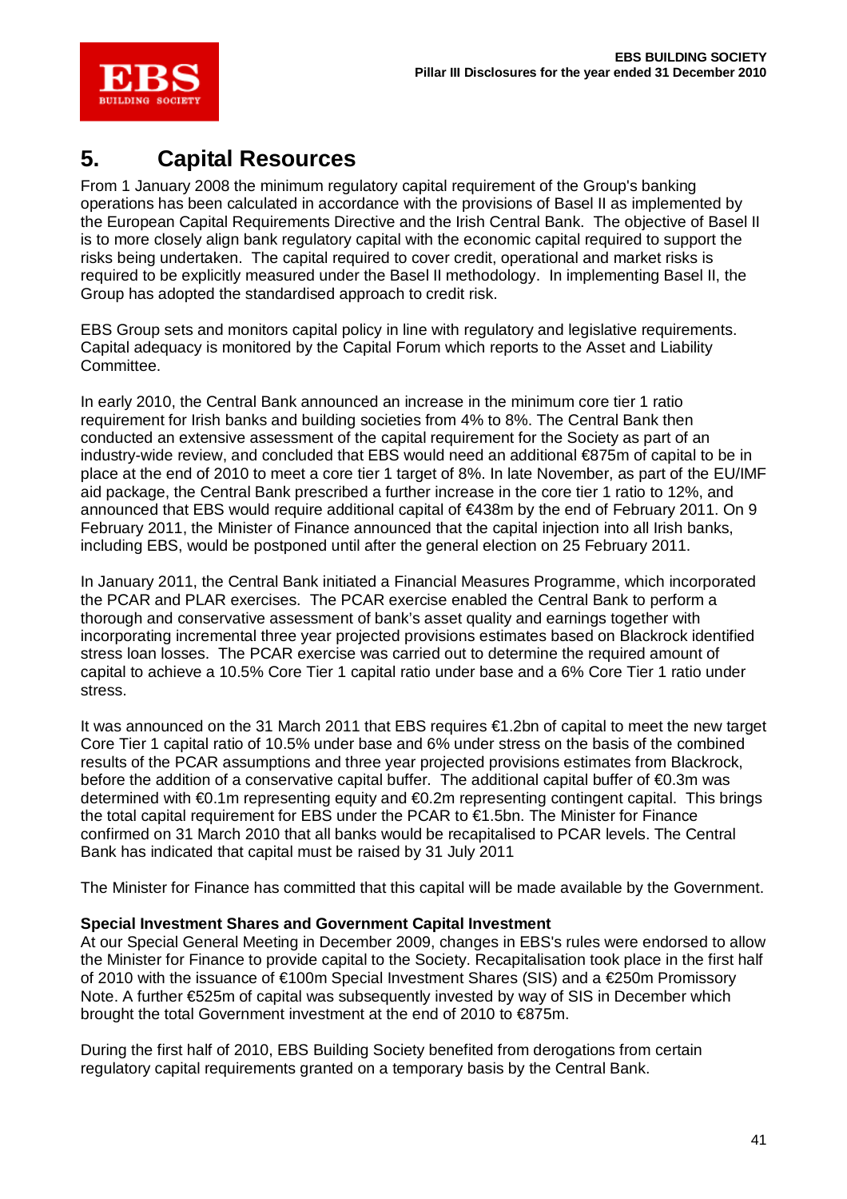# 5. Capital Resources

From 1 January 2008 the minimum regulatory capital requirement of the Group's banking operations has been calculated in accordance with the provisions of Basel II as implemented by the European Capital Requirements Directive and the Irish Central Bank. The objective of Basel II is to more closely align bank regulatory capital with the economic capital required to support the risks being undertaken. The capital required to cover credit, operational and market risks is required to be explicitly measured under the Basel II methodology. In implementing Basel II, the Group has adopted the standardised approach to credit risk.

EBS Group sets and monitors capital policy in line with regulatory and legislative requirements. Capital adequacy is monitored by the Capital Forum which reports to the Asset and Liability Committee.

In early 2010, the Central Bank announced an increase in the minimum core tier 1 ratio requirement for Irish banks and building societies from 4% to 8%. The Central Bank then conducted an extensive assessment of the capital requirement for the Society as part of an industry-wide review, and concluded that EBS would need an additional €875m of capital to be in place at the end of 2010 to meet a core tier 1 target of 8%. In late November, as part of the EU/IMF aid package, the Central Bank prescribed a further increase in the core tier 1 ratio to 12%, and announced that EBS would require additional capital of €438m by the end of February 2011. On 9 February 2011, the Minister of Finance announced that the capital injection into all Irish banks, including EBS, would be postponed until after the general election on 25 February 2011.

In January 2011, the Central Bank initiated a Financial Measures Programme, which incorporated the PCAR and PLAR exercises. The PCAR exercise enabled the Central Bank to perform a thorough and conservative assessment of bank's asset quality and earnings together with incorporating incremental three year projected provisions estimates based on Blackrock identified stress loan losses. The PCAR exercise was carried out to determine the required amount of capital to achieve a 10.5% Core Tier 1 capital ratio under base and a 6% Core Tier 1 ratio under stress.

It was announced on the 31 March 2011 that EBS requires €1.2bn of capital to meet the new target Core Tier 1 capital ratio of 10.5% under base and 6% under stress on the basis of the combined results of the PCAR assumptions and three year projected provisions estimates from Blackrock, before the addition of a conservative capital buffer. The additional capital buffer of €0.3m was determined with €0.1m representing equity and €0.2m representing contingent capital. This brings the total capital requirement for EBS under the PCAR to €1.5bn. The Minister for Finance confirmed on 31 March 2010 that all banks would be recapitalised to PCAR levels. The Central Bank has indicated that capital must be raised by 31 July 2011

The Minister for Finance has committed that this capital will be made available by the Government.

**Special Investment Shares and Government Capital Investment**

At our Special General Meeting in December 2009, changes in EBS's rules were endorsed to allow the Minister for Finance to provide capital to the Society. Recapitalisation took place in the first half of 2010 with the issuance of €100m Special Investment Shares (SIS) and a €250m Promissory Note. A further €525m of capital was subsequently invested by way of SIS in December which brought the total Government investment at the end of 2010 to €875m.

During the first half of 2010, EBS Building Society benefited from derogations from certain regulatory capital requirements granted on a temporary basis by the Central Bank.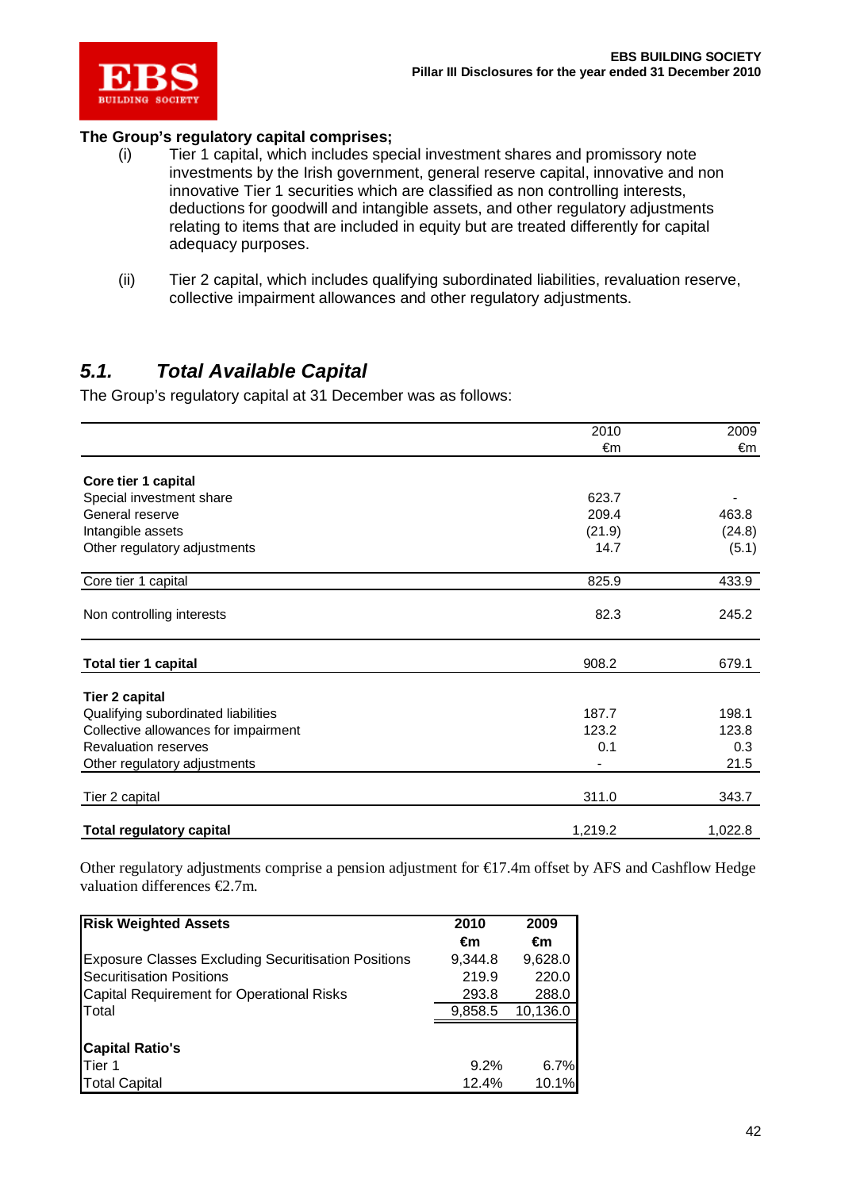**The Group's regulatory capital comprises;**

(i) Tier 1 capital, which includes special investment shares and promissory note investments by the Irish government, general reserve capital, innovative and non innovative Tier 1 securities which are classified as non controlling interests, deductions for goodwill and intangible assets, and other regulatory adjustments relating to items that are included in equity but are treated differently for capital adequacy purposes.

(ii) Tier 2 capital, which includes qualifying subordinated liabilities, revaluation reserve, collective impairment allowances and other regulatory adjustments.

## *5.1. Total Available Capital*

The Group's regulatory capital at 31 December was as follows:

| | 2010<br>€m | 2009<br>€m |
|---|---|---|
| **Core tier 1 capital** | | |
| Special investment share | 623.7 | - |
| General reserve | 209.4 | 463.8 |
| Intangible assets | (21.9) | (24.8) |
| Other regulatory adjustments | 14.7 | (5.1) |
| Core tier 1 capital | 825.9 | 433.9 |
| Non controlling interests | 82.3 | 245.2 |
| **Total tier 1 capital** | 908.2 | 679.1 |
| **Tier 2 capital** | | |
| Qualifying subordinated liabilities | 187.7 | 198.1 |
| Collective allowances for impairment | 123.2 | 123.8 |
| Revaluation reserves | 0.1 | 0.3 |
| Other regulatory adjustments | - | 21.5 |
| Tier 2 capital | 311.0 | 343.7 |
| **Total regulatory capital** | 1,219.2 | 1,022.8 |

Other regulatory adjustments comprise a pension adjustment for €17.4m offset by AFS and Cashflow Hedge valuation differences €2.7m.

| **Risk Weighted Assets** | **2010<br>€m** | **2009<br>€m** |
|---|---|---|
| Exposure Classes Excluding Securitisation Positions | 9,344.8 | 9,628.0 |
| Securitisation Positions | 219.9 | 220.0 |
| Capital Requirement for Operational Risks | 293.8 | 288.0 |
| Total | 9,858.5 | 10,136.0 |
| | | |
| **Capital Ratio's** | | |
| Tier 1 | 9.2% | 6.7% |
| Total Capital | 12.4% | 10.1% |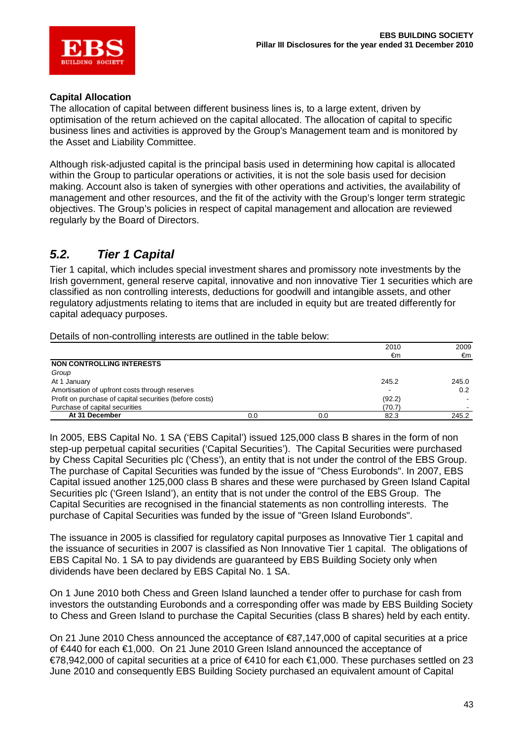### Capital Allocation

The allocation of capital between different business lines is, to a large extent, driven by optimisation of the return achieved on the capital allocated. The allocation of capital to specific business lines and activities is approved by the Group's Management team and is monitored by the Asset and Liability Committee.

Although risk-adjusted capital is the principal basis used in determining how capital is allocated within the Group to particular operations or activities, it is not the sole basis used for decision making. Account also is taken of synergies with other operations and activities, the availability of management and other resources, and the fit of the activity with the Group's longer term strategic objectives. The Group's policies in respect of capital management and allocation are reviewed regularly by the Board of Directors.

## *5.2. Tier 1 Capital*

Tier 1 capital, which includes special investment shares and promissory note investments by the Irish government, general reserve capital, innovative and non innovative Tier 1 securities which are classified as non controlling interests, deductions for goodwill and intangible assets, and other regulatory adjustments relating to items that are included in equity but are treated differently for capital adequacy purposes.

Details of non-controlling interests are outlined in the table below:

| | | | 2010 | 2009 |
|---|---|---|---|---|
| | | | €m | €m |
| **NON CONTROLLING INTERESTS** | | | | |
| *Group* | | | | |
| At 1 January | | | 245.2 | 245.0 |
| Amortisation of upfront costs through reserves | | | - | 0.2 |
| Profit on purchase of capital securities (before costs) | | | (92.2) | - |
| Purchase of capital securities | | | (70.7) | - |
| **At 31 December** | 0.0 | 0.0 | 82.3 | 245.2 |

In 2005, EBS Capital No. 1 SA ('EBS Capital') issued 125,000 class B shares in the form of non step-up perpetual capital securities ('Capital Securities'). The Capital Securities were purchased by Chess Capital Securities plc ('Chess'), an entity that is not under the control of the EBS Group. The purchase of Capital Securities was funded by the issue of "Chess Eurobonds". In 2007, EBS Capital issued another 125,000 class B shares and these were purchased by Green Island Capital Securities plc ('Green Island'), an entity that is not under the control of the EBS Group. The Capital Securities are recognised in the financial statements as non controlling interests. The purchase of Capital Securities was funded by the issue of "Green Island Eurobonds".

The issuance in 2005 is classified for regulatory capital purposes as Innovative Tier 1 capital and the issuance of securities in 2007 is classified as Non Innovative Tier 1 capital. The obligations of EBS Capital No. 1 SA to pay dividends are guaranteed by EBS Building Society only when dividends have been declared by EBS Capital No. 1 SA.

On 1 June 2010 both Chess and Green Island launched a tender offer to purchase for cash from investors the outstanding Eurobonds and a corresponding offer was made by EBS Building Society to Chess and Green Island to purchase the Capital Securities (class B shares) held by each entity.

On 21 June 2010 Chess announced the acceptance of €87,147,000 of capital securities at a price of €440 for each €1,000. On 21 June 2010 Green Island announced the acceptance of €78,942,000 of capital securities at a price of €410 for each €1,000. These purchases settled on 23 June 2010 and consequently EBS Building Society purchased an equivalent amount of Capital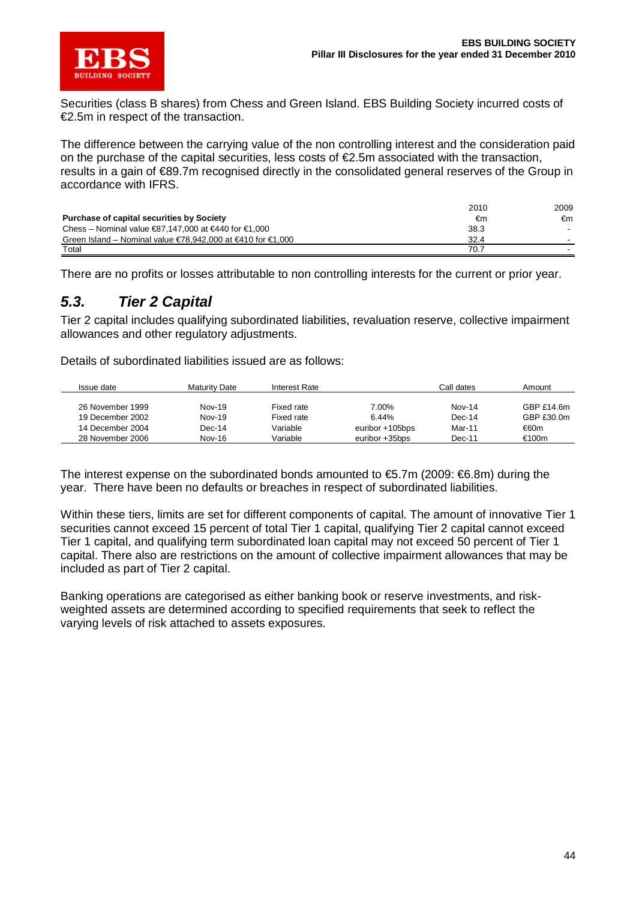Securities (class B shares) from Chess and Green Island. EBS Building Society incurred costs of €2.5m in respect of the transaction.

The difference between the carrying value of the non controlling interest and the consideration paid on the purchase of the capital securities, less costs of €2.5m associated with the transaction, results in a gain of €89.7m recognised directly in the consolidated general reserves of the Group in accordance with IFRS.

| | 2010 | 2009 |
|---|---|---|
| **Purchase of capital securities by Society** | €m | €m |
| Chess – Nominal value €87,147,000 at €440 for €1,000 | 38.3 | - |
| Green Island – Nominal value €78,942,000 at €410 for €1,000 | 32.4 | - |
| Total | 70.7 | - |

There are no profits or losses attributable to non controlling interests for the current or prior year.

## 5.3. Tier 2 Capital

Tier 2 capital includes qualifying subordinated liabilities, revaluation reserve, collective impairment allowances and other regulatory adjustments.

Details of subordinated liabilities issued are as follows:

| Issue date | Maturity Date | Interest Rate | | Call dates | Amount |
|---|---|---|---|---|---|
| 26 November 1999 | Nov-19 | Fixed rate | 7.00% | Nov-14 | GBP £14.6m |
| 19 December 2002 | Nov-19 | Fixed rate | 6.44% | Dec-14 | GBP £30.0m |
| 14 December 2004 | Dec-14 | Variable | euribor +105bps | Mar-11 | €60m |
| 28 November 2006 | Nov-16 | Variable | euribor +35bps | Dec-11 | €100m |

The interest expense on the subordinated bonds amounted to €5.7m (2009: €6.8m) during the year. There have been no defaults or breaches in respect of subordinated liabilities.

Within these tiers, limits are set for different components of capital. The amount of innovative Tier 1 securities cannot exceed 15 percent of total Tier 1 capital, qualifying Tier 2 capital cannot exceed Tier 1 capital, and qualifying term subordinated loan capital may not exceed 50 percent of Tier 1 capital. There also are restrictions on the amount of collective impairment allowances that may be included as part of Tier 2 capital.

Banking operations are categorised as either banking book or reserve investments, and risk-weighted assets are determined according to specified requirements that seek to reflect the varying levels of risk attached to assets exposures.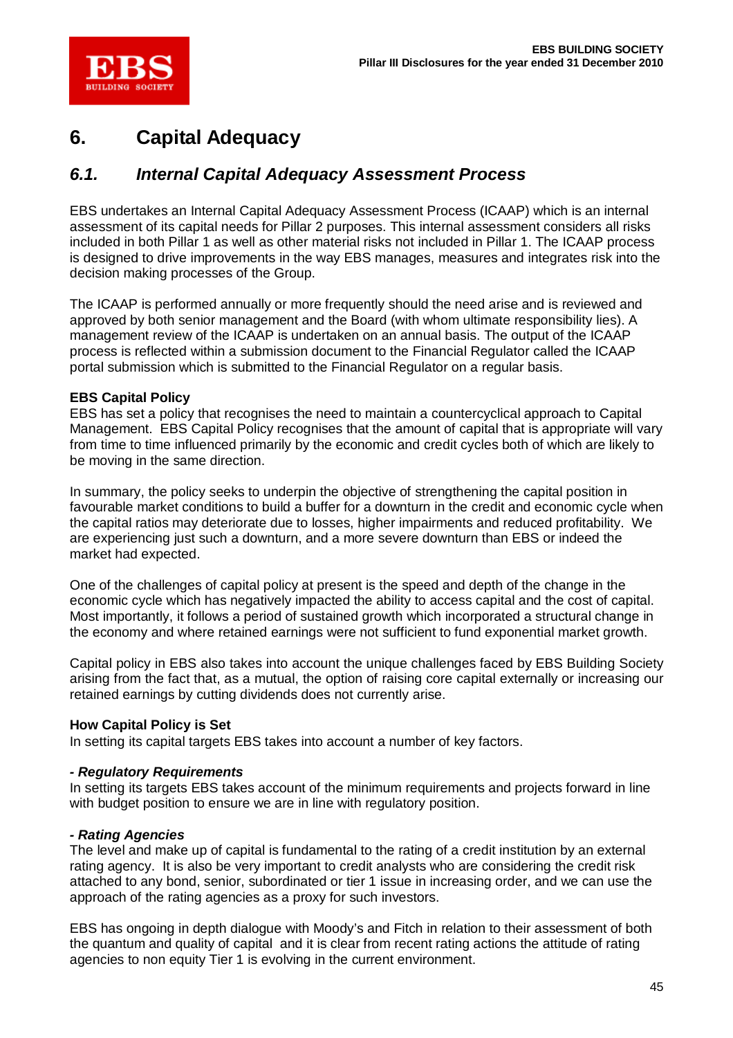# 6. Capital Adequacy

## 6.1. *Internal Capital Adequacy Assessment Process*

EBS undertakes an Internal Capital Adequacy Assessment Process (ICAAP) which is an internal assessment of its capital needs for Pillar 2 purposes. This internal assessment considers all risks included in both Pillar 1 as well as other material risks not included in Pillar 1. The ICAAP process is designed to drive improvements in the way EBS manages, measures and integrates risk into the decision making processes of the Group.

The ICAAP is performed annually or more frequently should the need arise and is reviewed and approved by both senior management and the Board (with whom ultimate responsibility lies). A management review of the ICAAP is undertaken on an annual basis. The output of the ICAAP process is reflected within a submission document to the Financial Regulator called the ICAAP portal submission which is submitted to the Financial Regulator on a regular basis.

**EBS Capital Policy**

EBS has set a policy that recognises the need to maintain a countercyclical approach to Capital Management. EBS Capital Policy recognises that the amount of capital that is appropriate will vary from time to time influenced primarily by the economic and credit cycles both of which are likely to be moving in the same direction.

In summary, the policy seeks to underpin the objective of strengthening the capital position in favourable market conditions to build a buffer for a downturn in the credit and economic cycle when the capital ratios may deteriorate due to losses, higher impairments and reduced profitability. We are experiencing just such a downturn, and a more severe downturn than EBS or indeed the market had expected.

One of the challenges of capital policy at present is the speed and depth of the change in the economic cycle which has negatively impacted the ability to access capital and the cost of capital. Most importantly, it follows a period of sustained growth which incorporated a structural change in the economy and where retained earnings were not sufficient to fund exponential market growth.

Capital policy in EBS also takes into account the unique challenges faced by EBS Building Society arising from the fact that, as a mutual, the option of raising core capital externally or increasing our retained earnings by cutting dividends does not currently arise.

**How Capital Policy is Set**

In setting its capital targets EBS takes into account a number of key factors.

***- Regulatory Requirements***

In setting its targets EBS takes account of the minimum requirements and projects forward in line with budget position to ensure we are in line with regulatory position.

***- Rating Agencies***

The level and make up of capital is fundamental to the rating of a credit institution by an external rating agency. It is also be very important to credit analysts who are considering the credit risk attached to any bond, senior, subordinated or tier 1 issue in increasing order, and we can use the approach of the rating agencies as a proxy for such investors.

EBS has ongoing in depth dialogue with Moody's and Fitch in relation to their assessment of both the quantum and quality of capital and it is clear from recent rating actions the attitude of rating agencies to non equity Tier 1 is evolving in the current environment.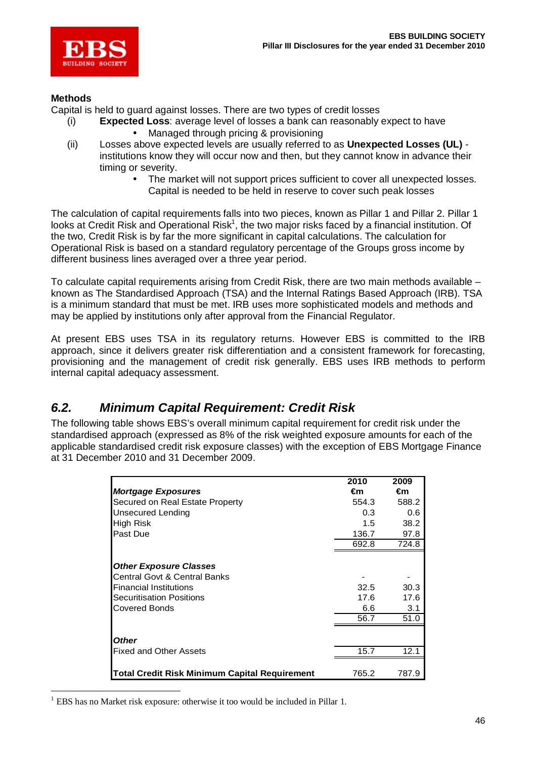**Methods**

Capital is held to guard against losses. There are two types of credit losses

(i) **Expected Loss**: average level of losses a bank can reasonably expect to have
   - Managed through pricing & provisioning

(ii) Losses above expected levels are usually referred to as **Unexpected Losses (UL)** - institutions know they will occur now and then, but they cannot know in advance their timing or severity.
   - The market will not support prices sufficient to cover all unexpected losses. Capital is needed to be held in reserve to cover such peak losses

The calculation of capital requirements falls into two pieces, known as Pillar 1 and Pillar 2. Pillar 1 looks at Credit Risk and Operational Risk[1], the two major risks faced by a financial institution. Of the two, Credit Risk is by far the more significant in capital calculations. The calculation for Operational Risk is based on a standard regulatory percentage of the Groups gross income by different business lines averaged over a three year period.

To calculate capital requirements arising from Credit Risk, there are two main methods available – known as The Standardised Approach (TSA) and the Internal Ratings Based Approach (IRB). TSA is a minimum standard that must be met. IRB uses more sophisticated models and methods and may be applied by institutions only after approval from the Financial Regulator.

At present EBS uses TSA in its regulatory returns. However EBS is committed to the IRB approach, since it delivers greater risk differentiation and a consistent framework for forecasting, provisioning and the management of credit risk generally. EBS uses IRB methods to perform internal capital adequacy assessment.

## *6.2. Minimum Capital Requirement: Credit Risk*

The following table shows EBS's overall minimum capital requirement for credit risk under the standardised approach (expressed as 8% of the risk weighted exposure amounts for each of the applicable standardised credit risk exposure classes) with the exception of EBS Mortgage Finance at 31 December 2010 and 31 December 2009.

| | 2010 €m | 2009 €m |
|---|---|---|
| ***Mortgage Exposures*** | | |
| Secured on Real Estate Property | 554.3 | 588.2 |
| Unsecured Lending | 0.3 | 0.6 |
| High Risk | 1.5 | 38.2 |
| Past Due | 136.7 | 97.8 |
| | 692.8 | 724.8 |
| ***Other Exposure Classes*** | | |
| Central Govt & Central Banks | - | - |
| Financial Institutions | 32.5 | 30.3 |
| Securitisation Positions | 17.6 | 17.6 |
| Covered Bonds | 6.6 | 3.1 |
| | 56.7 | 51.0 |
| ***Other*** | | |
| Fixed and Other Assets | 15.7 | 12.1 |
| **Total Credit Risk Minimum Capital Requirement** | 765.2 | 787.9 |

[1] EBS has no Market risk exposure: otherwise it too would be included in Pillar 1.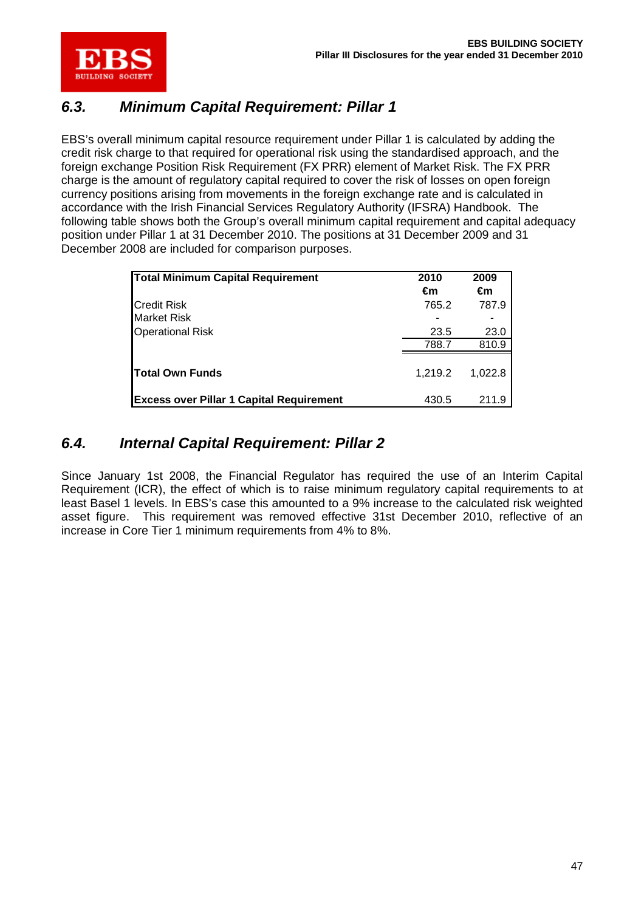## 6.3. *Minimum Capital Requirement: Pillar 1*

EBS's overall minimum capital resource requirement under Pillar 1 is calculated by adding the credit risk charge to that required for operational risk using the standardised approach, and the foreign exchange Position Risk Requirement (FX PRR) element of Market Risk. The FX PRR charge is the amount of regulatory capital required to cover the risk of losses on open foreign currency positions arising from movements in the foreign exchange rate and is calculated in accordance with the Irish Financial Services Regulatory Authority (IFSRA) Handbook. The following table shows both the Group's overall minimum capital requirement and capital adequacy position under Pillar 1 at 31 December 2010. The positions at 31 December 2009 and 31 December 2008 are included for comparison purposes.

| **Total Minimum Capital Requirement** | **2010 €m** | **2009 €m** |
|---|---|---|
| Credit Risk | 765.2 | 787.9 |
| Market Risk | - | - |
| Operational Risk | 23.5 | 23.0 |
| | 788.7 | 810.9 |
| **Total Own Funds** | 1,219.2 | 1,022.8 |
| **Excess over Pillar 1 Capital Requirement** | 430.5 | 211.9 |

## 6.4. *Internal Capital Requirement: Pillar 2*

Since January 1st 2008, the Financial Regulator has required the use of an Interim Capital Requirement (ICR), the effect of which is to raise minimum regulatory capital requirements to at least Basel 1 levels. In EBS's case this amounted to a 9% increase to the calculated risk weighted asset figure. This requirement was removed effective 31st December 2010, reflective of an increase in Core Tier 1 minimum requirements from 4% to 8%.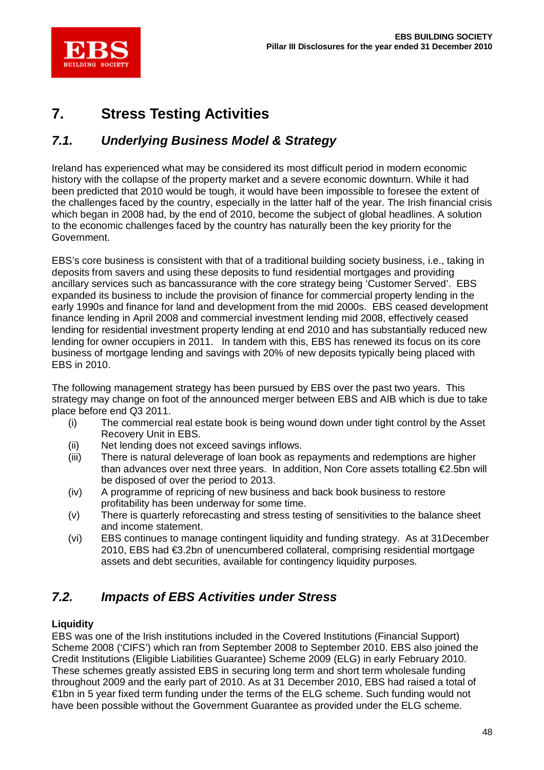# 7. Stress Testing Activities

## *7.1. Underlying Business Model & Strategy*

Ireland has experienced what may be considered its most difficult period in modern economic history with the collapse of the property market and a severe economic downturn. While it had been predicted that 2010 would be tough, it would have been impossible to foresee the extent of the challenges faced by the country, especially in the latter half of the year. The Irish financial crisis which began in 2008 had, by the end of 2010, become the subject of global headlines. A solution to the economic challenges faced by the country has naturally been the key priority for the Government.

EBS's core business is consistent with that of a traditional building society business, i.e., taking in deposits from savers and using these deposits to fund residential mortgages and providing ancillary services such as bancassurance with the core strategy being 'Customer Served'. EBS expanded its business to include the provision of finance for commercial property lending in the early 1990s and finance for land and development from the mid 2000s. EBS ceased development finance lending in April 2008 and commercial investment lending mid 2008, effectively ceased lending for residential investment property lending at end 2010 and has substantially reduced new lending for owner occupiers in 2011. In tandem with this, EBS has renewed its focus on its core business of mortgage lending and savings with 20% of new deposits typically being placed with EBS in 2010.

The following management strategy has been pursued by EBS over the past two years. This strategy may change on foot of the announced merger between EBS and AIB which is due to take place before end Q3 2011.

- (i) The commercial real estate book is being wound down under tight control by the Asset Recovery Unit in EBS.
- (ii) Net lending does not exceed savings inflows.
- (iii) There is natural deleverage of loan book as repayments and redemptions are higher than advances over next three years. In addition, Non Core assets totalling €2.5bn will be disposed of over the period to 2013.
- (iv) A programme of repricing of new business and back book business to restore profitability has been underway for some time.
- (v) There is quarterly reforecasting and stress testing of sensitivities to the balance sheet and income statement.
- (vi) EBS continues to manage contingent liquidity and funding strategy. As at 31December 2010, EBS had €3.2bn of unencumbered collateral, comprising residential mortgage assets and debt securities, available for contingency liquidity purposes.

## *7.2. Impacts of EBS Activities under Stress*

**Liquidity**

EBS was one of the Irish institutions included in the Covered Institutions (Financial Support) Scheme 2008 ('CIFS') which ran from September 2008 to September 2010. EBS also joined the Credit Institutions (Eligible Liabilities Guarantee) Scheme 2009 (ELG) in early February 2010. These schemes greatly assisted EBS in securing long term and short term wholesale funding throughout 2009 and the early part of 2010. As at 31 December 2010, EBS had raised a total of €1bn in 5 year fixed term funding under the terms of the ELG scheme. Such funding would not have been possible without the Government Guarantee as provided under the ELG scheme.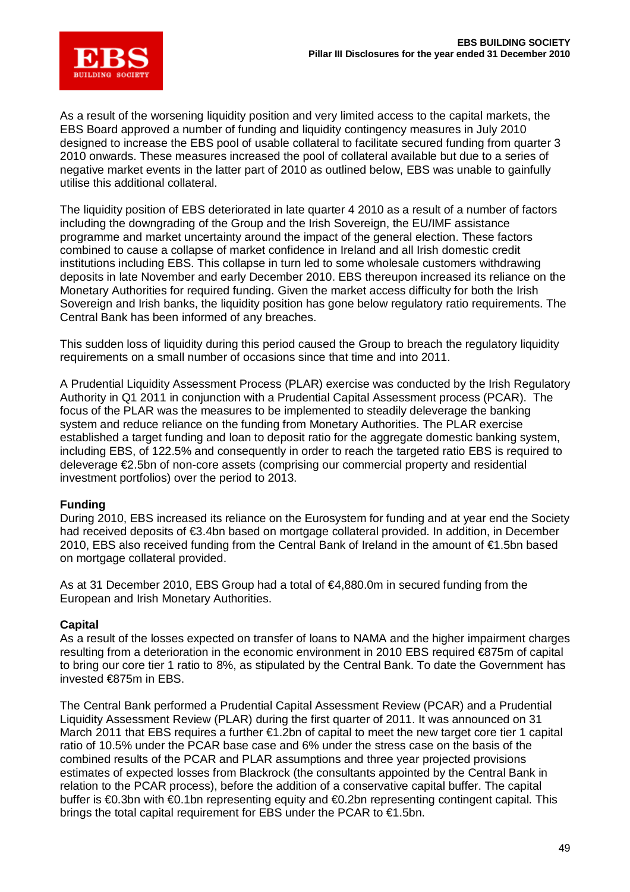As a result of the worsening liquidity position and very limited access to the capital markets, the EBS Board approved a number of funding and liquidity contingency measures in July 2010 designed to increase the EBS pool of usable collateral to facilitate secured funding from quarter 3 2010 onwards. These measures increased the pool of collateral available but due to a series of negative market events in the latter part of 2010 as outlined below, EBS was unable to gainfully utilise this additional collateral.

The liquidity position of EBS deteriorated in late quarter 4 2010 as a result of a number of factors including the downgrading of the Group and the Irish Sovereign, the EU/IMF assistance programme and market uncertainty around the impact of the general election. These factors combined to cause a collapse of market confidence in Ireland and all Irish domestic credit institutions including EBS. This collapse in turn led to some wholesale customers withdrawing deposits in late November and early December 2010. EBS thereupon increased its reliance on the Monetary Authorities for required funding. Given the market access difficulty for both the Irish Sovereign and Irish banks, the liquidity position has gone below regulatory ratio requirements. The Central Bank has been informed of any breaches.

This sudden loss of liquidity during this period caused the Group to breach the regulatory liquidity requirements on a small number of occasions since that time and into 2011.

A Prudential Liquidity Assessment Process (PLAR) exercise was conducted by the Irish Regulatory Authority in Q1 2011 in conjunction with a Prudential Capital Assessment process (PCAR). The focus of the PLAR was the measures to be implemented to steadily deleverage the banking system and reduce reliance on the funding from Monetary Authorities. The PLAR exercise established a target funding and loan to deposit ratio for the aggregate domestic banking system, including EBS, of 122.5% and consequently in order to reach the targeted ratio EBS is required to deleverage €2.5bn of non-core assets (comprising our commercial property and residential investment portfolios) over the period to 2013.

**Funding**

During 2010, EBS increased its reliance on the Eurosystem for funding and at year end the Society had received deposits of €3.4bn based on mortgage collateral provided. In addition, in December 2010, EBS also received funding from the Central Bank of Ireland in the amount of €1.5bn based on mortgage collateral provided.

As at 31 December 2010, EBS Group had a total of €4,880.0m in secured funding from the European and Irish Monetary Authorities.

**Capital**

As a result of the losses expected on transfer of loans to NAMA and the higher impairment charges resulting from a deterioration in the economic environment in 2010 EBS required €875m of capital to bring our core tier 1 ratio to 8%, as stipulated by the Central Bank. To date the Government has invested €875m in EBS.

The Central Bank performed a Prudential Capital Assessment Review (PCAR) and a Prudential Liquidity Assessment Review (PLAR) during the first quarter of 2011. It was announced on 31 March 2011 that EBS requires a further €1.2bn of capital to meet the new target core tier 1 capital ratio of 10.5% under the PCAR base case and 6% under the stress case on the basis of the combined results of the PCAR and PLAR assumptions and three year projected provisions estimates of expected losses from Blackrock (the consultants appointed by the Central Bank in relation to the PCAR process), before the addition of a conservative capital buffer. The capital buffer is €0.3bn with €0.1bn representing equity and €0.2bn representing contingent capital. This brings the total capital requirement for EBS under the PCAR to €1.5bn.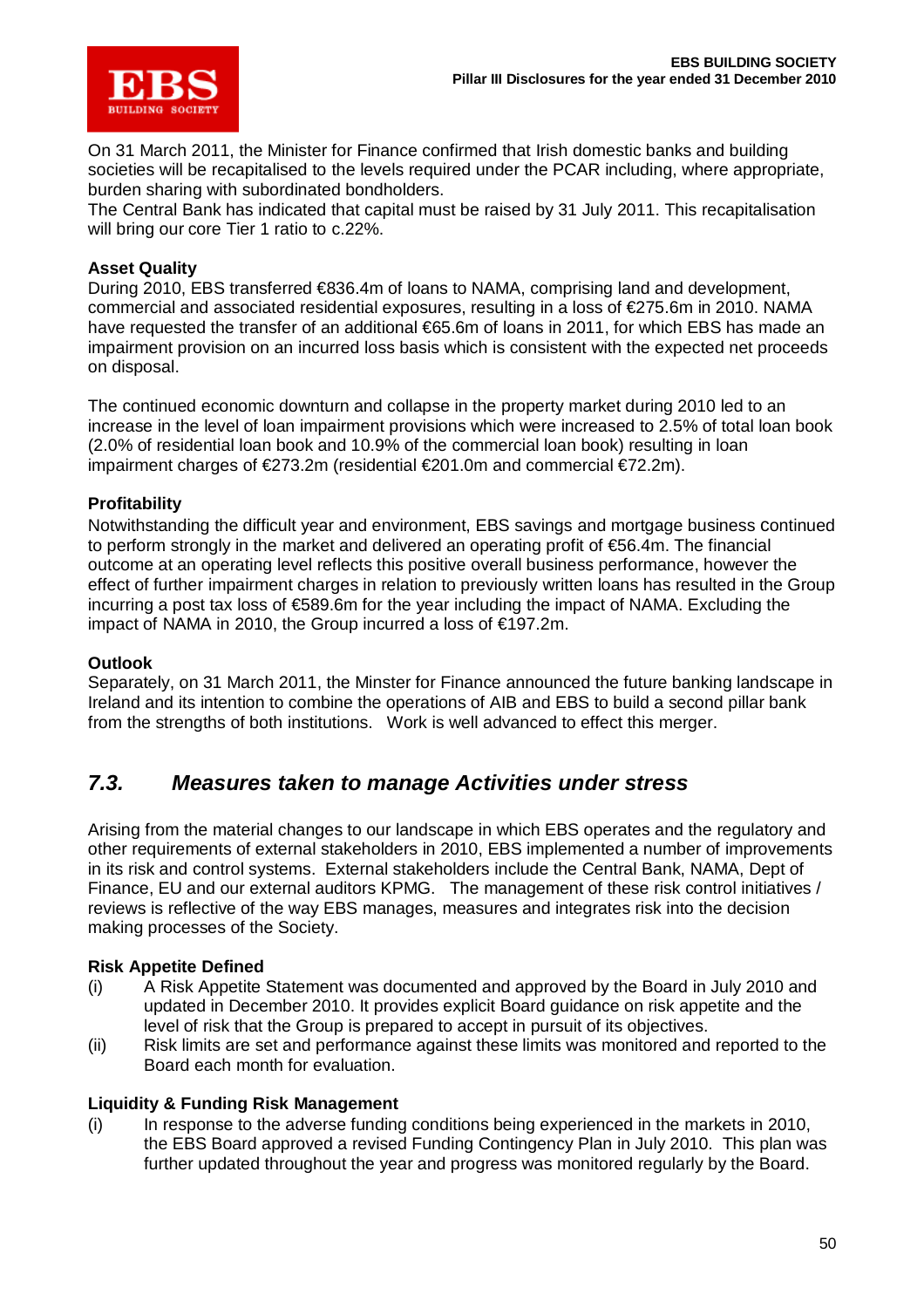On 31 March 2011, the Minister for Finance confirmed that Irish domestic banks and building societies will be recapitalised to the levels required under the PCAR including, where appropriate, burden sharing with subordinated bondholders.
The Central Bank has indicated that capital must be raised by 31 July 2011. This recapitalisation will bring our core Tier 1 ratio to c.22%.

**Asset Quality**
During 2010, EBS transferred €836.4m of loans to NAMA, comprising land and development, commercial and associated residential exposures, resulting in a loss of €275.6m in 2010. NAMA have requested the transfer of an additional €65.6m of loans in 2011, for which EBS has made an impairment provision on an incurred loss basis which is consistent with the expected net proceeds on disposal.

The continued economic downturn and collapse in the property market during 2010 led to an increase in the level of loan impairment provisions which were increased to 2.5% of total loan book (2.0% of residential loan book and 10.9% of the commercial loan book) resulting in loan impairment charges of €273.2m (residential €201.0m and commercial €72.2m).

**Profitability**
Notwithstanding the difficult year and environment, EBS savings and mortgage business continued to perform strongly in the market and delivered an operating profit of €56.4m. The financial outcome at an operating level reflects this positive overall business performance, however the effect of further impairment charges in relation to previously written loans has resulted in the Group incurring a post tax loss of €589.6m for the year including the impact of NAMA. Excluding the impact of NAMA in 2010, the Group incurred a loss of €197.2m.

**Outlook**
Separately, on 31 March 2011, the Minster for Finance announced the future banking landscape in Ireland and its intention to combine the operations of AIB and EBS to build a second pillar bank from the strengths of both institutions. Work is well advanced to effect this merger.

## *7.3. Measures taken to manage Activities under stress*

Arising from the material changes to our landscape in which EBS operates and the regulatory and other requirements of external stakeholders in 2010, EBS implemented a number of improvements in its risk and control systems. External stakeholders include the Central Bank, NAMA, Dept of Finance, EU and our external auditors KPMG. The management of these risk control initiatives / reviews is reflective of the way EBS manages, measures and integrates risk into the decision making processes of the Society.

**Risk Appetite Defined**

(i) A Risk Appetite Statement was documented and approved by the Board in July 2010 and updated in December 2010. It provides explicit Board guidance on risk appetite and the level of risk that the Group is prepared to accept in pursuit of its objectives.
(ii) Risk limits are set and performance against these limits was monitored and reported to the Board each month for evaluation.

**Liquidity & Funding Risk Management**

(i) In response to the adverse funding conditions being experienced in the markets in 2010, the EBS Board approved a revised Funding Contingency Plan in July 2010. This plan was further updated throughout the year and progress was monitored regularly by the Board.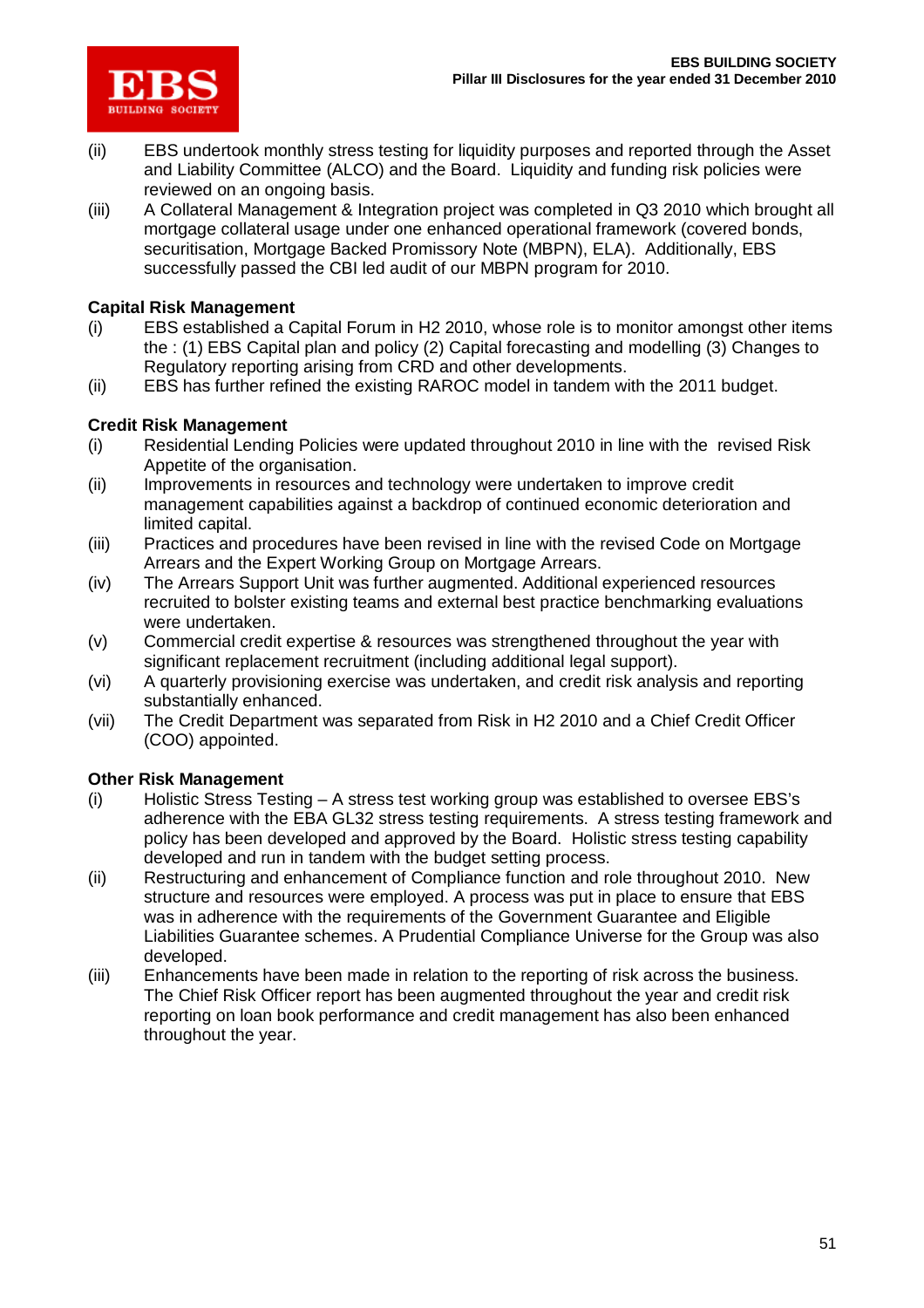(ii) EBS undertook monthly stress testing for liquidity purposes and reported through the Asset and Liability Committee (ALCO) and the Board. Liquidity and funding risk policies were reviewed on an ongoing basis.

(iii) A Collateral Management & Integration project was completed in Q3 2010 which brought all mortgage collateral usage under one enhanced operational framework (covered bonds, securitisation, Mortgage Backed Promissory Note (MBPN), ELA). Additionally, EBS successfully passed the CBI led audit of our MBPN program for 2010.

**Capital Risk Management**

(i) EBS established a Capital Forum in H2 2010, whose role is to monitor amongst other items the : (1) EBS Capital plan and policy (2) Capital forecasting and modelling (3) Changes to Regulatory reporting arising from CRD and other developments.

(ii) EBS has further refined the existing RAROC model in tandem with the 2011 budget.

**Credit Risk Management**

(i) Residential Lending Policies were updated throughout 2010 in line with the revised Risk Appetite of the organisation.

(ii) Improvements in resources and technology were undertaken to improve credit management capabilities against a backdrop of continued economic deterioration and limited capital.

(iii) Practices and procedures have been revised in line with the revised Code on Mortgage Arrears and the Expert Working Group on Mortgage Arrears.

(iv) The Arrears Support Unit was further augmented. Additional experienced resources recruited to bolster existing teams and external best practice benchmarking evaluations were undertaken.

(v) Commercial credit expertise & resources was strengthened throughout the year with significant replacement recruitment (including additional legal support).

(vi) A quarterly provisioning exercise was undertaken, and credit risk analysis and reporting substantially enhanced.

(vii) The Credit Department was separated from Risk in H2 2010 and a Chief Credit Officer (COO) appointed.

**Other Risk Management**

(i) Holistic Stress Testing – A stress test working group was established to oversee EBS's adherence with the EBA GL32 stress testing requirements. A stress testing framework and policy has been developed and approved by the Board. Holistic stress testing capability developed and run in tandem with the budget setting process.

(ii) Restructuring and enhancement of Compliance function and role throughout 2010. New structure and resources were employed. A process was put in place to ensure that EBS was in adherence with the requirements of the Government Guarantee and Eligible Liabilities Guarantee schemes. A Prudential Compliance Universe for the Group was also developed.

(iii) Enhancements have been made in relation to the reporting of risk across the business. The Chief Risk Officer report has been augmented throughout the year and credit risk reporting on loan book performance and credit management has also been enhanced throughout the year.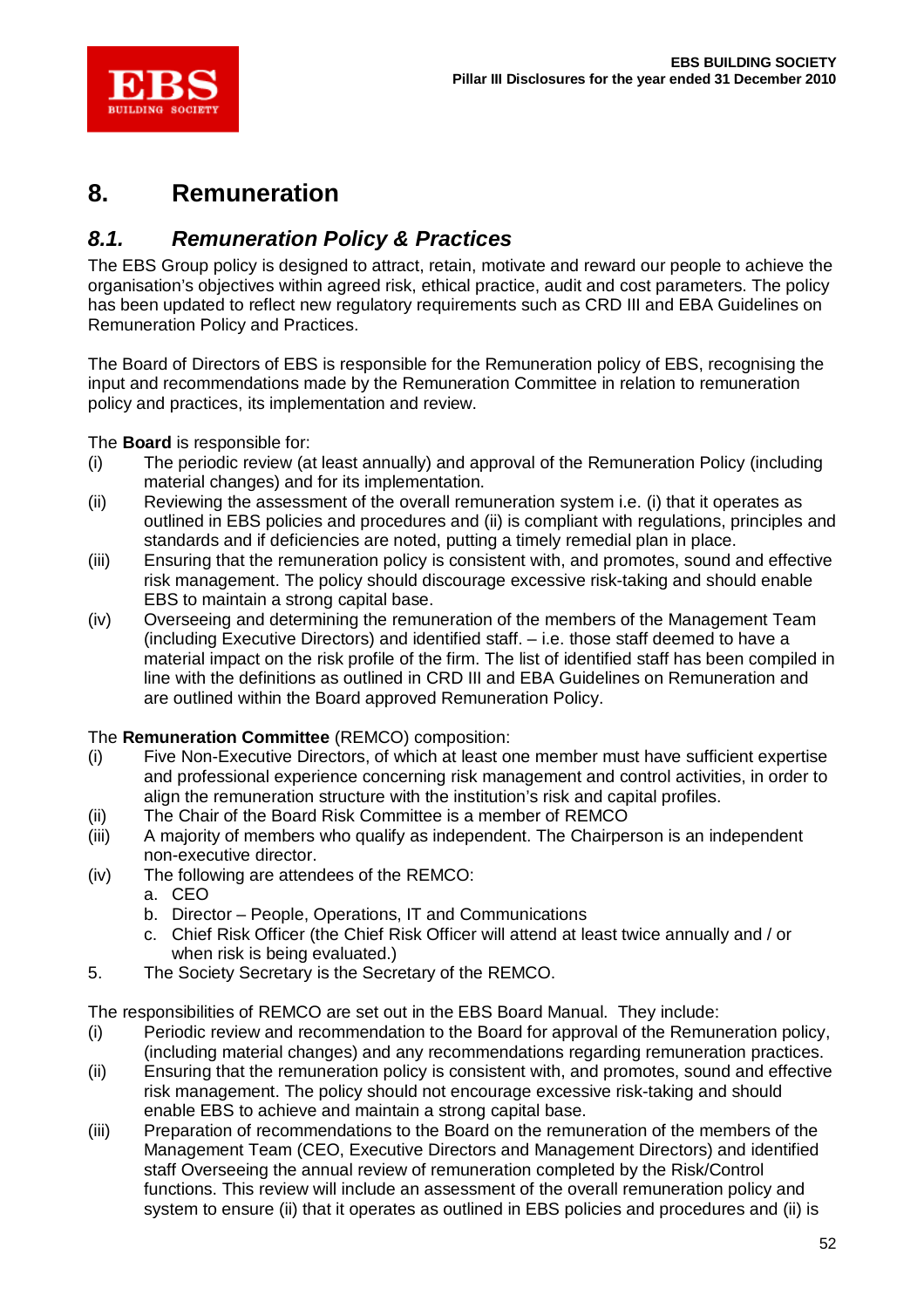## 8. Remuneration

### *8.1. Remuneration Policy & Practices*

The EBS Group policy is designed to attract, retain, motivate and reward our people to achieve the organisation's objectives within agreed risk, ethical practice, audit and cost parameters. The policy has been updated to reflect new regulatory requirements such as CRD III and EBA Guidelines on Remuneration Policy and Practices.

The Board of Directors of EBS is responsible for the Remuneration policy of EBS, recognising the input and recommendations made by the Remuneration Committee in relation to remuneration policy and practices, its implementation and review.

The **Board** is responsible for:

(i) The periodic review (at least annually) and approval of the Remuneration Policy (including material changes) and for its implementation.

(ii) Reviewing the assessment of the overall remuneration system i.e. (i) that it operates as outlined in EBS policies and procedures and (ii) is compliant with regulations, principles and standards and if deficiencies are noted, putting a timely remedial plan in place.

(iii) Ensuring that the remuneration policy is consistent with, and promotes, sound and effective risk management. The policy should discourage excessive risk-taking and should enable EBS to maintain a strong capital base.

(iv) Overseeing and determining the remuneration of the members of the Management Team (including Executive Directors) and identified staff. – i.e. those staff deemed to have a material impact on the risk profile of the firm. The list of identified staff has been compiled in line with the definitions as outlined in CRD III and EBA Guidelines on Remuneration and are outlined within the Board approved Remuneration Policy.

The **Remuneration Committee** (REMCO) composition:

(i) Five Non-Executive Directors, of which at least one member must have sufficient expertise and professional experience concerning risk management and control activities, in order to align the remuneration structure with the institution's risk and capital profiles.

(ii) The Chair of the Board Risk Committee is a member of REMCO

(iii) A majority of members who qualify as independent. The Chairperson is an independent non-executive director.

(iv) The following are attendees of the REMCO:
   a. CEO
   b. Director – People, Operations, IT and Communications
   c. Chief Risk Officer (the Chief Risk Officer will attend at least twice annually and / or when risk is being evaluated.)

5. The Society Secretary is the Secretary of the REMCO.

The responsibilities of REMCO are set out in the EBS Board Manual. They include:

(i) Periodic review and recommendation to the Board for approval of the Remuneration policy, (including material changes) and any recommendations regarding remuneration practices.

(ii) Ensuring that the remuneration policy is consistent with, and promotes, sound and effective risk management. The policy should not encourage excessive risk-taking and should enable EBS to achieve and maintain a strong capital base.

(iii) Preparation of recommendations to the Board on the remuneration of the members of the Management Team (CEO, Executive Directors and Management Directors) and identified staff Overseeing the annual review of remuneration completed by the Risk/Control functions. This review will include an assessment of the overall remuneration policy and system to ensure (ii) that it operates as outlined in EBS policies and procedures and (ii) is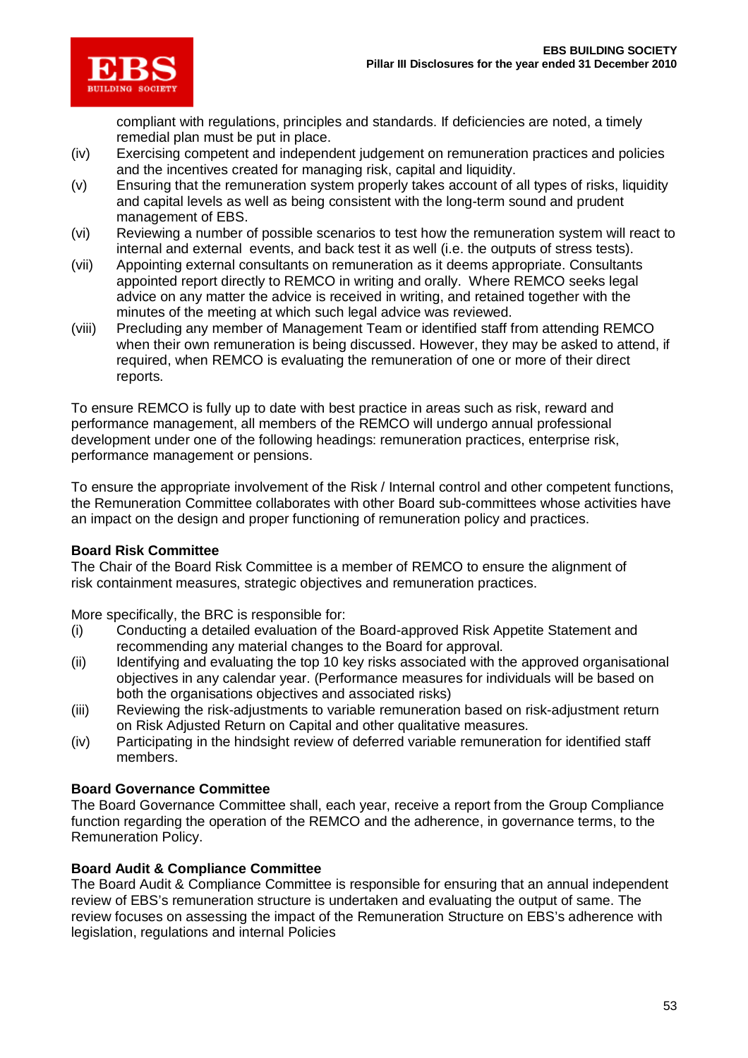compliant with regulations, principles and standards. If deficiencies are noted, a timely remedial plan must be put in place.

(iv) Exercising competent and independent judgement on remuneration practices and policies and the incentives created for managing risk, capital and liquidity.

(v) Ensuring that the remuneration system properly takes account of all types of risks, liquidity and capital levels as well as being consistent with the long-term sound and prudent management of EBS.

(vi) Reviewing a number of possible scenarios to test how the remuneration system will react to internal and external events, and back test it as well (i.e. the outputs of stress tests).

(vii) Appointing external consultants on remuneration as it deems appropriate. Consultants appointed report directly to REMCO in writing and orally. Where REMCO seeks legal advice on any matter the advice is received in writing, and retained together with the minutes of the meeting at which such legal advice was reviewed.

(viii) Precluding any member of Management Team or identified staff from attending REMCO when their own remuneration is being discussed. However, they may be asked to attend, if required, when REMCO is evaluating the remuneration of one or more of their direct reports.

To ensure REMCO is fully up to date with best practice in areas such as risk, reward and performance management, all members of the REMCO will undergo annual professional development under one of the following headings: remuneration practices, enterprise risk, performance management or pensions.

To ensure the appropriate involvement of the Risk / Internal control and other competent functions, the Remuneration Committee collaborates with other Board sub-committees whose activities have an impact on the design and proper functioning of remuneration policy and practices.

**Board Risk Committee**

The Chair of the Board Risk Committee is a member of REMCO to ensure the alignment of risk containment measures, strategic objectives and remuneration practices.

More specifically, the BRC is responsible for:

(i) Conducting a detailed evaluation of the Board-approved Risk Appetite Statement and recommending any material changes to the Board for approval.

(ii) Identifying and evaluating the top 10 key risks associated with the approved organisational objectives in any calendar year. (Performance measures for individuals will be based on both the organisations objectives and associated risks)

(iii) Reviewing the risk-adjustments to variable remuneration based on risk-adjustment return on Risk Adjusted Return on Capital and other qualitative measures.

(iv) Participating in the hindsight review of deferred variable remuneration for identified staff members.

**Board Governance Committee**

The Board Governance Committee shall, each year, receive a report from the Group Compliance function regarding the operation of the REMCO and the adherence, in governance terms, to the Remuneration Policy.

**Board Audit & Compliance Committee**

The Board Audit & Compliance Committee is responsible for ensuring that an annual independent review of EBS's remuneration structure is undertaken and evaluating the output of same. The review focuses on assessing the impact of the Remuneration Structure on EBS's adherence with legislation, regulations and internal Policies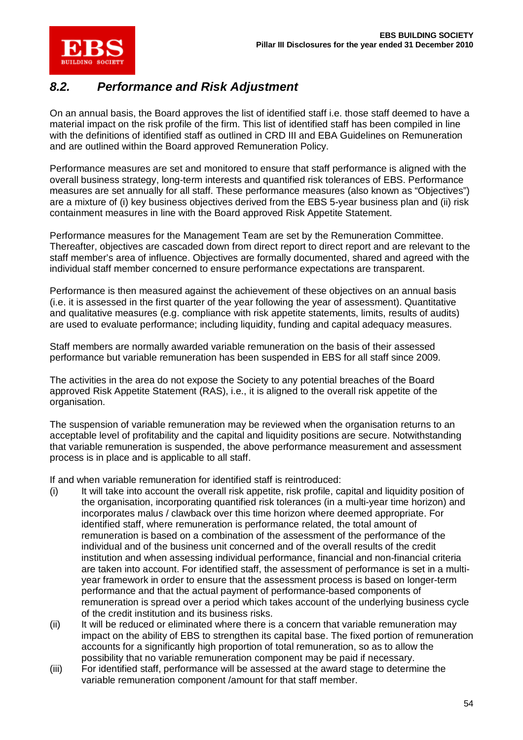## *8.2. Performance and Risk Adjustment*

On an annual basis, the Board approves the list of identified staff i.e. those staff deemed to have a material impact on the risk profile of the firm. This list of identified staff has been compiled in line with the definitions of identified staff as outlined in CRD III and EBA Guidelines on Remuneration and are outlined within the Board approved Remuneration Policy.

Performance measures are set and monitored to ensure that staff performance is aligned with the overall business strategy, long-term interests and quantified risk tolerances of EBS. Performance measures are set annually for all staff. These performance measures (also known as "Objectives") are a mixture of (i) key business objectives derived from the EBS 5-year business plan and (ii) risk containment measures in line with the Board approved Risk Appetite Statement.

Performance measures for the Management Team are set by the Remuneration Committee. Thereafter, objectives are cascaded down from direct report to direct report and are relevant to the staff member's area of influence. Objectives are formally documented, shared and agreed with the individual staff member concerned to ensure performance expectations are transparent.

Performance is then measured against the achievement of these objectives on an annual basis (i.e. it is assessed in the first quarter of the year following the year of assessment). Quantitative and qualitative measures (e.g. compliance with risk appetite statements, limits, results of audits) are used to evaluate performance; including liquidity, funding and capital adequacy measures.

Staff members are normally awarded variable remuneration on the basis of their assessed performance but variable remuneration has been suspended in EBS for all staff since 2009.

The activities in the area do not expose the Society to any potential breaches of the Board approved Risk Appetite Statement (RAS), i.e., it is aligned to the overall risk appetite of the organisation.

The suspension of variable remuneration may be reviewed when the organisation returns to an acceptable level of profitability and the capital and liquidity positions are secure. Notwithstanding that variable remuneration is suspended, the above performance measurement and assessment process is in place and is applicable to all staff.

If and when variable remuneration for identified staff is reintroduced:

(i) It will take into account the overall risk appetite, risk profile, capital and liquidity position of the organisation, incorporating quantified risk tolerances (in a multi-year time horizon) and incorporates malus / clawback over this time horizon where deemed appropriate. For identified staff, where remuneration is performance related, the total amount of remuneration is based on a combination of the assessment of the performance of the individual and of the business unit concerned and of the overall results of the credit institution and when assessing individual performance, financial and non-financial criteria are taken into account. For identified staff, the assessment of performance is set in a multi-year framework in order to ensure that the assessment process is based on longer-term performance and that the actual payment of performance-based components of remuneration is spread over a period which takes account of the underlying business cycle of the credit institution and its business risks.

(ii) It will be reduced or eliminated where there is a concern that variable remuneration may impact on the ability of EBS to strengthen its capital base. The fixed portion of remuneration accounts for a significantly high proportion of total remuneration, so as to allow the possibility that no variable remuneration component may be paid if necessary.

(iii) For identified staff, performance will be assessed at the award stage to determine the variable remuneration component /amount for that staff member.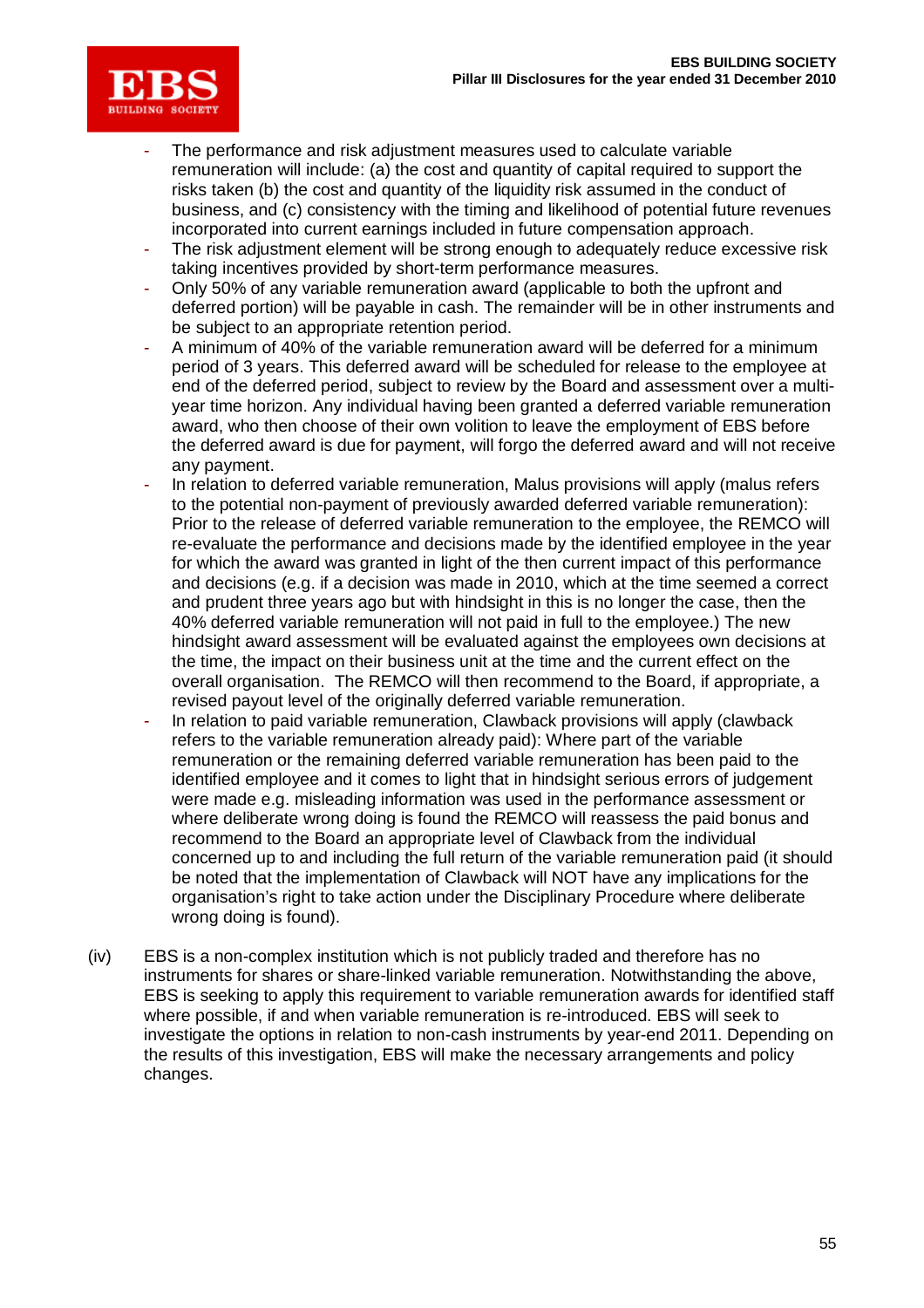- The performance and risk adjustment measures used to calculate variable remuneration will include: (a) the cost and quantity of capital required to support the risks taken (b) the cost and quantity of the liquidity risk assumed in the conduct of business, and (c) consistency with the timing and likelihood of potential future revenues incorporated into current earnings included in future compensation approach.
- The risk adjustment element will be strong enough to adequately reduce excessive risk taking incentives provided by short-term performance measures.
- Only 50% of any variable remuneration award (applicable to both the upfront and deferred portion) will be payable in cash. The remainder will be in other instruments and be subject to an appropriate retention period.
- A minimum of 40% of the variable remuneration award will be deferred for a minimum period of 3 years. This deferred award will be scheduled for release to the employee at end of the deferred period, subject to review by the Board and assessment over a multi-year time horizon. Any individual having been granted a deferred variable remuneration award, who then choose of their own volition to leave the employment of EBS before the deferred award is due for payment, will forgo the deferred award and will not receive any payment.
- In relation to deferred variable remuneration, Malus provisions will apply (malus refers to the potential non-payment of previously awarded deferred variable remuneration): Prior to the release of deferred variable remuneration to the employee, the REMCO will re-evaluate the performance and decisions made by the identified employee in the year for which the award was granted in light of the then current impact of this performance and decisions (e.g. if a decision was made in 2010, which at the time seemed a correct and prudent three years ago but with hindsight in this is no longer the case, then the 40% deferred variable remuneration will not paid in full to the employee.) The new hindsight award assessment will be evaluated against the employees own decisions at the time, the impact on their business unit at the time and the current effect on the overall organisation. The REMCO will then recommend to the Board, if appropriate, a revised payout level of the originally deferred variable remuneration.
- In relation to paid variable remuneration, Clawback provisions will apply (clawback refers to the variable remuneration already paid): Where part of the variable remuneration or the remaining deferred variable remuneration has been paid to the identified employee and it comes to light that in hindsight serious errors of judgement were made e.g. misleading information was used in the performance assessment or where deliberate wrong doing is found the REMCO will reassess the paid bonus and recommend to the Board an appropriate level of Clawback from the individual concerned up to and including the full return of the variable remuneration paid (it should be noted that the implementation of Clawback will NOT have any implications for the organisation's right to take action under the Disciplinary Procedure where deliberate wrong doing is found).

(iv) EBS is a non-complex institution which is not publicly traded and therefore has no instruments for shares or share-linked variable remuneration. Notwithstanding the above, EBS is seeking to apply this requirement to variable remuneration awards for identified staff where possible, if and when variable remuneration is re-introduced. EBS will seek to investigate the options in relation to non-cash instruments by year-end 2011. Depending on the results of this investigation, EBS will make the necessary arrangements and policy changes.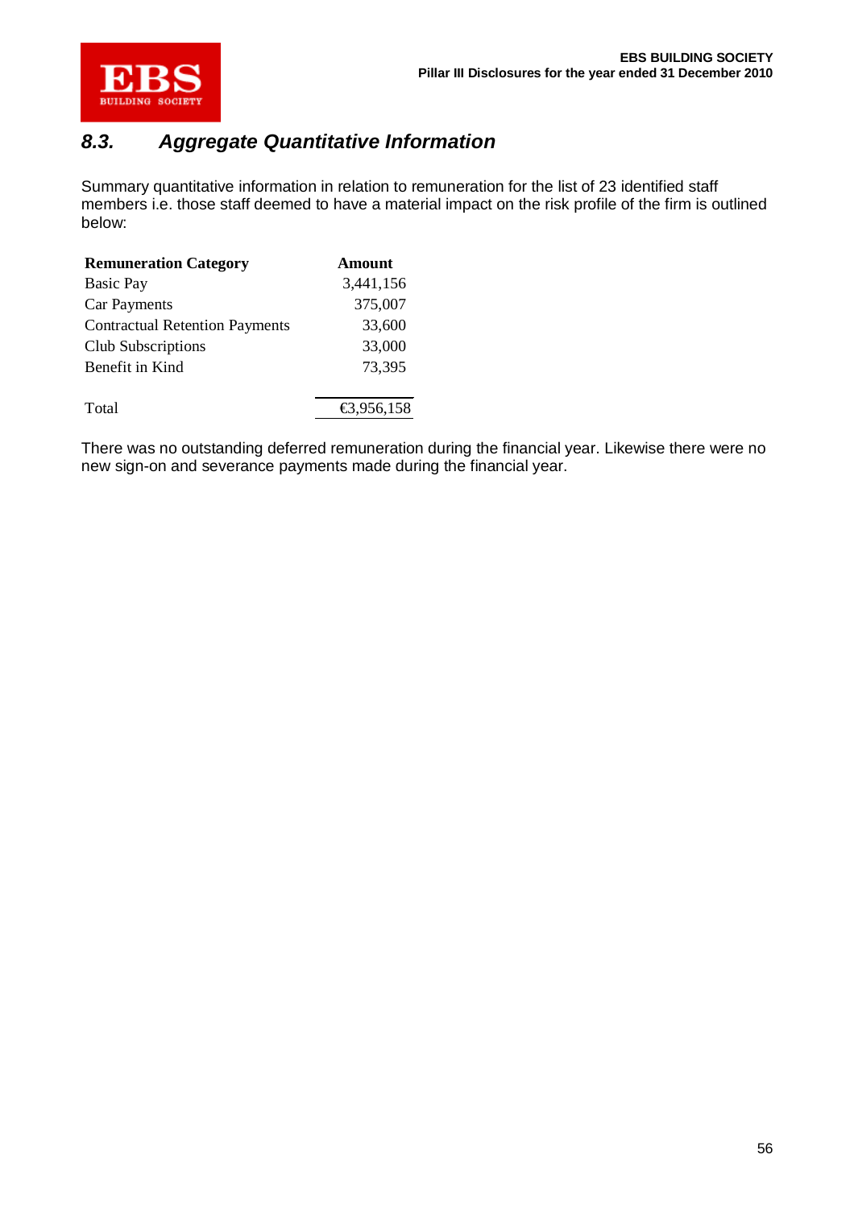## 8.3. *Aggregate Quantitative Information*

Summary quantitative information in relation to remuneration for the list of 23 identified staff members i.e. those staff deemed to have a material impact on the risk profile of the firm is outlined below:

| Remuneration Category | Amount |
|---|---|
| Basic Pay | 3,441,156 |
| Car Payments | 375,007 |
| Contractual Retention Payments | 33,600 |
| Club Subscriptions | 33,000 |
| Benefit in Kind | 73,395 |
| Total | €3,956,158 |

There was no outstanding deferred remuneration during the financial year. Likewise there were no new sign-on and severance payments made during the financial year.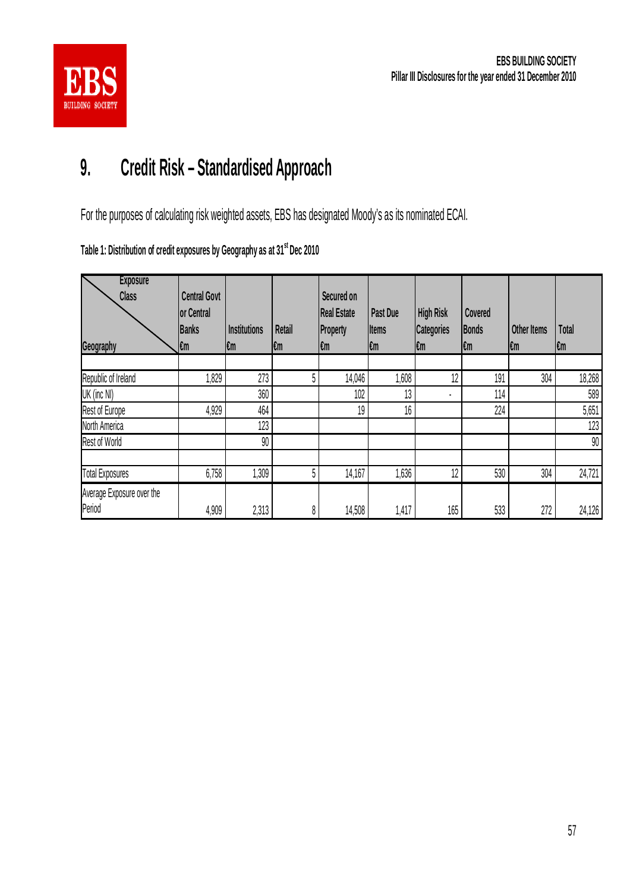## 9. Credit Risk – Standardised Approach

For the purposes of calculating risk weighted assets, EBS has designated Moody's as its nominated ECAI.

**Table 1: Distribution of credit exposures by Geography as at 31st Dec 2010**

| Exposure Class / Geography | Central Govt or Central Banks €m | Institutions €m | Retail €m | Secured on Real Estate Property €m | Past Due Items €m | High Risk Categories €m | Covered Bonds €m | Other Items €m | Total €m |
|---|---|---|---|---|---|---|---|---|---|
| | | | | | | | | | |
| Republic of Ireland | 1,829 | 273 | 5 | 14,046 | 1,608 | 12 | 191 | 304 | 18,268 |
| UK (inc NI) | | 360 | | 102 | 13 | - | 114 | | 589 |
| Rest of Europe | 4,929 | 464 | | 19 | 16 | | 224 | | 5,651 |
| North America | | 123 | | | | | | | 123 |
| Rest of World | | 90 | | | | | | | 90 |
| | | | | | | | | | |
| Total Exposures | 6,758 | 1,309 | 5 | 14,167 | 1,636 | 12 | 530 | 304 | 24,721 |
| Average Exposure over the Period | 4,909 | 2,313 | 8 | 14,508 | 1,417 | 165 | 533 | 272 | 24,126 |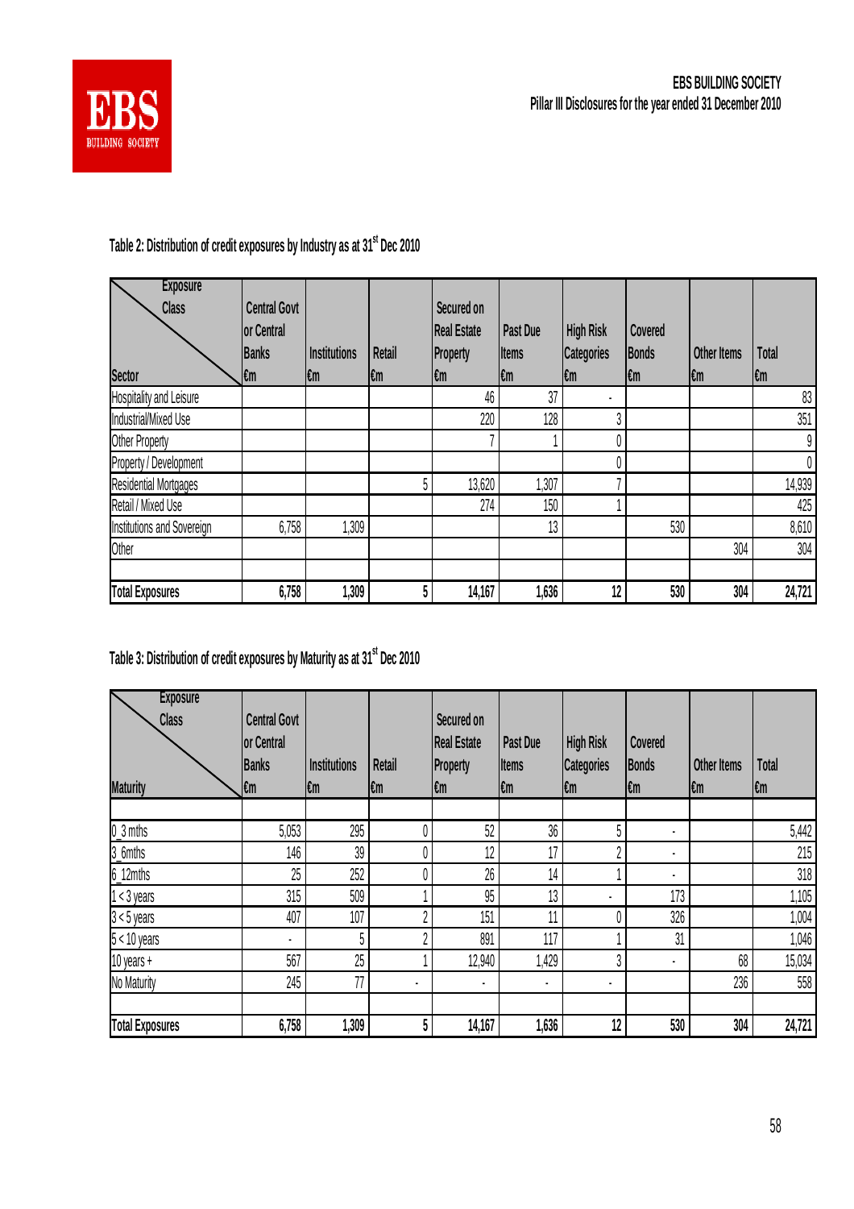## Table 2: Distribution of credit exposures by Industry as at 31st Dec 2010

| Sector / Exposure Class | Central Govt or Central Banks €m | Institutions €m | Retail €m | Secured on Real Estate Property €m | Past Due Items €m | High Risk Categories €m | Covered Bonds €m | Other Items €m | Total €m |
|---|---|---|---|---|---|---|---|---|---|
| Hospitality and Leisure | | | | 46 | 37 | - | | | 83 |
| Industrial/Mixed Use | | | | 220 | 128 | 3 | | | 351 |
| Other Property | | | | 7 | 1 | 0 | | | 9 |
| Property / Development | | | | | | 0 | | | 0 |
| Residential Mortgages | | | 5 | 13,620 | 1,307 | 7 | | | 14,939 |
| Retail / Mixed Use | | | | 274 | 150 | 1 | | | 425 |
| Institutions and Sovereign | 6,758 | 1,309 | | | 13 | | 530 | | 8,610 |
| Other | | | | | | | | 304 | 304 |
| | | | | | | | | | |
| **Total Exposures** | **6,758** | **1,309** | **5** | **14,167** | **1,636** | **12** | **530** | **304** | **24,721** |

## Table 3: Distribution of credit exposures by Maturity as at 31st Dec 2010

| Maturity / Exposure Class | Central Govt or Central Banks €m | Institutions €m | Retail €m | Secured on Real Estate Property €m | Past Due Items €m | High Risk Categories €m | Covered Bonds €m | Other Items €m | Total €m |
|---|---|---|---|---|---|---|---|---|---|
| | | | | | | | | | |
| 0_3 mths | 5,053 | 295 | 0 | 52 | 36 | 5 | - | | 5,442 |
| 3_6mths | 146 | 39 | 0 | 12 | 17 | 2 | - | | 215 |
| 6_12mths | 25 | 252 | 0 | 26 | 14 | 1 | - | | 318 |
| 1 < 3 years | 315 | 509 | 1 | 95 | 13 | - | 173 | | 1,105 |
| 3 < 5 years | 407 | 107 | 2 | 151 | 11 | 0 | 326 | | 1,004 |
| 5 < 10 years | - | 5 | 2 | 891 | 117 | 1 | 31 | | 1,046 |
| 10 years + | 567 | 25 | 1 | 12,940 | 1,429 | 3 | - | 68 | 15,034 |
| No Maturity | 245 | 77 | - | - | - | - | | 236 | 558 |
| | | | | | | | | | |
| **Total Exposures** | **6,758** | **1,309** | **5** | **14,167** | **1,636** | **12** | **530** | **304** | **24,721** |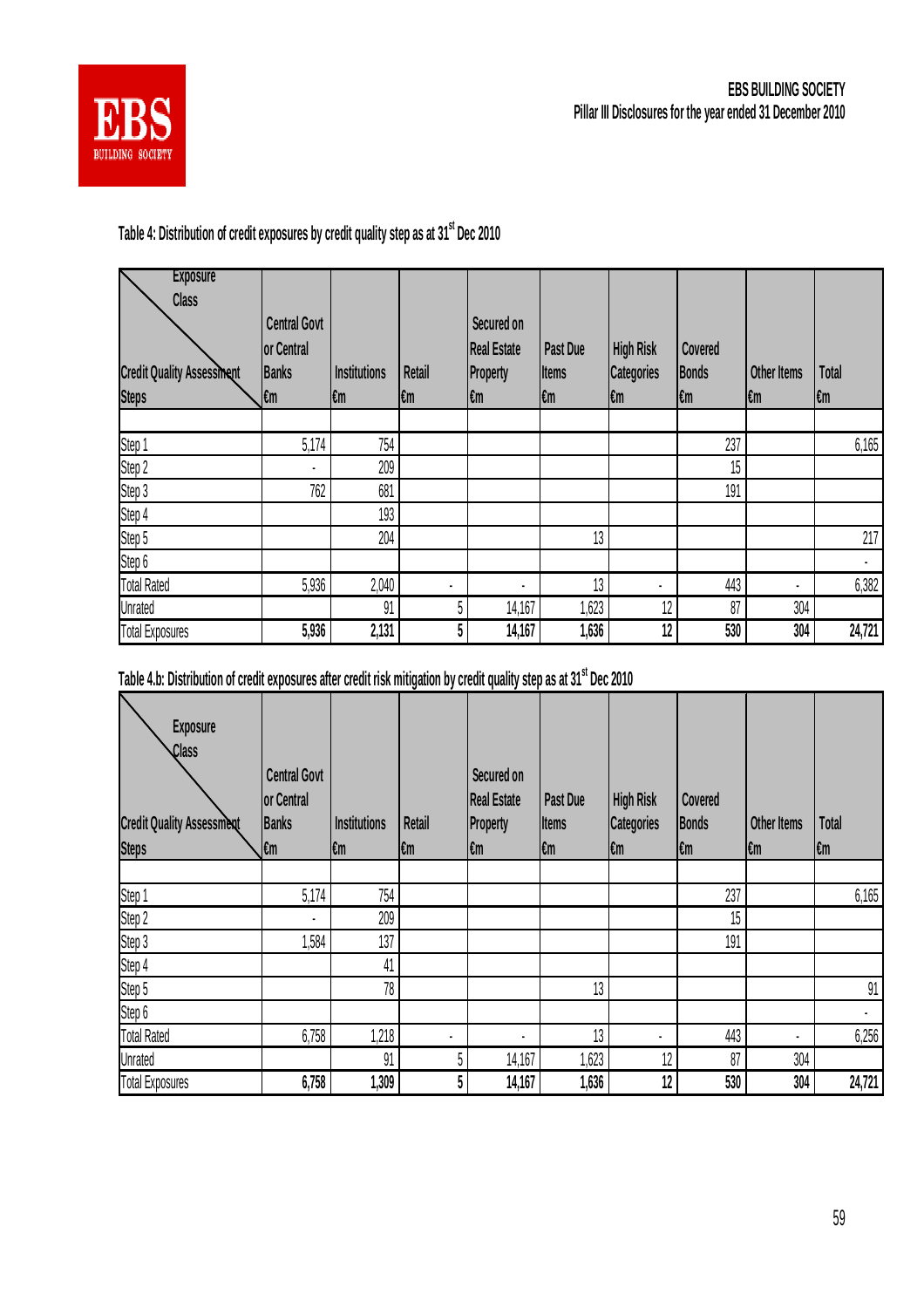Table 4: Distribution of credit exposures by credit quality step as at 31[st] Dec 2010

| Credit Quality Assessment Steps / Exposure Class | Central Govt or Central Banks €m | Institutions €m | Retail €m | Secured on Real Estate Property €m | Past Due Items €m | High Risk Categories €m | Covered Bonds €m | Other Items €m | Total €m |
|---|---|---|---|---|---|---|---|---|---|
| Step 1 | 5,174 | 754 | | | | | 237 | | 6,165 |
| Step 2 | - | 209 | | | | | 15 | | |
| Step 3 | 762 | 681 | | | | | 191 | | |
| Step 4 | | 193 | | | | | | | |
| Step 5 | | 204 | | | 13 | | | | 217 |
| Step 6 | | | | | | | | | - |
| Total Rated | 5,936 | 2,040 | - | - | 13 | - | 443 | - | 6,382 |
| Unrated | | 91 | 5 | 14,167 | 1,623 | 12 | 87 | 304 | |
| Total Exposures | **5,936** | **2,131** | **5** | **14,167** | **1,636** | **12** | **530** | **304** | **24,721** |

Table 4.b: Distribution of credit exposures after credit risk mitigation by credit quality step as at 31[st] Dec 2010

| Credit Quality Assessment Steps / Exposure Class | Central Govt or Central Banks €m | Institutions €m | Retail €m | Secured on Real Estate Property €m | Past Due Items €m | High Risk Categories €m | Covered Bonds €m | Other Items €m | Total €m |
|---|---|---|---|---|---|---|---|---|---|
| Step 1 | 5,174 | 754 | | | | | 237 | | 6,165 |
| Step 2 | - | 209 | | | | | 15 | | |
| Step 3 | 1,584 | 137 | | | | | 191 | | |
| Step 4 | | 41 | | | | | | | |
| Step 5 | | 78 | | | 13 | | | | 91 |
| Step 6 | | | | | | | | | - |
| Total Rated | 6,758 | 1,218 | - | - | 13 | - | 443 | - | 6,256 |
| Unrated | | 91 | 5 | 14,167 | 1,623 | 12 | 87 | 304 | |
| Total Exposures | **6,758** | **1,309** | **5** | **14,167** | **1,636** | **12** | **530** | **304** | **24,721** |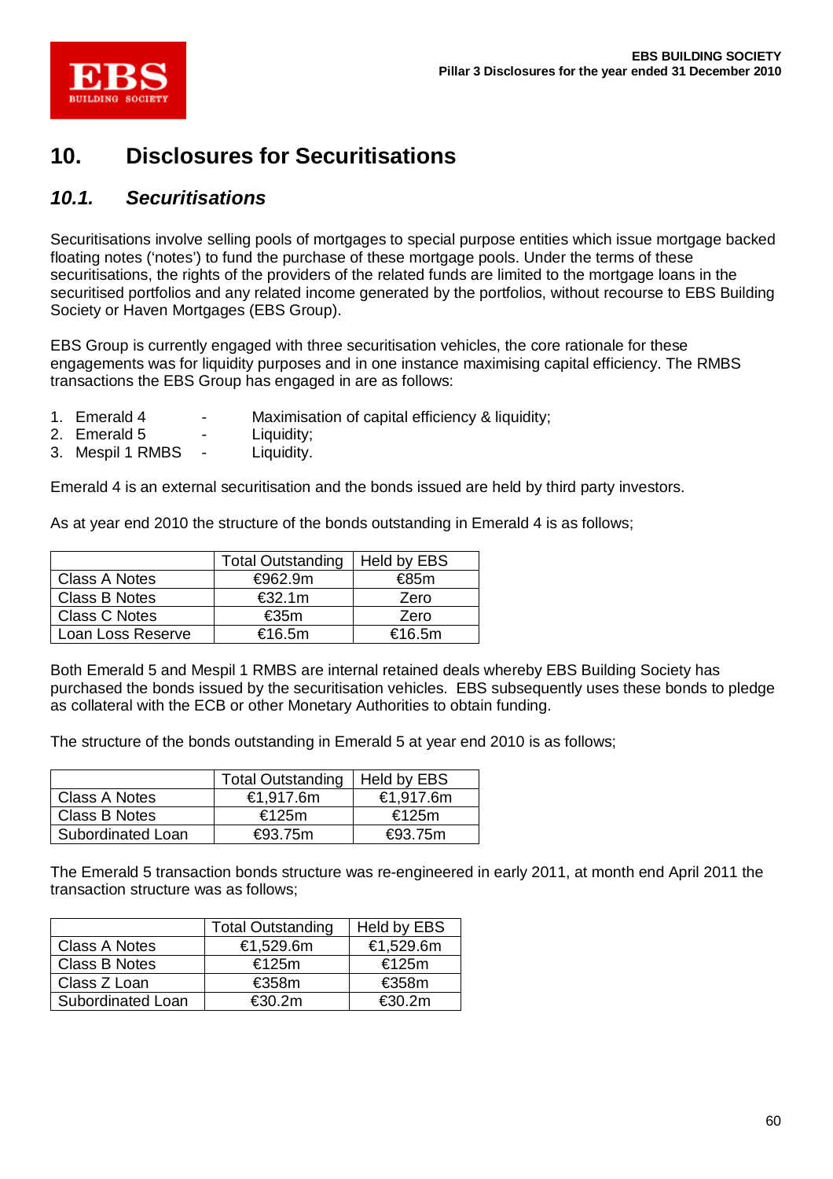# 10. Disclosures for Securitisations

## 10.1. *Securitisations*

Securitisations involve selling pools of mortgages to special purpose entities which issue mortgage backed floating notes ('notes') to fund the purchase of these mortgage pools. Under the terms of these securitisations, the rights of the providers of the related funds are limited to the mortgage loans in the securitised portfolios and any related income generated by the portfolios, without recourse to EBS Building Society or Haven Mortgages (EBS Group).

EBS Group is currently engaged with three securitisation vehicles, the core rationale for these engagements was for liquidity purposes and in one instance maximising capital efficiency. The RMBS transactions the EBS Group has engaged in are as follows:

1. Emerald 4 - Maximisation of capital efficiency & liquidity;
2. Emerald 5 - Liquidity;
3. Mespil 1 RMBS - Liquidity.

Emerald 4 is an external securitisation and the bonds issued are held by third party investors.

As at year end 2010 the structure of the bonds outstanding in Emerald 4 is as follows;

| | Total Outstanding | Held by EBS |
|---|---|---|
| Class A Notes | €962.9m | €85m |
| Class B Notes | €32.1m | Zero |
| Class C Notes | €35m | Zero |
| Loan Loss Reserve | €16.5m | €16.5m |

Both Emerald 5 and Mespil 1 RMBS are internal retained deals whereby EBS Building Society has purchased the bonds issued by the securitisation vehicles. EBS subsequently uses these bonds to pledge as collateral with the ECB or other Monetary Authorities to obtain funding.

The structure of the bonds outstanding in Emerald 5 at year end 2010 is as follows;

| | Total Outstanding | Held by EBS |
|---|---|---|
| Class A Notes | €1,917.6m | €1,917.6m |
| Class B Notes | €125m | €125m |
| Subordinated Loan | €93.75m | €93.75m |

The Emerald 5 transaction bonds structure was re-engineered in early 2011, at month end April 2011 the transaction structure was as follows;

| | Total Outstanding | Held by EBS |
|---|---|---|
| Class A Notes | €1,529.6m | €1,529.6m |
| Class B Notes | €125m | €125m |
| Class Z Loan | €358m | €358m |
| Subordinated Loan | €30.2m | €30.2m |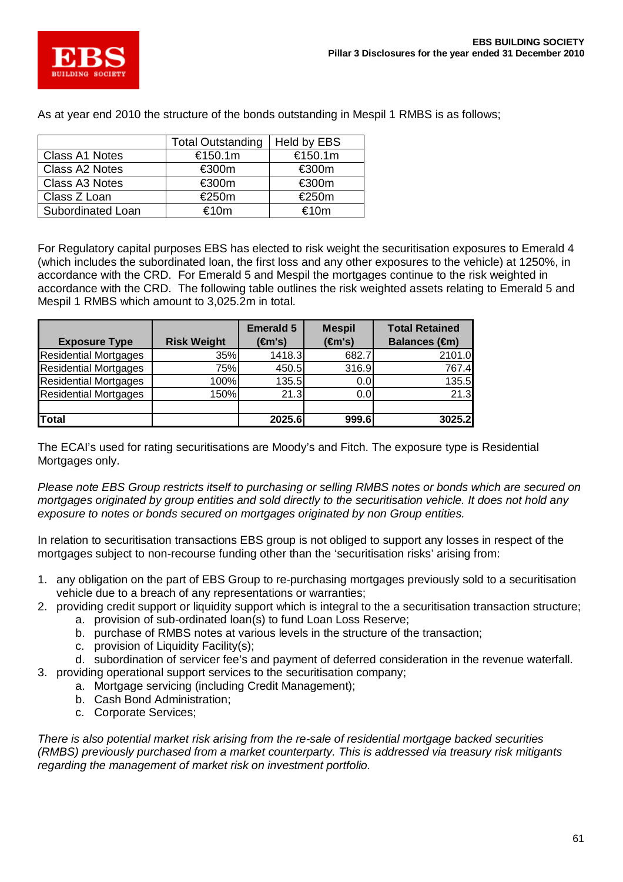As at year end 2010 the structure of the bonds outstanding in Mespil 1 RMBS is as follows;

| | Total Outstanding | Held by EBS |
|---|---|---|
| Class A1 Notes | €150.1m | €150.1m |
| Class A2 Notes | €300m | €300m |
| Class A3 Notes | €300m | €300m |
| Class Z Loan | €250m | €250m |
| Subordinated Loan | €10m | €10m |

For Regulatory capital purposes EBS has elected to risk weight the securitisation exposures to Emerald 4 (which includes the subordinated loan, the first loss and any other exposures to the vehicle) at 1250%, in accordance with the CRD. For Emerald 5 and Mespil the mortgages continue to the risk weighted in accordance with the CRD. The following table outlines the risk weighted assets relating to Emerald 5 and Mespil 1 RMBS which amount to 3,025.2m in total.

| Exposure Type | Risk Weight | Emerald 5 (€m's) | Mespil (€m's) | Total Retained Balances (€m) |
|---|---|---|---|---|
| Residential Mortgages | 35% | 1418.3 | 682.7 | 2101.0 |
| Residential Mortgages | 75% | 450.5 | 316.9 | 767.4 |
| Residential Mortgages | 100% | 135.5 | 0.0 | 135.5 |
| Residential Mortgages | 150% | 21.3 | 0.0 | 21.3 |
| | | | | |
| **Total** | | **2025.6** | **999.6** | **3025.2** |

The ECAI's used for rating securitisations are Moody's and Fitch. The exposure type is Residential Mortgages only.

*Please note EBS Group restricts itself to purchasing or selling RMBS notes or bonds which are secured on mortgages originated by group entities and sold directly to the securitisation vehicle. It does not hold any exposure to notes or bonds secured on mortgages originated by non Group entities.*

In relation to securitisation transactions EBS group is not obliged to support any losses in respect of the mortgages subject to non-recourse funding other than the 'securitisation risks' arising from:

1. any obligation on the part of EBS Group to re-purchasing mortgages previously sold to a securitisation vehicle due to a breach of any representations or warranties;
2. providing credit support or liquidity support which is integral to the a securitisation transaction structure;
   a. provision of sub-ordinated loan(s) to fund Loan Loss Reserve;
   b. purchase of RMBS notes at various levels in the structure of the transaction;
   c. provision of Liquidity Facility(s);
   d. subordination of servicer fee's and payment of deferred consideration in the revenue waterfall.
3. providing operational support services to the securitisation company;
   a. Mortgage servicing (including Credit Management);
   b. Cash Bond Administration;
   c. Corporate Services;

*There is also potential market risk arising from the re-sale of residential mortgage backed securities (RMBS) previously purchased from a market counterparty. This is addressed via treasury risk mitigants regarding the management of market risk on investment portfolio.*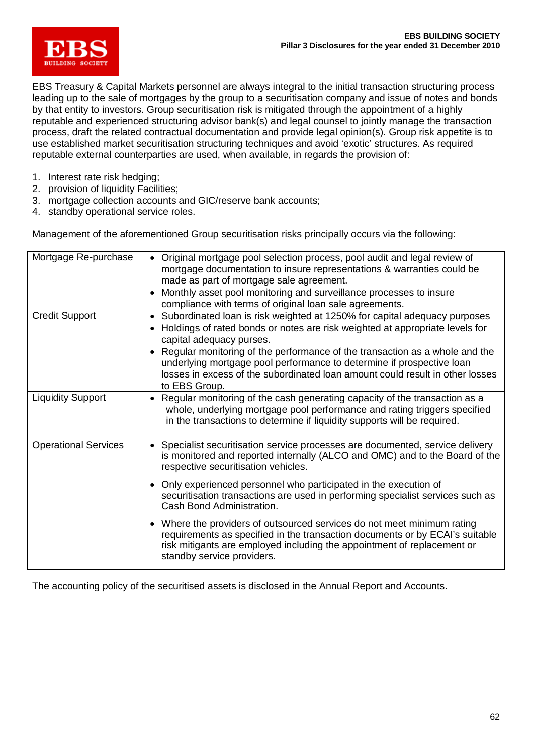EBS Treasury & Capital Markets personnel are always integral to the initial transaction structuring process leading up to the sale of mortgages by the group to a securitisation company and issue of notes and bonds by that entity to investors. Group securitisation risk is mitigated through the appointment of a highly reputable and experienced structuring advisor bank(s) and legal counsel to jointly manage the transaction process, draft the related contractual documentation and provide legal opinion(s). Group risk appetite is to use established market securitisation structuring techniques and avoid 'exotic' structures. As required reputable external counterparties are used, when available, in regards the provision of:

1. Interest rate risk hedging;
2. provision of liquidity Facilities;
3. mortgage collection accounts and GIC/reserve bank accounts;
4. standby operational service roles.

Management of the aforementioned Group securitisation risks principally occurs via the following:

| | |
|---|---|
| Mortgage Re-purchase | • Original mortgage pool selection process, pool audit and legal review of mortgage documentation to insure representations & warranties could be made as part of mortgage sale agreement.<br>• Monthly asset pool monitoring and surveillance processes to insure compliance with terms of original loan sale agreements. |
| Credit Support | • Subordinated loan is risk weighted at 1250% for capital adequacy purposes<br>• Holdings of rated bonds or notes are risk weighted at appropriate levels for capital adequacy purses.<br>• Regular monitoring of the performance of the transaction as a whole and the underlying mortgage pool performance to determine if prospective loan losses in excess of the subordinated loan amount could result in other losses to EBS Group. |
| Liquidity Support | • Regular monitoring of the cash generating capacity of the transaction as a whole, underlying mortgage pool performance and rating triggers specified in the transactions to determine if liquidity supports will be required. |
| Operational Services | • Specialist securitisation service processes are documented, service delivery is monitored and reported internally (ALCO and OMC) and to the Board of the respective securitisation vehicles.<br>• Only experienced personnel who participated in the execution of securitisation transactions are used in performing specialist services such as Cash Bond Administration.<br>• Where the providers of outsourced services do not meet minimum rating requirements as specified in the transaction documents or by ECAI's suitable risk mitigants are employed including the appointment of replacement or standby service providers. |

The accounting policy of the securitised assets is disclosed in the Annual Report and Accounts.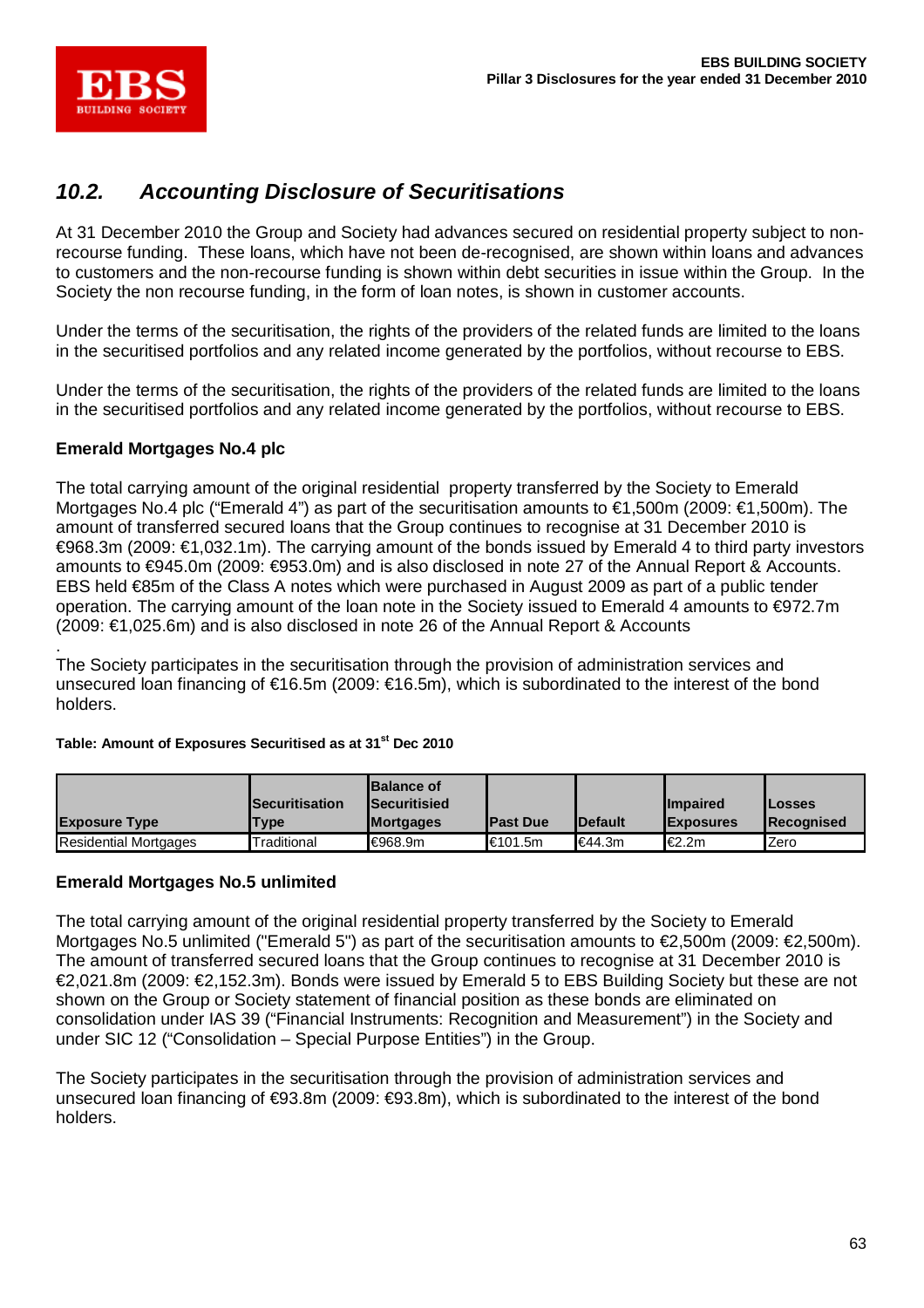## *10.2. Accounting Disclosure of Securitisations*

At 31 December 2010 the Group and Society had advances secured on residential property subject to non-recourse funding. These loans, which have not been de-recognised, are shown within loans and advances to customers and the non-recourse funding is shown within debt securities in issue within the Group. In the Society the non recourse funding, in the form of loan notes, is shown in customer accounts.

Under the terms of the securitisation, the rights of the providers of the related funds are limited to the loans in the securitised portfolios and any related income generated by the portfolios, without recourse to EBS.

Under the terms of the securitisation, the rights of the providers of the related funds are limited to the loans in the securitised portfolios and any related income generated by the portfolios, without recourse to EBS.

**Emerald Mortgages No.4 plc**

The total carrying amount of the original residential property transferred by the Society to Emerald Mortgages No.4 plc ("Emerald 4") as part of the securitisation amounts to €1,500m (2009: €1,500m). The amount of transferred secured loans that the Group continues to recognise at 31 December 2010 is €968.3m (2009: €1,032.1m). The carrying amount of the bonds issued by Emerald 4 to third party investors amounts to €945.0m (2009: €953.0m) and is also disclosed in note 27 of the Annual Report & Accounts. EBS held €85m of the Class A notes which were purchased in August 2009 as part of a public tender operation. The carrying amount of the loan note in the Society issued to Emerald 4 amounts to €972.7m (2009: €1,025.6m) and is also disclosed in note 26 of the Annual Report & Accounts

.

The Society participates in the securitisation through the provision of administration services and unsecured loan financing of €16.5m (2009: €16.5m), which is subordinated to the interest of the bond holders.

**Table: Amount of Exposures Securitised as at 31st Dec 2010**

| Exposure Type | Securitisation Type | Balance of Securitised Mortgages | Past Due | Default | Impaired Exposures | Losses Recognised |
|---|---|---|---|---|---|---|
| Residential Mortgages | Traditional | €968.9m | €101.5m | €44.3m | €2.2m | Zero |

**Emerald Mortgages No.5 unlimited**

The total carrying amount of the original residential property transferred by the Society to Emerald Mortgages No.5 unlimited ("Emerald 5") as part of the securitisation amounts to €2,500m (2009: €2,500m). The amount of transferred secured loans that the Group continues to recognise at 31 December 2010 is €2,021.8m (2009: €2,152.3m). Bonds were issued by Emerald 5 to EBS Building Society but these are not shown on the Group or Society statement of financial position as these bonds are eliminated on consolidation under IAS 39 ("Financial Instruments: Recognition and Measurement") in the Society and under SIC 12 ("Consolidation – Special Purpose Entities") in the Group.

The Society participates in the securitisation through the provision of administration services and unsecured loan financing of €93.8m (2009: €93.8m), which is subordinated to the interest of the bond holders.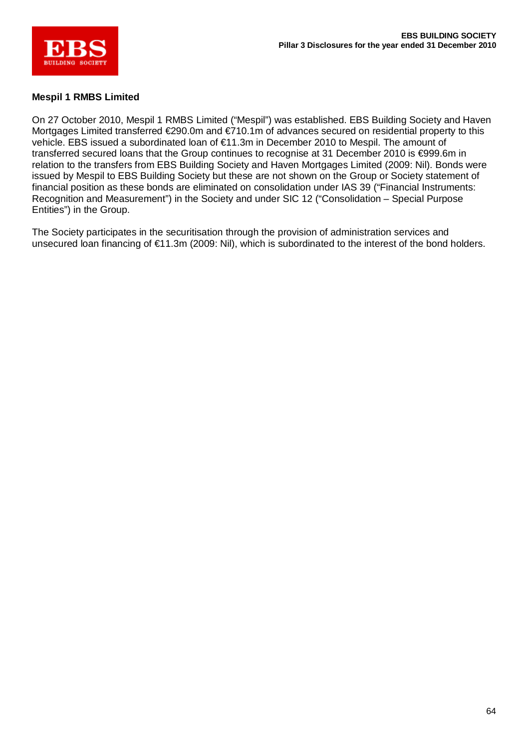### Mespil 1 RMBS Limited

On 27 October 2010, Mespil 1 RMBS Limited ("Mespil") was established. EBS Building Society and Haven Mortgages Limited transferred €290.0m and €710.1m of advances secured on residential property to this vehicle. EBS issued a subordinated loan of €11.3m in December 2010 to Mespil. The amount of transferred secured loans that the Group continues to recognise at 31 December 2010 is €999.6m in relation to the transfers from EBS Building Society and Haven Mortgages Limited (2009: Nil). Bonds were issued by Mespil to EBS Building Society but these are not shown on the Group or Society statement of financial position as these bonds are eliminated on consolidation under IAS 39 ("Financial Instruments: Recognition and Measurement") in the Society and under SIC 12 ("Consolidation – Special Purpose Entities") in the Group.

The Society participates in the securitisation through the provision of administration services and unsecured loan financing of €11.3m (2009: Nil), which is subordinated to the interest of the bond holders.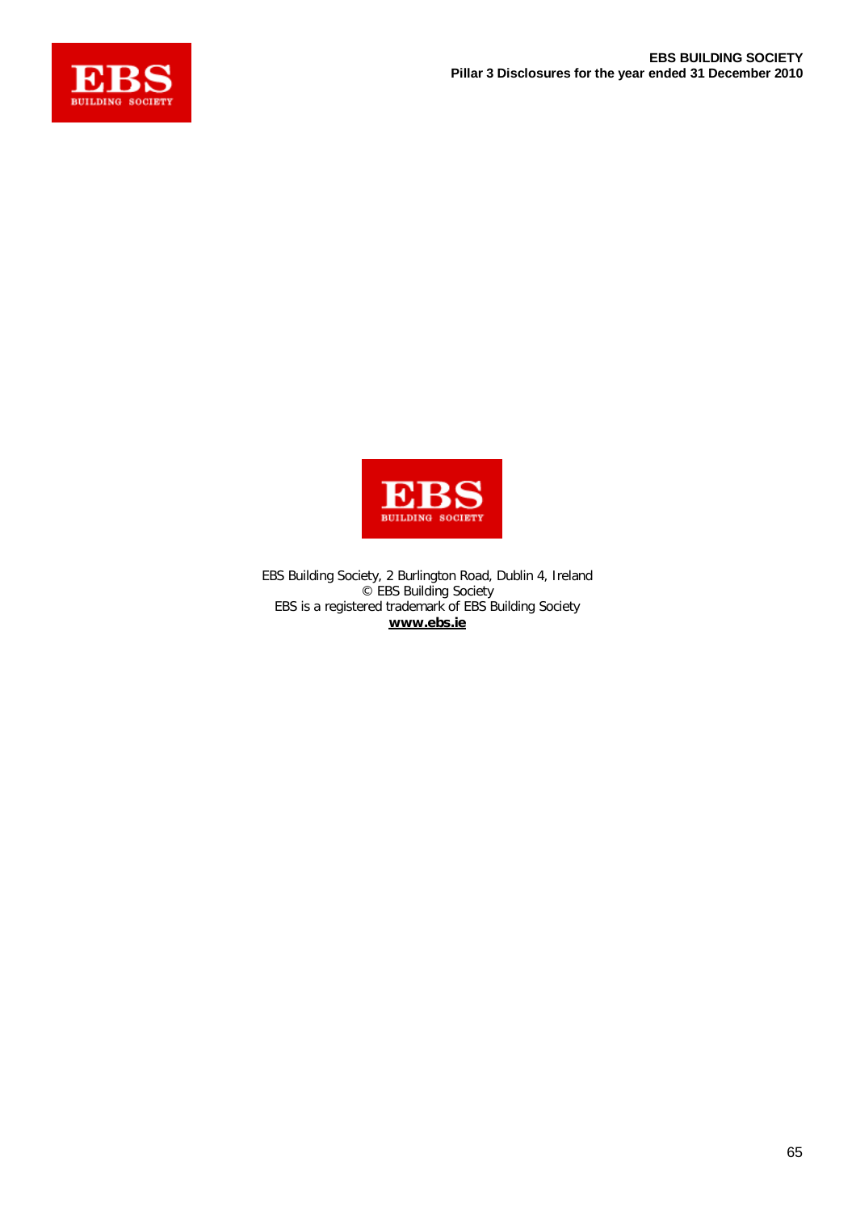EBS Building Society, 2 Burlington Road, Dublin 4, Ireland
© EBS Building Society
EBS is a registered trademark of EBS Building Society
**www.ebs.ie**